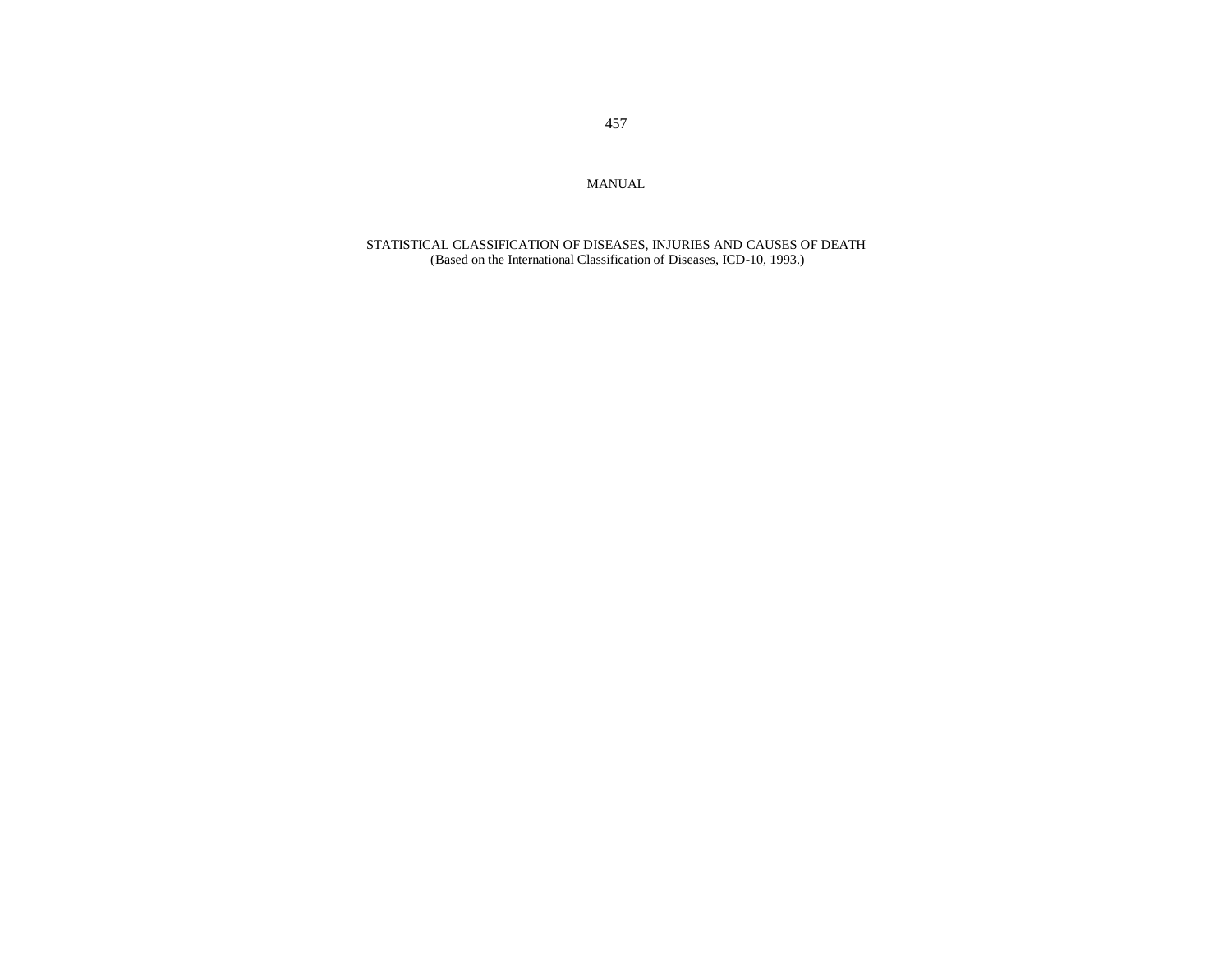# MANUAL

## STATISTICAL CLASSIFICATION OF DISEASES, INJURIES AND CAUSES OF DEATH

(Based on the International Classification of Diseases, ICD-10, 1993.)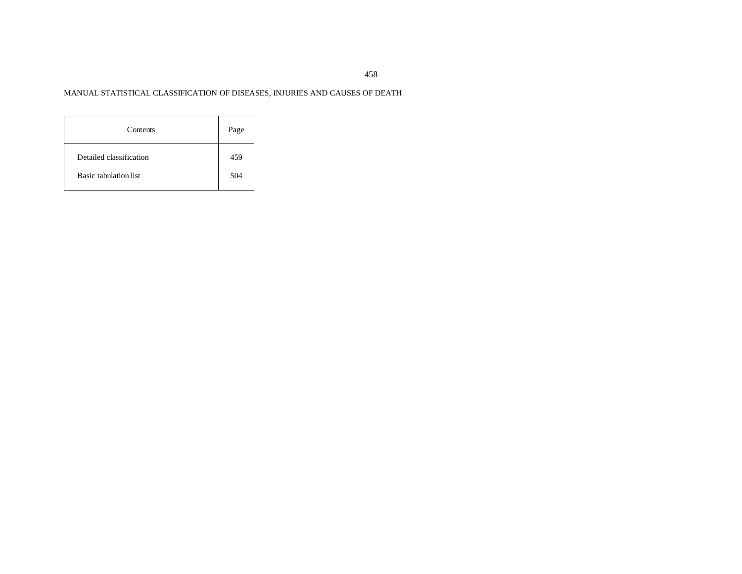MANUAL STATISTICAL CLASSIFICATION OF DISEASES, INJURIES AND CAUSES OF DEATH

| Contents | Page |
| --- | --- |
| Detailed classification | 459 |
| Basic tabulation list | 504 |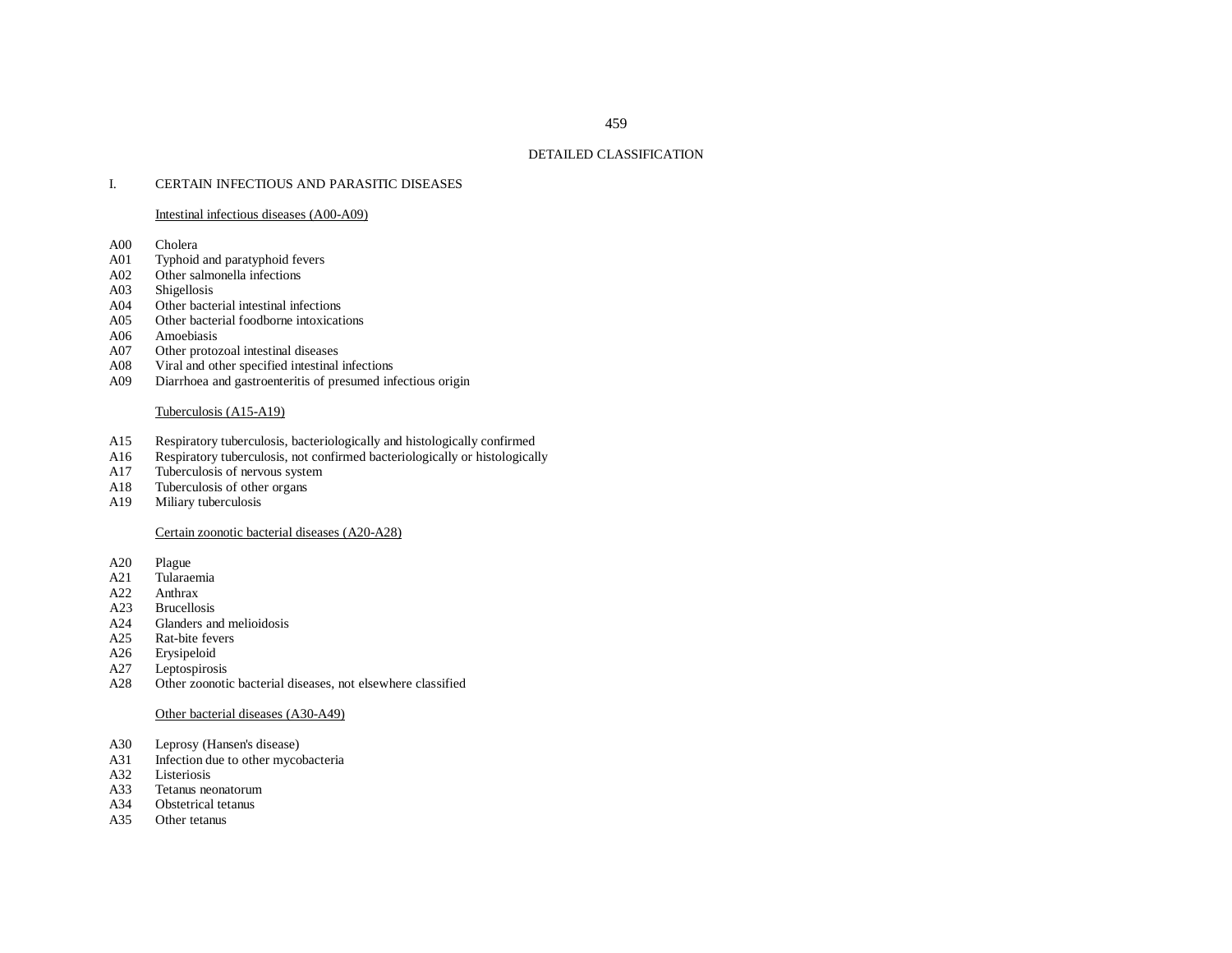# DETAILED CLASSIFICATION

## I. CERTAIN INFECTIOUS AND PARASITIC DISEASES

### Intestinal infectious diseases (A00-A09)

A00 Cholera
A01 Typhoid and paratyphoid fevers
A02 Other salmonella infections
A03 Shigellosis
A04 Other bacterial intestinal infections
A05 Other bacterial foodborne intoxications
A06 Amoebiasis
A07 Other protozoal intestinal diseases
A08 Viral and other specified intestinal infections
A09 Diarrhoea and gastroenteritis of presumed infectious origin

### Tuberculosis (A15-A19)

A15 Respiratory tuberculosis, bacteriologically and histologically confirmed
A16 Respiratory tuberculosis, not confirmed bacteriologically or histologically
A17 Tuberculosis of nervous system
A18 Tuberculosis of other organs
A19 Miliary tuberculosis

### Certain zoonotic bacterial diseases (A20-A28)

A20 Plague
A21 Tularaemia
A22 Anthrax
A23 Brucellosis
A24 Glanders and melioidosis
A25 Rat-bite fevers
A26 Erysipeloid
A27 Leptospirosis
A28 Other zoonotic bacterial diseases, not elsewhere classified

### Other bacterial diseases (A30-A49)

A30 Leprosy (Hansen's disease)
A31 Infection due to other mycobacteria
A32 Listeriosis
A33 Tetanus neonatorum
A34 Obstetrical tetanus
A35 Other tetanus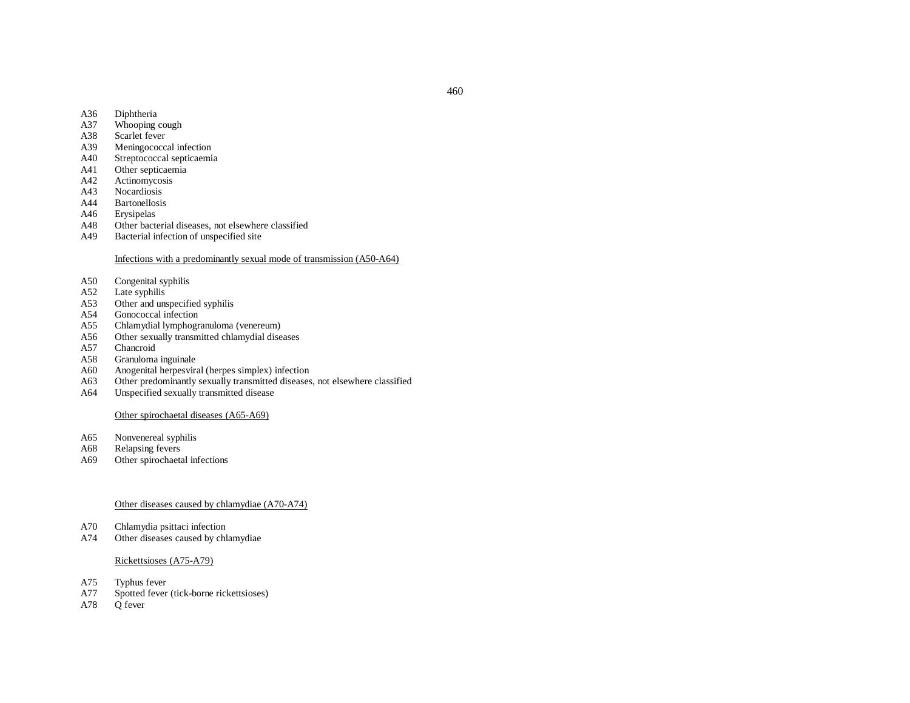A36 Diphtheria
A37 Whooping cough
A38 Scarlet fever
A39 Meningococcal infection
A40 Streptococcal septicaemia
A41 Other septicaemia
A42 Actinomycosis
A43 Nocardiosis
A44 Bartonellosis
A46 Erysipelas
A48 Other bacterial diseases, not elsewhere classified
A49 Bacterial infection of unspecified site

<u>Infections with a predominantly sexual mode of transmission (A50-A64)</u>

A50 Congenital syphilis
A52 Late syphilis
A53 Other and unspecified syphilis
A54 Gonococcal infection
A55 Chlamydial lymphogranuloma (venereum)
A56 Other sexually transmitted chlamydial diseases
A57 Chancroid
A58 Granuloma inguinale
A60 Anogenital herpesviral (herpes simplex) infection
A63 Other predominantly sexually transmitted diseases, not elsewhere classified
A64 Unspecified sexually transmitted disease

<u>Other spirochaetal diseases (A65-A69)</u>

A65 Nonvenereal syphilis
A68 Relapsing fevers
A69 Other spirochaetal infections

<u>Other diseases caused by chlamydiae (A70-A74)</u>

A70 Chlamydia psittaci infection
A74 Other diseases caused by chlamydiae

<u>Rickettsioses (A75-A79)</u>

A75 Typhus fever
A77 Spotted fever (tick-borne rickettsioses)
A78 Q fever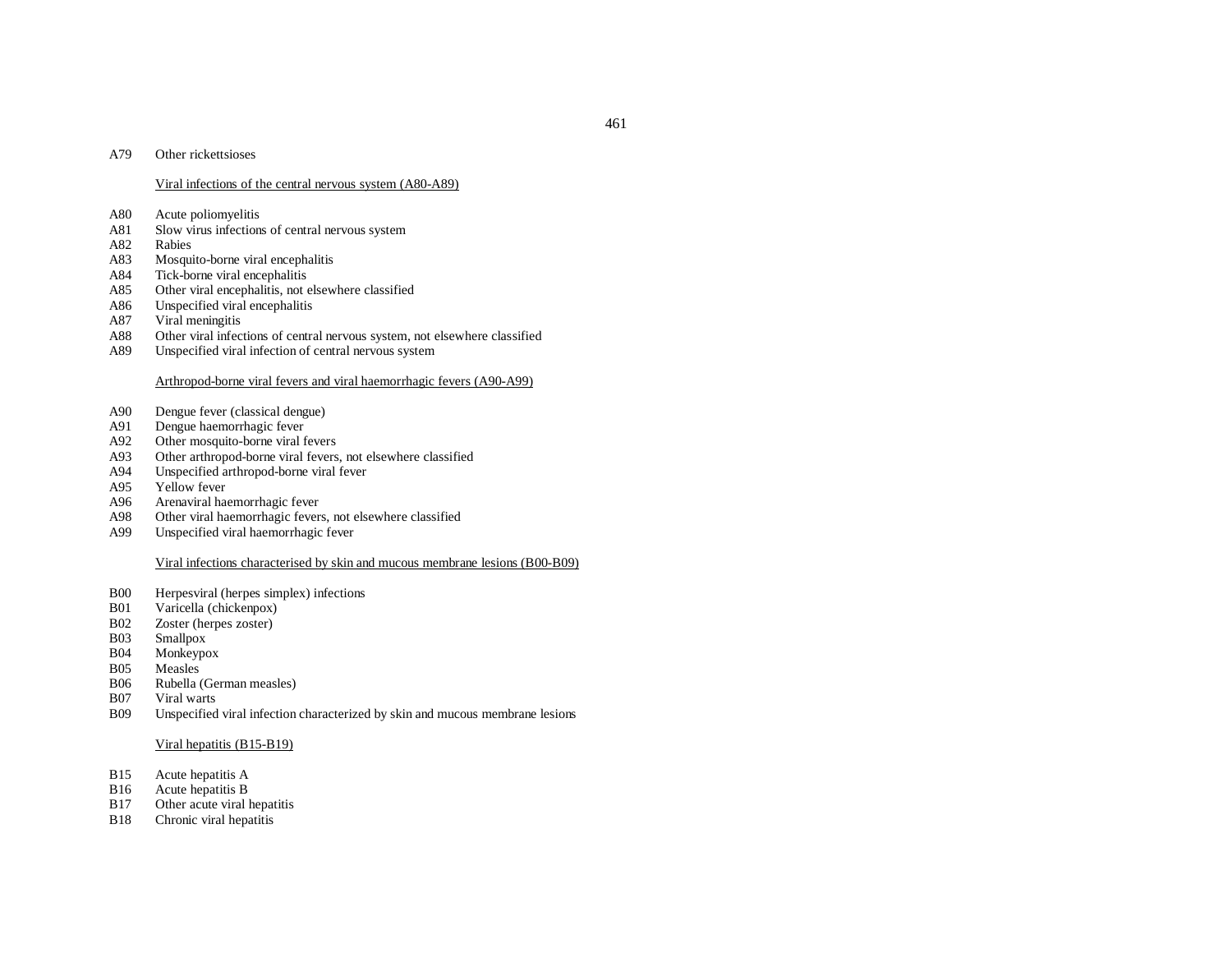A79 Other rickettsioses

Viral infections of the central nervous system (A80-A89)

A80 Acute poliomyelitis
A81 Slow virus infections of central nervous system
A82 Rabies
A83 Mosquito-borne viral encephalitis
A84 Tick-borne viral encephalitis
A85 Other viral encephalitis, not elsewhere classified
A86 Unspecified viral encephalitis
A87 Viral meningitis
A88 Other viral infections of central nervous system, not elsewhere classified
A89 Unspecified viral infection of central nervous system

Arthropod-borne viral fevers and viral haemorrhagic fevers (A90-A99)

A90 Dengue fever (classical dengue)
A91 Dengue haemorrhagic fever
A92 Other mosquito-borne viral fevers
A93 Other arthropod-borne viral fevers, not elsewhere classified
A94 Unspecified arthropod-borne viral fever
A95 Yellow fever
A96 Arenaviral haemorrhagic fever
A98 Other viral haemorrhagic fevers, not elsewhere classified
A99 Unspecified viral haemorrhagic fever

Viral infections characterised by skin and mucous membrane lesions (B00-B09)

B00 Herpesviral (herpes simplex) infections
B01 Varicella (chickenpox)
B02 Zoster (herpes zoster)
B03 Smallpox
B04 Monkeypox
B05 Measles
B06 Rubella (German measles)
B07 Viral warts
B09 Unspecified viral infection characterized by skin and mucous membrane lesions

Viral hepatitis (B15-B19)

B15 Acute hepatitis A
B16 Acute hepatitis B
B17 Other acute viral hepatitis
B18 Chronic viral hepatitis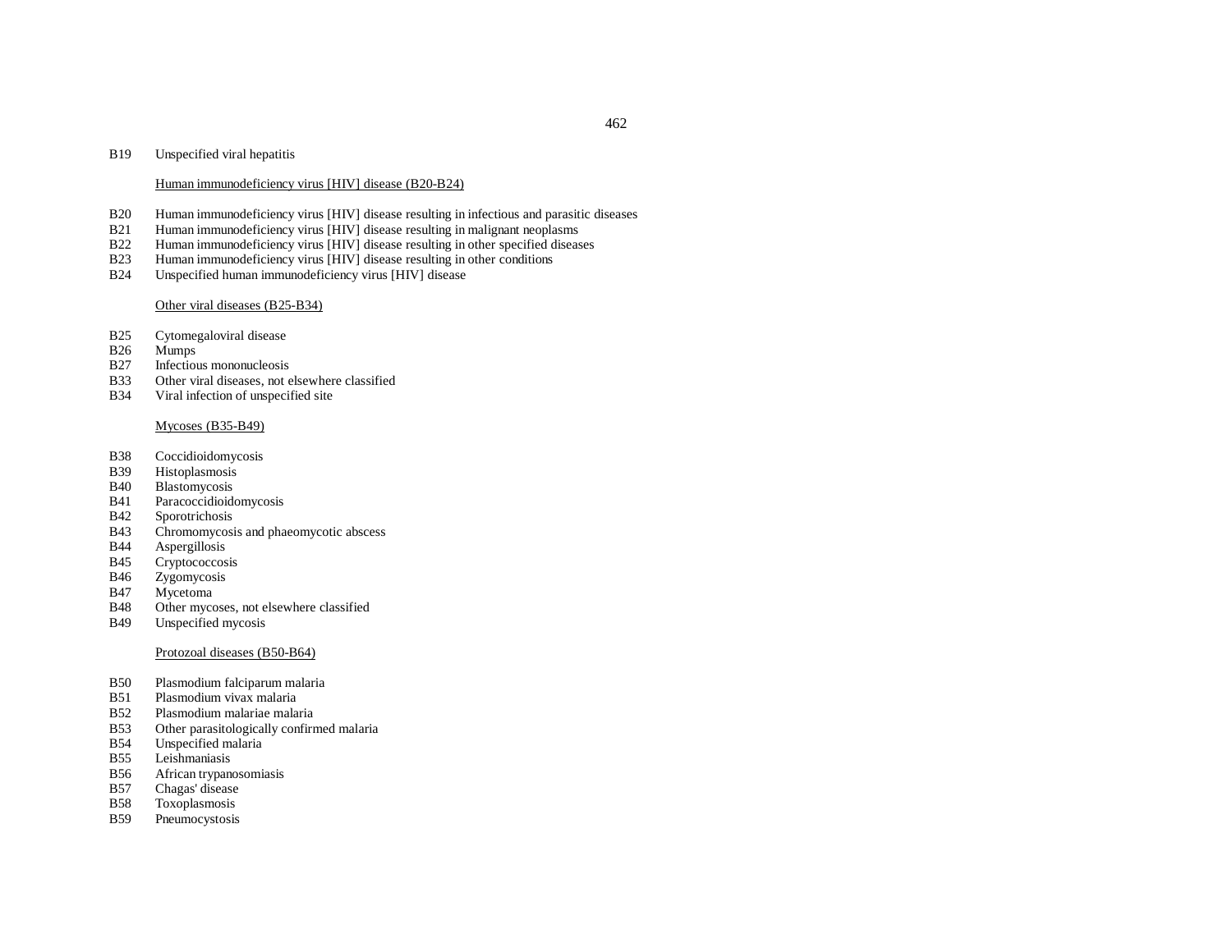B19 Unspecified viral hepatitis

Human immunodeficiency virus [HIV] disease (B20-B24)

B20 Human immunodeficiency virus [HIV] disease resulting in infectious and parasitic diseases
B21 Human immunodeficiency virus [HIV] disease resulting in malignant neoplasms
B22 Human immunodeficiency virus [HIV] disease resulting in other specified diseases
B23 Human immunodeficiency virus [HIV] disease resulting in other conditions
B24 Unspecified human immunodeficiency virus [HIV] disease

Other viral diseases (B25-B34)

B25 Cytomegaloviral disease
B26 Mumps
B27 Infectious mononucleosis
B33 Other viral diseases, not elsewhere classified
B34 Viral infection of unspecified site

Mycoses (B35-B49)

B38 Coccidioidomycosis
B39 Histoplasmosis
B40 Blastomycosis
B41 Paracoccidioidomycosis
B42 Sporotrichosis
B43 Chromomycosis and phaeomycotic abscess
B44 Aspergillosis
B45 Cryptococcosis
B46 Zygomycosis
B47 Mycetoma
B48 Other mycoses, not elsewhere classified
B49 Unspecified mycosis

Protozoal diseases (B50-B64)

B50 Plasmodium falciparum malaria
B51 Plasmodium vivax malaria
B52 Plasmodium malariae malaria
B53 Other parasitologically confirmed malaria
B54 Unspecified malaria
B55 Leishmaniasis
B56 African trypanosomiasis
B57 Chagas' disease
B58 Toxoplasmosis
B59 Pneumocystosis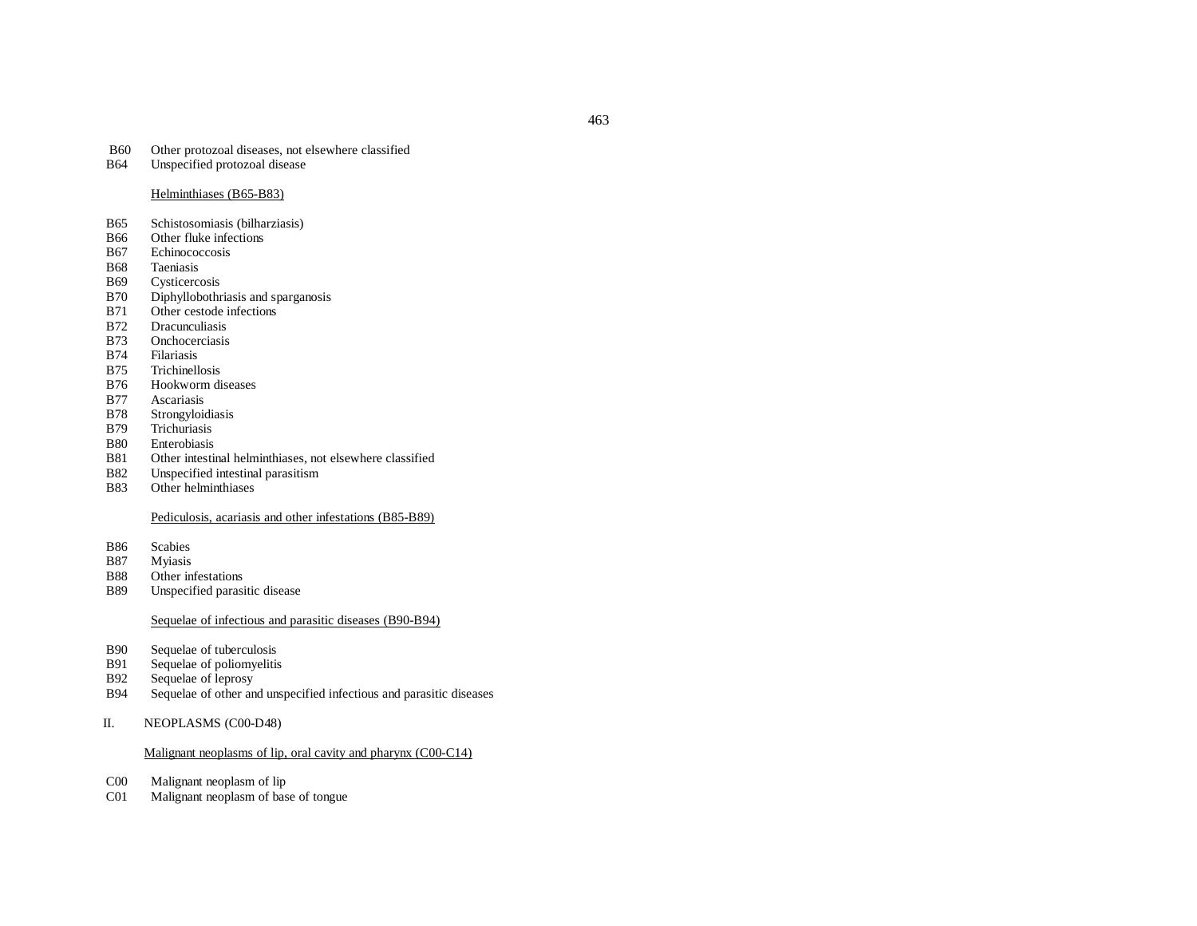B60 Other protozoal diseases, not elsewhere classified
B64 Unspecified protozoal disease

Helminthiases (B65-B83)

B65 Schistosomiasis (bilharziasis)
B66 Other fluke infections
B67 Echinococcosis
B68 Taeniasis
B69 Cysticercosis
B70 Diphyllobothriasis and sparganosis
B71 Other cestode infections
B72 Dracunculiasis
B73 Onchocerciasis
B74 Filariasis
B75 Trichinellosis
B76 Hookworm diseases
B77 Ascariasis
B78 Strongyloidiasis
B79 Trichuriasis
B80 Enterobiasis
B81 Other intestinal helminthiases, not elsewhere classified
B82 Unspecified intestinal parasitism
B83 Other helminthiases

Pediculosis, acariasis and other infestations (B85-B89)

B86 Scabies
B87 Myiasis
B88 Other infestations
B89 Unspecified parasitic disease

Sequelae of infectious and parasitic diseases (B90-B94)

B90 Sequelae of tuberculosis
B91 Sequelae of poliomyelitis
B92 Sequelae of leprosy
B94 Sequelae of other and unspecified infectious and parasitic diseases

## II. NEOPLASMS (C00-D48)

Malignant neoplasms of lip, oral cavity and pharynx (C00-C14)

C00 Malignant neoplasm of lip
C01 Malignant neoplasm of base of tongue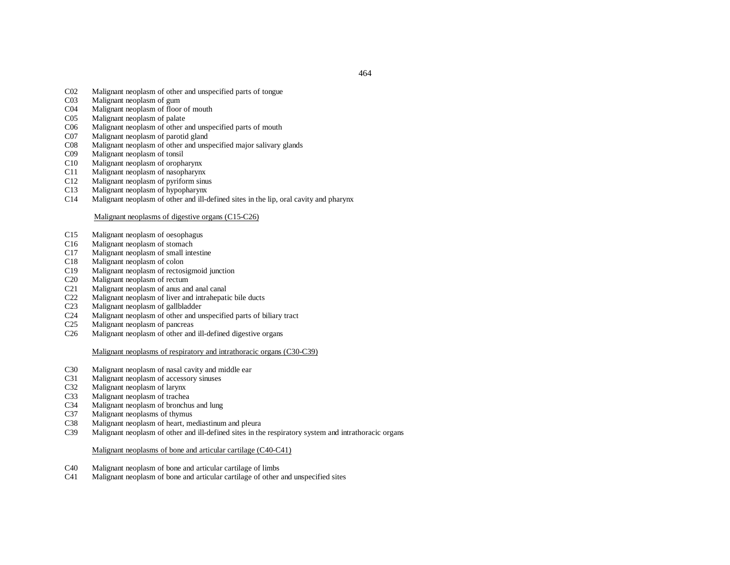C02 Malignant neoplasm of other and unspecified parts of tongue
C03 Malignant neoplasm of gum
C04 Malignant neoplasm of floor of mouth
C05 Malignant neoplasm of palate
C06 Malignant neoplasm of other and unspecified parts of mouth
C07 Malignant neoplasm of parotid gland
C08 Malignant neoplasm of other and unspecified major salivary glands
C09 Malignant neoplasm of tonsil
C10 Malignant neoplasm of oropharynx
C11 Malignant neoplasm of nasopharynx
C12 Malignant neoplasm of pyriform sinus
C13 Malignant neoplasm of hypopharynx
C14 Malignant neoplasm of other and ill-defined sites in the lip, oral cavity and pharynx

Malignant neoplasms of digestive organs (C15-C26)

C15 Malignant neoplasm of oesophagus
C16 Malignant neoplasm of stomach
C17 Malignant neoplasm of small intestine
C18 Malignant neoplasm of colon
C19 Malignant neoplasm of rectosigmoid junction
C20 Malignant neoplasm of rectum
C21 Malignant neoplasm of anus and anal canal
C22 Malignant neoplasm of liver and intrahepatic bile ducts
C23 Malignant neoplasm of gallbladder
C24 Malignant neoplasm of other and unspecified parts of biliary tract
C25 Malignant neoplasm of pancreas
C26 Malignant neoplasm of other and ill-defined digestive organs

Malignant neoplasms of respiratory and intrathoracic organs (C30-C39)

C30 Malignant neoplasm of nasal cavity and middle ear
C31 Malignant neoplasm of accessory sinuses
C32 Malignant neoplasm of larynx
C33 Malignant neoplasm of trachea
C34 Malignant neoplasm of bronchus and lung
C37 Malignant neoplasms of thymus
C38 Malignant neoplasm of heart, mediastinum and pleura
C39 Malignant neoplasm of other and ill-defined sites in the respiratory system and intrathoracic organs

Malignant neoplasms of bone and articular cartilage (C40-C41)

C40 Malignant neoplasm of bone and articular cartilage of limbs
C41 Malignant neoplasm of bone and articular cartilage of other and unspecified sites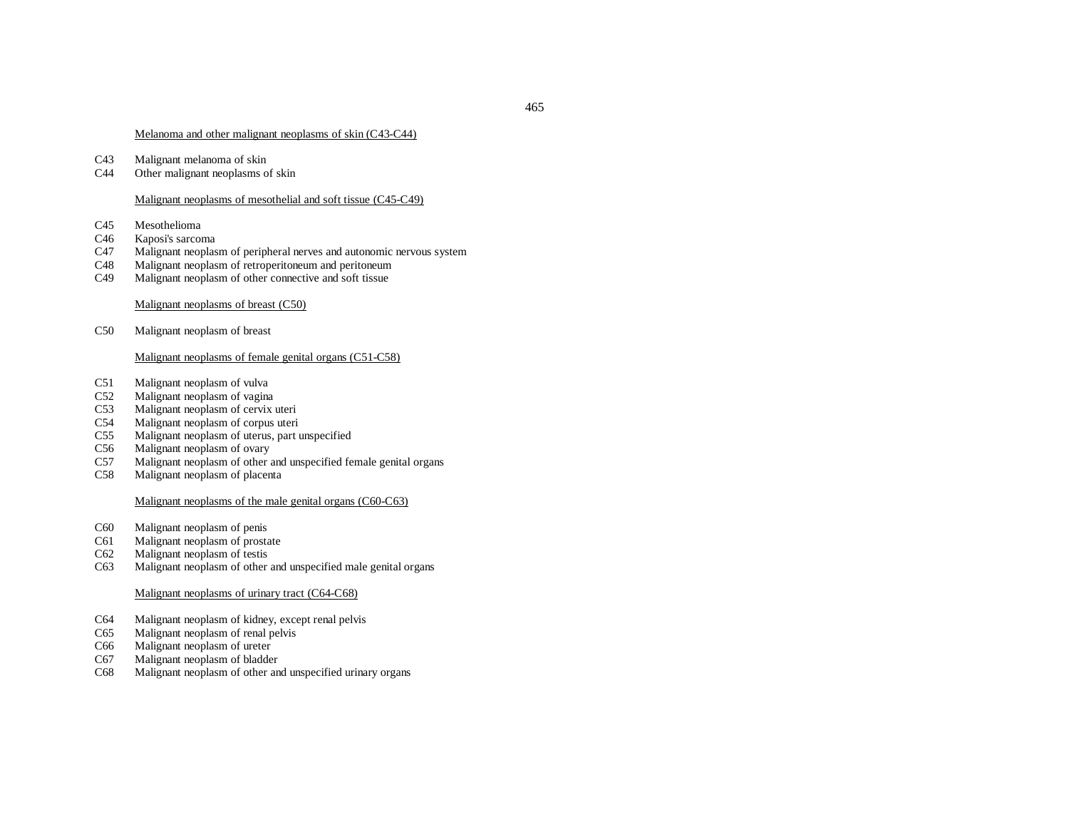Melanoma and other malignant neoplasms of skin (C43-C44)

C43 Malignant melanoma of skin
C44 Other malignant neoplasms of skin

Malignant neoplasms of mesothelial and soft tissue (C45-C49)

C45 Mesothelioma
C46 Kaposi's sarcoma
C47 Malignant neoplasm of peripheral nerves and autonomic nervous system
C48 Malignant neoplasm of retroperitoneum and peritoneum
C49 Malignant neoplasm of other connective and soft tissue

Malignant neoplasms of breast (C50)

C50 Malignant neoplasm of breast

Malignant neoplasms of female genital organs (C51-C58)

C51 Malignant neoplasm of vulva
C52 Malignant neoplasm of vagina
C53 Malignant neoplasm of cervix uteri
C54 Malignant neoplasm of corpus uteri
C55 Malignant neoplasm of uterus, part unspecified
C56 Malignant neoplasm of ovary
C57 Malignant neoplasm of other and unspecified female genital organs
C58 Malignant neoplasm of placenta

Malignant neoplasms of the male genital organs (C60-C63)

C60 Malignant neoplasm of penis
C61 Malignant neoplasm of prostate
C62 Malignant neoplasm of testis
C63 Malignant neoplasm of other and unspecified male genital organs

Malignant neoplasms of urinary tract (C64-C68)

C64 Malignant neoplasm of kidney, except renal pelvis
C65 Malignant neoplasm of renal pelvis
C66 Malignant neoplasm of ureter
C67 Malignant neoplasm of bladder
C68 Malignant neoplasm of other and unspecified urinary organs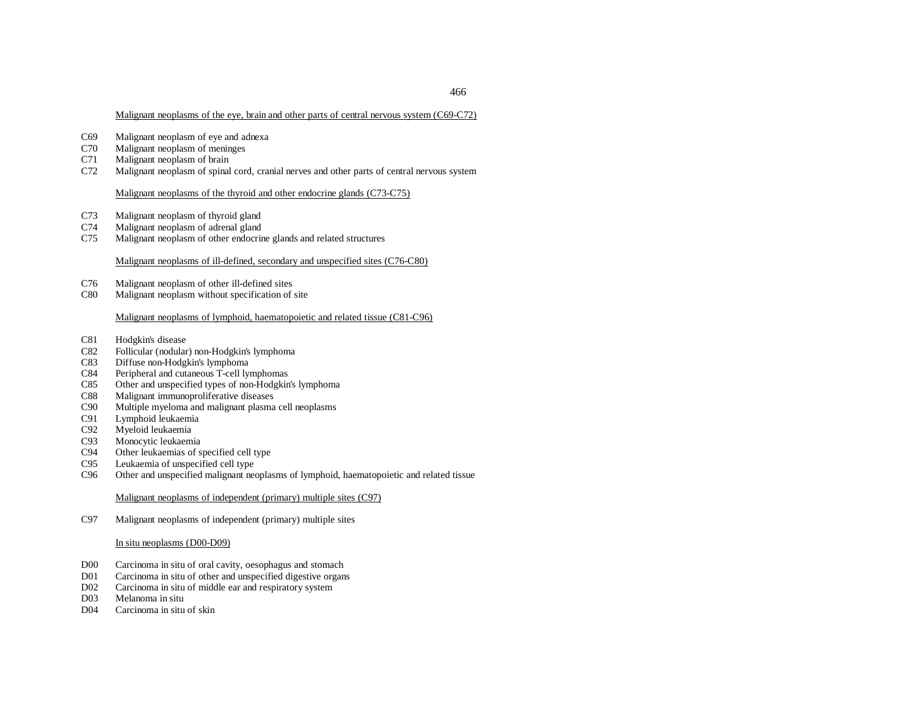Malignant neoplasms of the eye, brain and other parts of central nervous system (C69-C72)

C69 Malignant neoplasm of eye and adnexa
C70 Malignant neoplasm of meninges
C71 Malignant neoplasm of brain
C72 Malignant neoplasm of spinal cord, cranial nerves and other parts of central nervous system

Malignant neoplasms of the thyroid and other endocrine glands (C73-C75)

C73 Malignant neoplasm of thyroid gland
C74 Malignant neoplasm of adrenal gland
C75 Malignant neoplasm of other endocrine glands and related structures

Malignant neoplasms of ill-defined, secondary and unspecified sites (C76-C80)

C76 Malignant neoplasm of other ill-defined sites
C80 Malignant neoplasm without specification of site

Malignant neoplasms of lymphoid, haematopoietic and related tissue (C81-C96)

C81 Hodgkin's disease
C82 Follicular (nodular) non-Hodgkin's lymphoma
C83 Diffuse non-Hodgkin's lymphoma
C84 Peripheral and cutaneous T-cell lymphomas
C85 Other and unspecified types of non-Hodgkin's lymphoma
C88 Malignant immunoproliferative diseases
C90 Multiple myeloma and malignant plasma cell neoplasms
C91 Lymphoid leukaemia
C92 Myeloid leukaemia
C93 Monocytic leukaemia
C94 Other leukaemias of specified cell type
C95 Leukaemia of unspecified cell type
C96 Other and unspecified malignant neoplasms of lymphoid, haematopoietic and related tissue

Malignant neoplasms of independent (primary) multiple sites (C97)

C97 Malignant neoplasms of independent (primary) multiple sites

In situ neoplasms (D00-D09)

D00 Carcinoma in situ of oral cavity, oesophagus and stomach
D01 Carcinoma in situ of other and unspecified digestive organs
D02 Carcinoma in situ of middle ear and respiratory system
D03 Melanoma in situ
D04 Carcinoma in situ of skin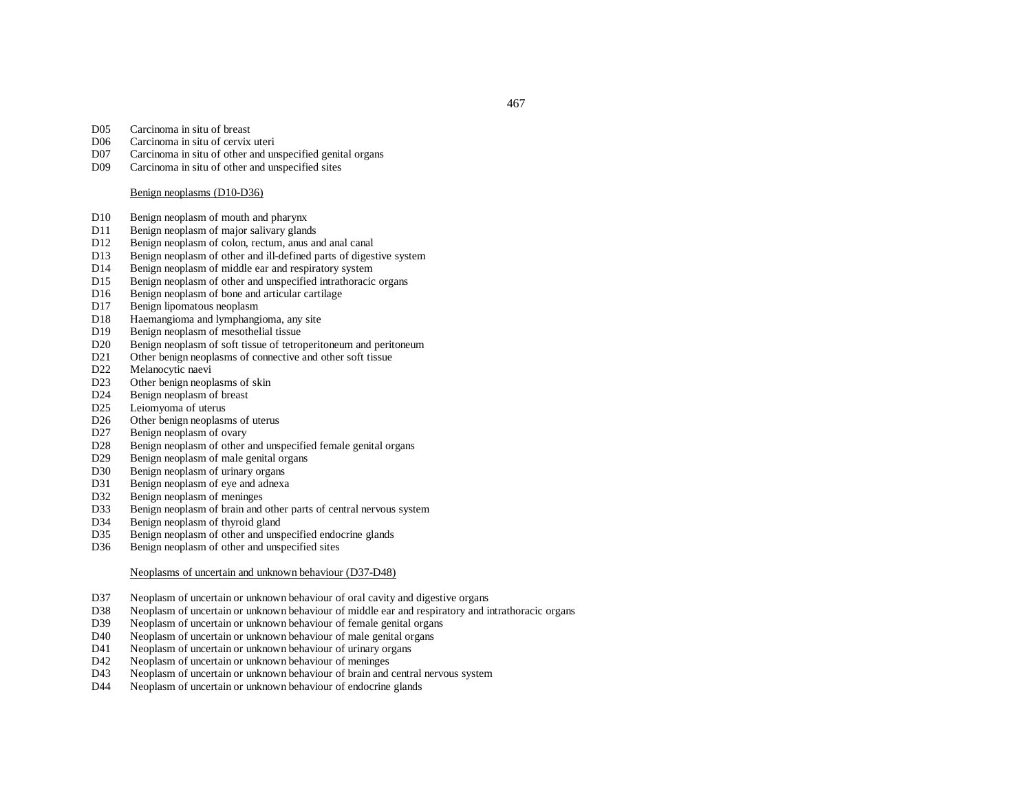D05 Carcinoma in situ of breast
D06 Carcinoma in situ of cervix uteri
D07 Carcinoma in situ of other and unspecified genital organs
D09 Carcinoma in situ of other and unspecified sites

<u>Benign neoplasms (D10-D36)</u>

D10 Benign neoplasm of mouth and pharynx
D11 Benign neoplasm of major salivary glands
D12 Benign neoplasm of colon, rectum, anus and anal canal
D13 Benign neoplasm of other and ill-defined parts of digestive system
D14 Benign neoplasm of middle ear and respiratory system
D15 Benign neoplasm of other and unspecified intrathoracic organs
D16 Benign neoplasm of bone and articular cartilage
D17 Benign lipomatous neoplasm
D18 Haemangioma and lymphangioma, any site
D19 Benign neoplasm of mesothelial tissue
D20 Benign neoplasm of soft tissue of tetroperitoneum and peritoneum
D21 Other benign neoplasms of connective and other soft tissue
D22 Melanocytic naevi
D23 Other benign neoplasms of skin
D24 Benign neoplasm of breast
D25 Leiomyoma of uterus
D26 Other benign neoplasms of uterus
D27 Benign neoplasm of ovary
D28 Benign neoplasm of other and unspecified female genital organs
D29 Benign neoplasm of male genital organs
D30 Benign neoplasm of urinary organs
D31 Benign neoplasm of eye and adnexa
D32 Benign neoplasm of meninges
D33 Benign neoplasm of brain and other parts of central nervous system
D34 Benign neoplasm of thyroid gland
D35 Benign neoplasm of other and unspecified endocrine glands
D36 Benign neoplasm of other and unspecified sites

<u>Neoplasms of uncertain and unknown behaviour (D37-D48)</u>

D37 Neoplasm of uncertain or unknown behaviour of oral cavity and digestive organs
D38 Neoplasm of uncertain or unknown behaviour of middle ear and respiratory and intrathoracic organs
D39 Neoplasm of uncertain or unknown behaviour of female genital organs
D40 Neoplasm of uncertain or unknown behaviour of male genital organs
D41 Neoplasm of uncertain or unknown behaviour of urinary organs
D42 Neoplasm of uncertain or unknown behaviour of meninges
D43 Neoplasm of uncertain or unknown behaviour of brain and central nervous system
D44 Neoplasm of uncertain or unknown behaviour of endocrine glands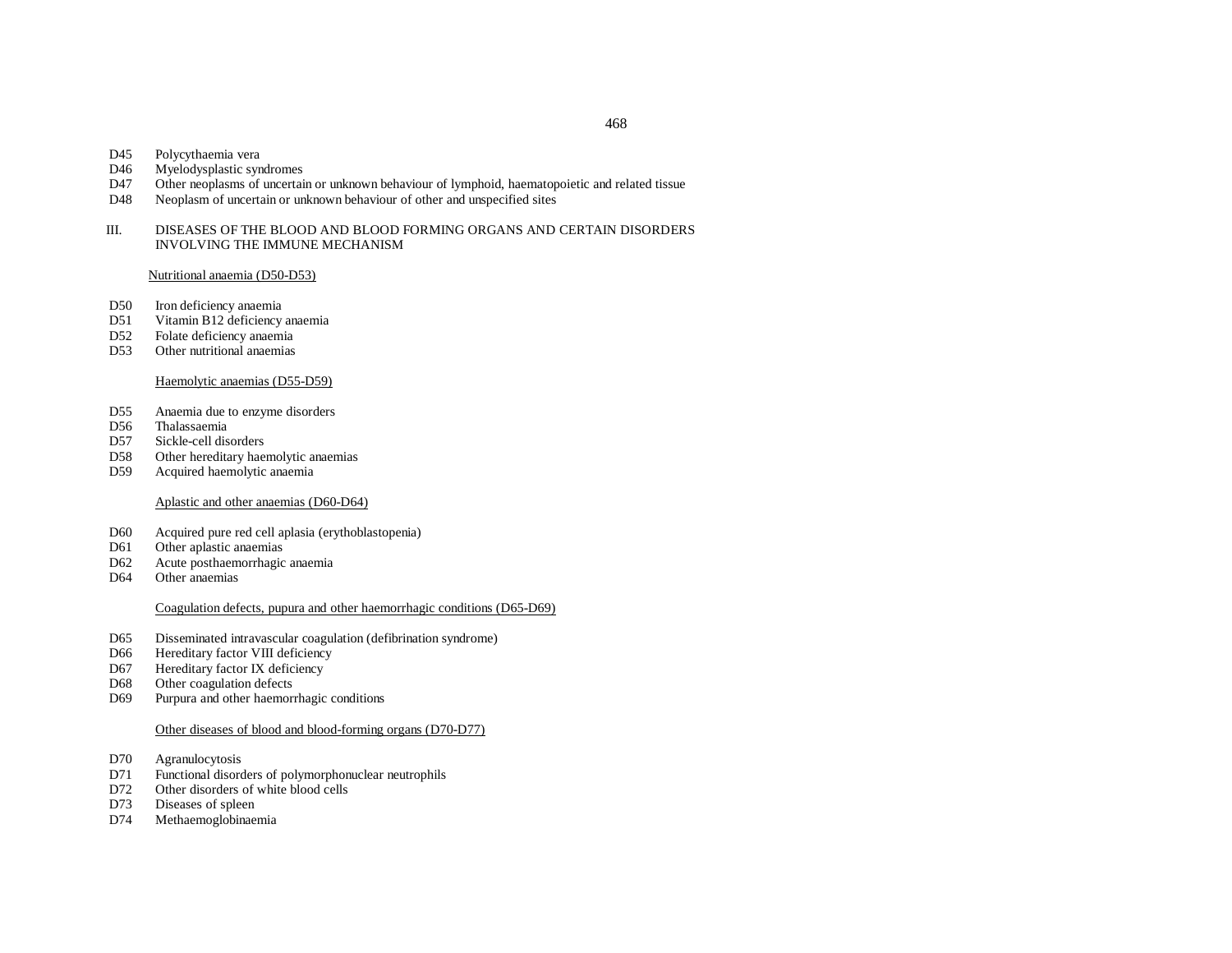D45 Polycythaemia vera
D46 Myelodysplastic syndromes
D47 Other neoplasms of uncertain or unknown behaviour of lymphoid, haematopoietic and related tissue
D48 Neoplasm of uncertain or unknown behaviour of other and unspecified sites

## III. DISEASES OF THE BLOOD AND BLOOD FORMING ORGANS AND CERTAIN DISORDERS INVOLVING THE IMMUNE MECHANISM

<u>Nutritional anaemia (D50-D53)</u>

D50 Iron deficiency anaemia
D51 Vitamin B12 deficiency anaemia
D52 Folate deficiency anaemia
D53 Other nutritional anaemias

<u>Haemolytic anaemias (D55-D59)</u>

D55 Anaemia due to enzyme disorders
D56 Thalassaemia
D57 Sickle-cell disorders
D58 Other hereditary haemolytic anaemias
D59 Acquired haemolytic anaemia

<u>Aplastic and other anaemias (D60-D64)</u>

D60 Acquired pure red cell aplasia (erythoblastopenia)
D61 Other aplastic anaemias
D62 Acute posthaemorrhagic anaemia
D64 Other anaemias

<u>Coagulation defects, pupura and other haemorrhagic conditions (D65-D69)</u>

D65 Disseminated intravascular coagulation (defibrination syndrome)
D66 Hereditary factor VIII deficiency
D67 Hereditary factor IX deficiency
D68 Other coagulation defects
D69 Purpura and other haemorrhagic conditions

<u>Other diseases of blood and blood-forming organs (D70-D77)</u>

D70 Agranulocytosis
D71 Functional disorders of polymorphonuclear neutrophils
D72 Other disorders of white blood cells
D73 Diseases of spleen
D74 Methaemoglobinaemia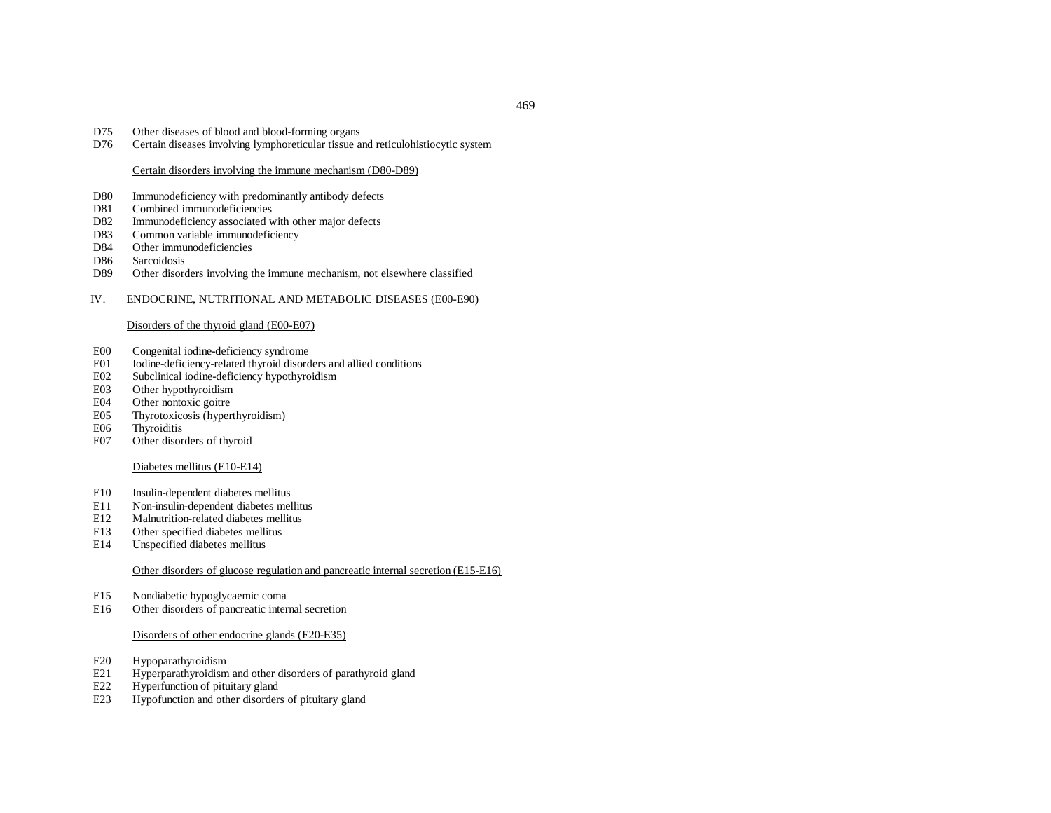D75 Other diseases of blood and blood-forming organs
D76 Certain diseases involving lymphoreticular tissue and reticulohistiocytic system

Certain disorders involving the immune mechanism (D80-D89)

D80 Immunodeficiency with predominantly antibody defects
D81 Combined immunodeficiencies
D82 Immunodeficiency associated with other major defects
D83 Common variable immunodeficiency
D84 Other immunodeficiencies
D86 Sarcoidosis
D89 Other disorders involving the immune mechanism, not elsewhere classified

## IV. ENDOCRINE, NUTRITIONAL AND METABOLIC DISEASES (E00-E90)

Disorders of the thyroid gland (E00-E07)

E00 Congenital iodine-deficiency syndrome
E01 Iodine-deficiency-related thyroid disorders and allied conditions
E02 Subclinical iodine-deficiency hypothyroidism
E03 Other hypothyroidism
E04 Other nontoxic goitre
E05 Thyrotoxicosis (hyperthyroidism)
E06 Thyroiditis
E07 Other disorders of thyroid

Diabetes mellitus (E10-E14)

E10 Insulin-dependent diabetes mellitus
E11 Non-insulin-dependent diabetes mellitus
E12 Malnutrition-related diabetes mellitus
E13 Other specified diabetes mellitus
E14 Unspecified diabetes mellitus

Other disorders of glucose regulation and pancreatic internal secretion (E15-E16)

E15 Nondiabetic hypoglycaemic coma
E16 Other disorders of pancreatic internal secretion

Disorders of other endocrine glands (E20-E35)

E20 Hypoparathyroidism
E21 Hyperparathyroidism and other disorders of parathyroid gland
E22 Hyperfunction of pituitary gland
E23 Hypofunction and other disorders of pituitary gland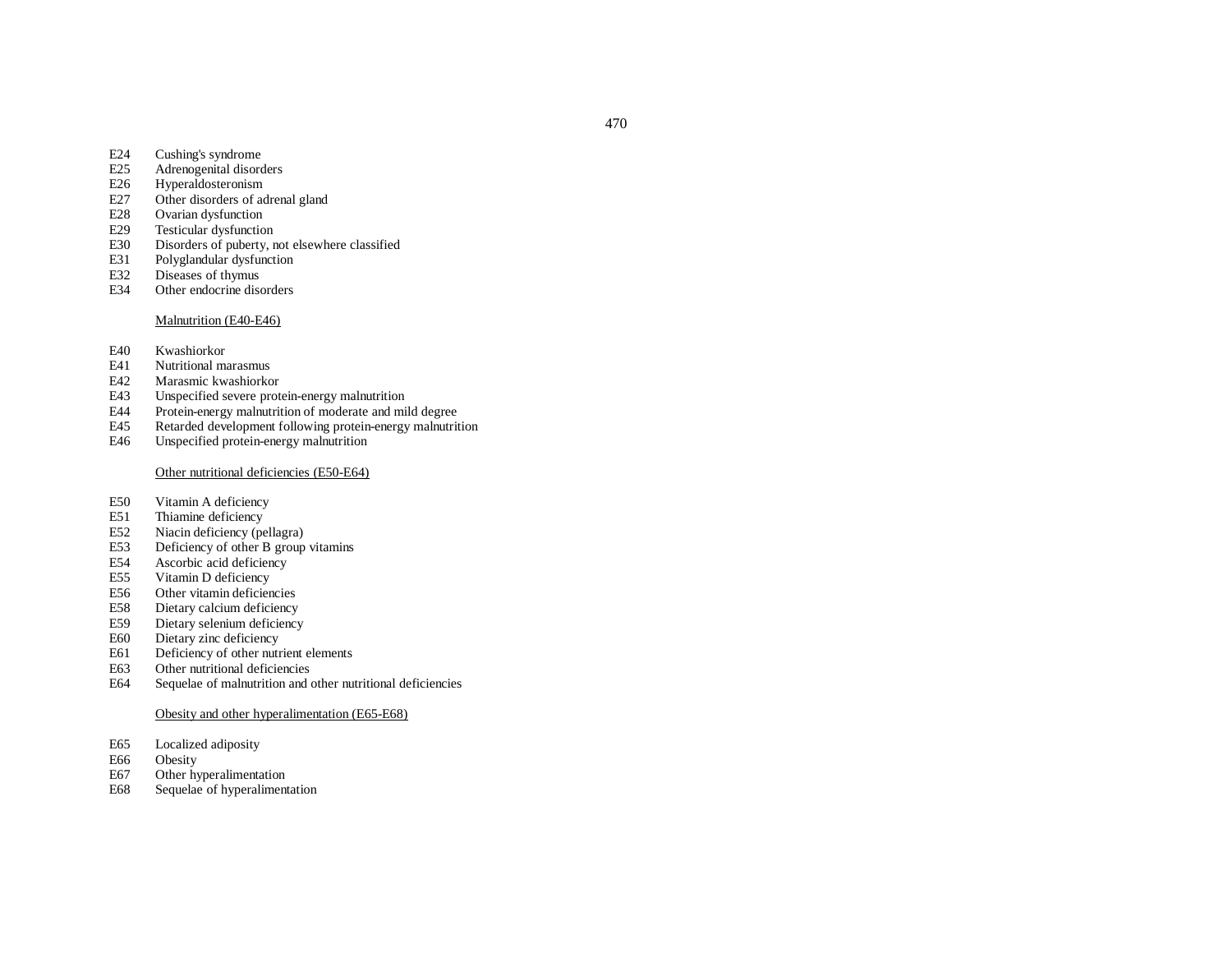E24 Cushing's syndrome
E25 Adrenogenital disorders
E26 Hyperaldosteronism
E27 Other disorders of adrenal gland
E28 Ovarian dysfunction
E29 Testicular dysfunction
E30 Disorders of puberty, not elsewhere classified
E31 Polyglandular dysfunction
E32 Diseases of thymus
E34 Other endocrine disorders

Malnutrition (E40-E46)

E40 Kwashiorkor
E41 Nutritional marasmus
E42 Marasmic kwashiorkor
E43 Unspecified severe protein-energy malnutrition
E44 Protein-energy malnutrition of moderate and mild degree
E45 Retarded development following protein-energy malnutrition
E46 Unspecified protein-energy malnutrition

Other nutritional deficiencies (E50-E64)

E50 Vitamin A deficiency
E51 Thiamine deficiency
E52 Niacin deficiency (pellagra)
E53 Deficiency of other B group vitamins
E54 Ascorbic acid deficiency
E55 Vitamin D deficiency
E56 Other vitamin deficiencies
E58 Dietary calcium deficiency
E59 Dietary selenium deficiency
E60 Dietary zinc deficiency
E61 Deficiency of other nutrient elements
E63 Other nutritional deficiencies
E64 Sequelae of malnutrition and other nutritional deficiencies

Obesity and other hyperalimentation (E65-E68)

E65 Localized adiposity
E66 Obesity
E67 Other hyperalimentation
E68 Sequelae of hyperalimentation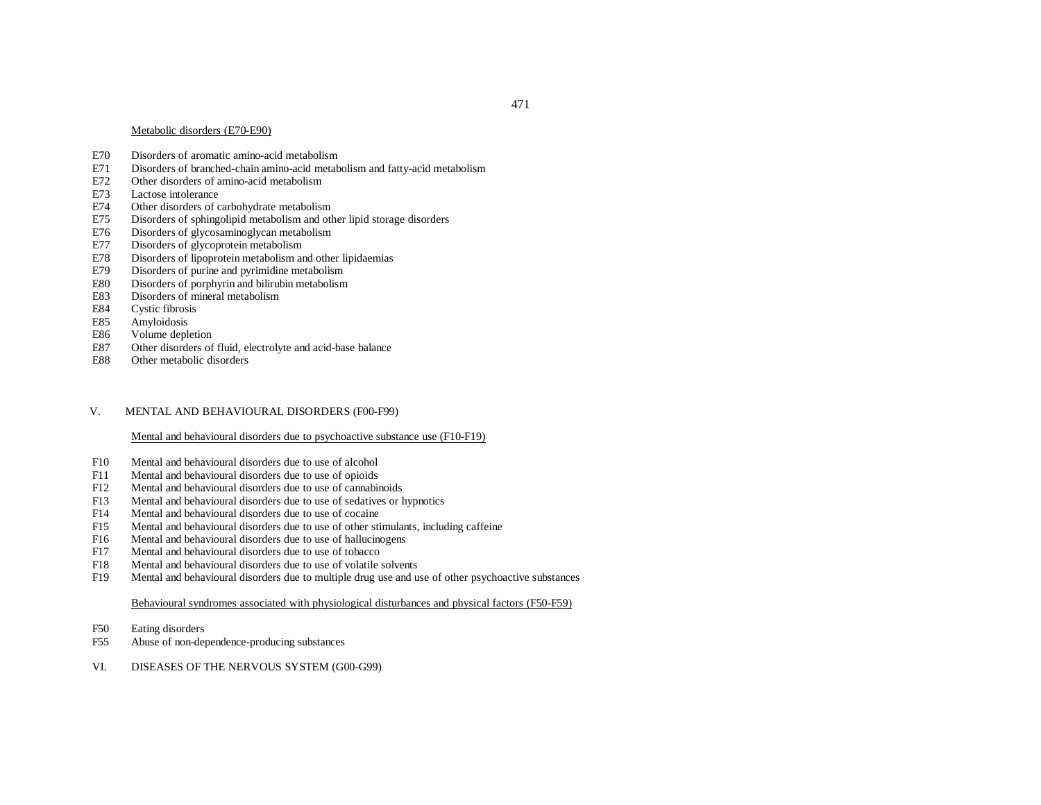Metabolic disorders (E70-E90)

- E70 Disorders of aromatic amino-acid metabolism
- E71 Disorders of branched-chain amino-acid metabolism and fatty-acid metabolism
- E72 Other disorders of amino-acid metabolism
- E73 Lactose intolerance
- E74 Other disorders of carbohydrate metabolism
- E75 Disorders of sphingolipid metabolism and other lipid storage disorders
- E76 Disorders of glycosaminoglycan metabolism
- E77 Disorders of glycoprotein metabolism
- E78 Disorders of lipoprotein metabolism and other lipidaemias
- E79 Disorders of purine and pyrimidine metabolism
- E80 Disorders of porphyrin and bilirubin metabolism
- E83 Disorders of mineral metabolism
- E84 Cystic fibrosis
- E85 Amyloidosis
- E86 Volume depletion
- E87 Other disorders of fluid, electrolyte and acid-base balance
- E88 Other metabolic disorders

## V. MENTAL AND BEHAVIOURAL DISORDERS (F00-F99)

Mental and behavioural disorders due to psychoactive substance use (F10-F19)

- F10 Mental and behavioural disorders due to use of alcohol
- F11 Mental and behavioural disorders due to use of opioids
- F12 Mental and behavioural disorders due to use of cannabinoids
- F13 Mental and behavioural disorders due to use of sedatives or hypnotics
- F14 Mental and behavioural disorders due to use of cocaine
- F15 Mental and behavioural disorders due to use of other stimulants, including caffeine
- F16 Mental and behavioural disorders due to use of hallucinogens
- F17 Mental and behavioural disorders due to use of tobacco
- F18 Mental and behavioural disorders due to use of volatile solvents
- F19 Mental and behavioural disorders due to multiple drug use and use of other psychoactive substances

Behavioural syndromes associated with physiological disturbances and physical factors (F50-F59)

- F50 Eating disorders
- F55 Abuse of non-dependence-producing substances

## VI. DISEASES OF THE NERVOUS SYSTEM (G00-G99)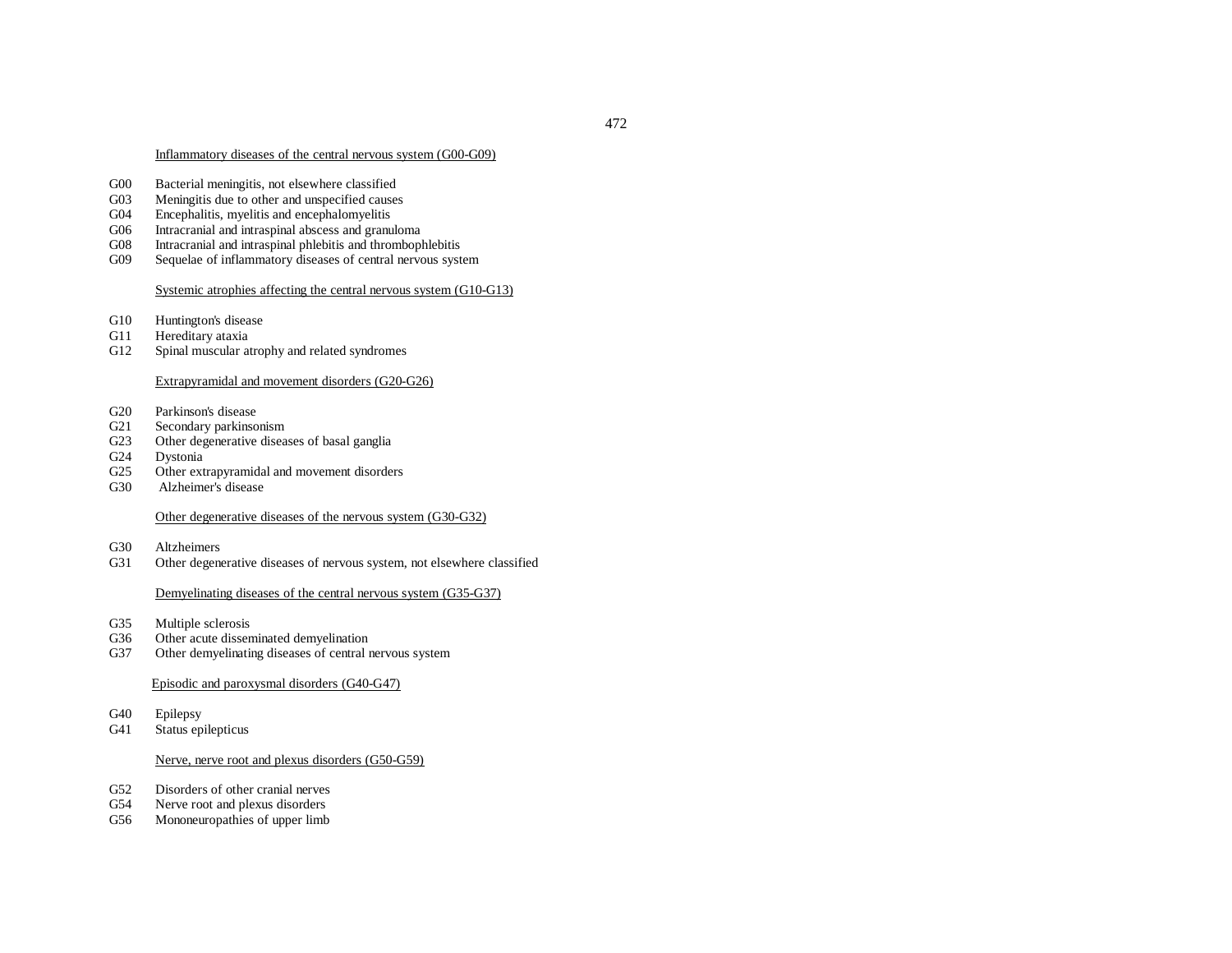Inflammatory diseases of the central nervous system (G00-G09)

G00 Bacterial meningitis, not elsewhere classified
G03 Meningitis due to other and unspecified causes
G04 Encephalitis, myelitis and encephalomyelitis
G06 Intracranial and intraspinal abscess and granuloma
G08 Intracranial and intraspinal phlebitis and thrombophlebitis
G09 Sequelae of inflammatory diseases of central nervous system

Systemic atrophies affecting the central nervous system (G10-G13)

G10 Huntington's disease
G11 Hereditary ataxia
G12 Spinal muscular atrophy and related syndromes

Extrapyramidal and movement disorders (G20-G26)

G20 Parkinson's disease
G21 Secondary parkinsonism
G23 Other degenerative diseases of basal ganglia
G24 Dystonia
G25 Other extrapyramidal and movement disorders
G30 Alzheimer's disease

Other degenerative diseases of the nervous system (G30-G32)

G30 Altzheimers
G31 Other degenerative diseases of nervous system, not elsewhere classified

Demyelinating diseases of the central nervous system (G35-G37)

G35 Multiple sclerosis
G36 Other acute disseminated demyelination
G37 Other demyelinating diseases of central nervous system

Episodic and paroxysmal disorders (G40-G47)

G40 Epilepsy
G41 Status epilepticus

Nerve, nerve root and plexus disorders (G50-G59)

G52 Disorders of other cranial nerves
G54 Nerve root and plexus disorders
G56 Mononeuropathies of upper limb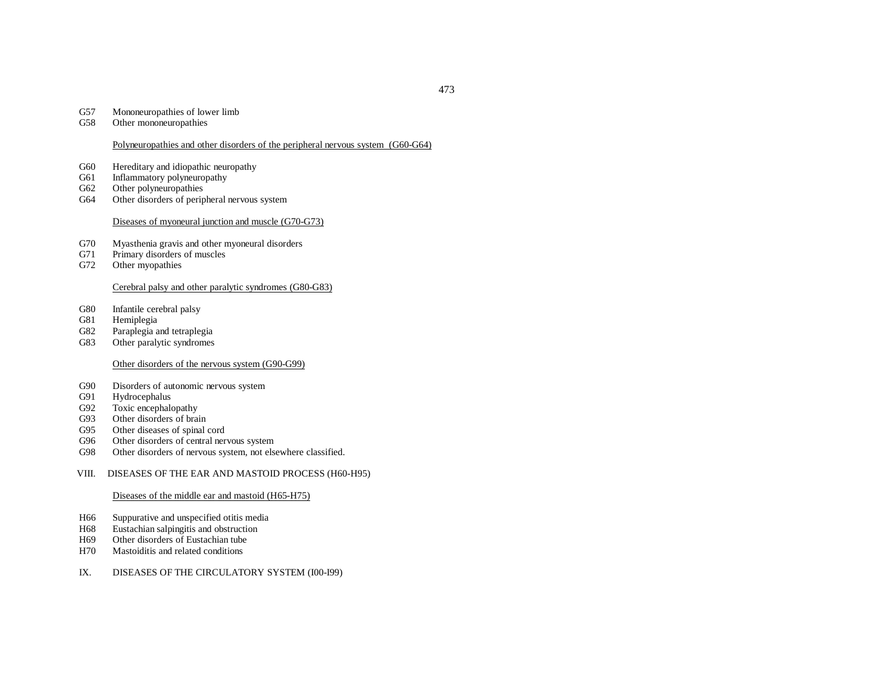G57 Mononeuropathies of lower limb
G58 Other mononeuropathies

Polyneuropathies and other disorders of the peripheral nervous system (G60-G64)

G60 Hereditary and idiopathic neuropathy
G61 Inflammatory polyneuropathy
G62 Other polyneuropathies
G64 Other disorders of peripheral nervous system

Diseases of myoneural junction and muscle (G70-G73)

G70 Myasthenia gravis and other myoneural disorders
G71 Primary disorders of muscles
G72 Other myopathies

Cerebral palsy and other paralytic syndromes (G80-G83)

G80 Infantile cerebral palsy
G81 Hemiplegia
G82 Paraplegia and tetraplegia
G83 Other paralytic syndromes

Other disorders of the nervous system (G90-G99)

G90 Disorders of autonomic nervous system
G91 Hydrocephalus
G92 Toxic encephalopathy
G93 Other disorders of brain
G95 Other diseases of spinal cord
G96 Other disorders of central nervous system
G98 Other disorders of nervous system, not elsewhere classified.

## VIII. DISEASES OF THE EAR AND MASTOID PROCESS (H60-H95)

Diseases of the middle ear and mastoid (H65-H75)

H66 Suppurative and unspecified otitis media
H68 Eustachian salpingitis and obstruction
H69 Other disorders of Eustachian tube
H70 Mastoiditis and related conditions

## IX. DISEASES OF THE CIRCULATORY SYSTEM (I00-I99)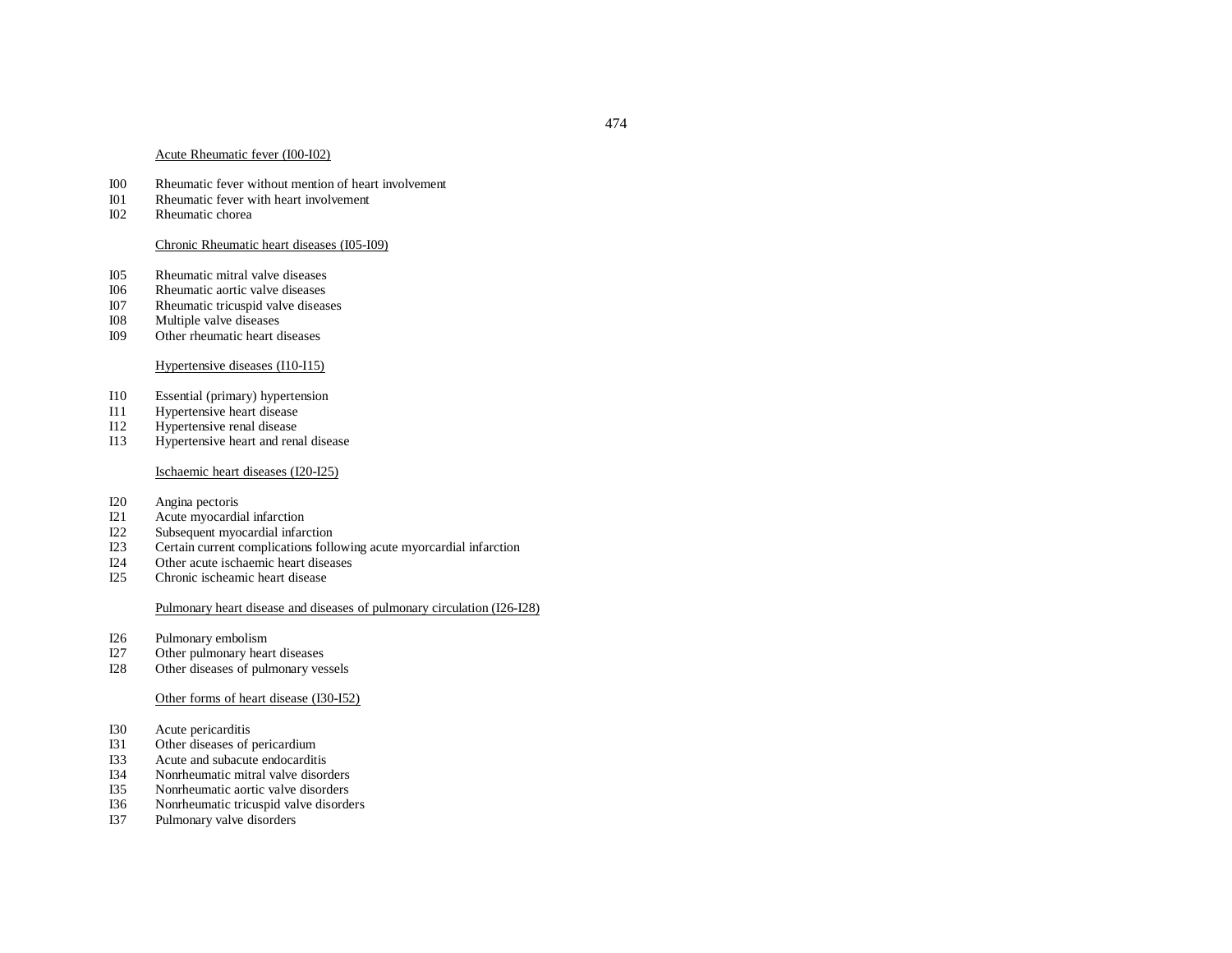<u>Acute Rheumatic fever (I00-I02)</u>

I00 Rheumatic fever without mention of heart involvement
I01 Rheumatic fever with heart involvement
I02 Rheumatic chorea

<u>Chronic Rheumatic heart diseases (I05-I09)</u>

I05 Rheumatic mitral valve diseases
I06 Rheumatic aortic valve diseases
I07 Rheumatic tricuspid valve diseases
I08 Multiple valve diseases
I09 Other rheumatic heart diseases

<u>Hypertensive diseases (I10-I15)</u>

I10 Essential (primary) hypertension
I11 Hypertensive heart disease
I12 Hypertensive renal disease
I13 Hypertensive heart and renal disease

<u>Ischaemic heart diseases (I20-I25)</u>

I20 Angina pectoris
I21 Acute myocardial infarction
I22 Subsequent myocardial infarction
I23 Certain current complications following acute myorcardial infarction
I24 Other acute ischaemic heart diseases
I25 Chronic ischeamic heart disease

<u>Pulmonary heart disease and diseases of pulmonary circulation (I26-I28)</u>

I26 Pulmonary embolism
I27 Other pulmonary heart diseases
I28 Other diseases of pulmonary vessels

<u>Other forms of heart disease (I30-I52)</u>

I30 Acute pericarditis
I31 Other diseases of pericardium
I33 Acute and subacute endocarditis
I34 Nonrheumatic mitral valve disorders
I35 Nonrheumatic aortic valve disorders
I36 Nonrheumatic tricuspid valve disorders
I37 Pulmonary valve disorders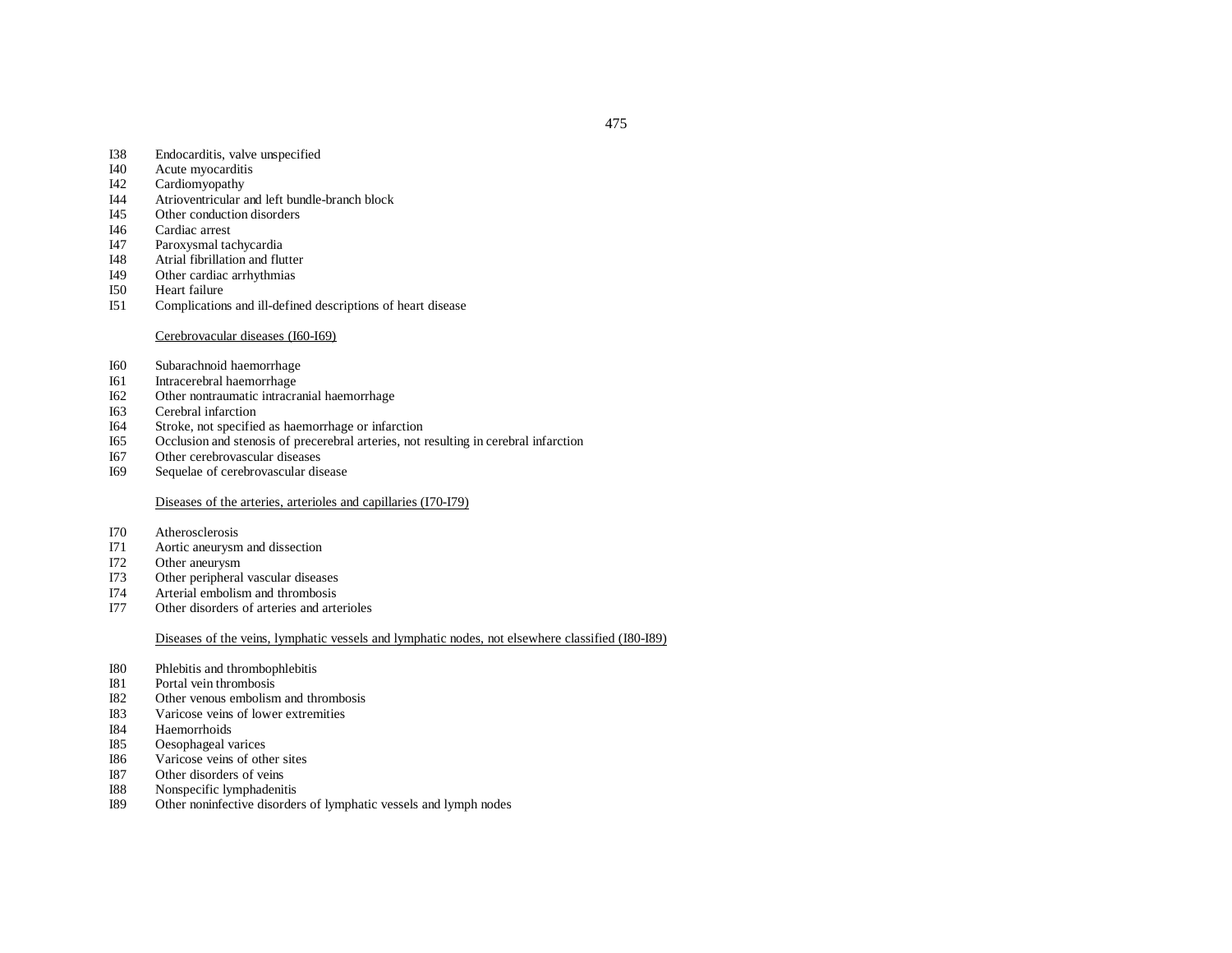I38 Endocarditis, valve unspecified
I40 Acute myocarditis
I42 Cardiomyopathy
I44 Atrioventricular and left bundle-branch block
I45 Other conduction disorders
I46 Cardiac arrest
I47 Paroxysmal tachycardia
I48 Atrial fibrillation and flutter
I49 Other cardiac arrhythmias
I50 Heart failure
I51 Complications and ill-defined descriptions of heart disease

Cerebrovacular diseases (I60-I69)

I60 Subarachnoid haemorrhage
I61 Intracerebral haemorrhage
I62 Other nontraumatic intracranial haemorrhage
I63 Cerebral infarction
I64 Stroke, not specified as haemorrhage or infarction
I65 Occlusion and stenosis of precerebral arteries, not resulting in cerebral infarction
I67 Other cerebrovascular diseases
I69 Sequelae of cerebrovascular disease

Diseases of the arteries, arterioles and capillaries (I70-I79)

I70 Atherosclerosis
I71 Aortic aneurysm and dissection
I72 Other aneurysm
I73 Other peripheral vascular diseases
I74 Arterial embolism and thrombosis
I77 Other disorders of arteries and arterioles

Diseases of the veins, lymphatic vessels and lymphatic nodes, not elsewhere classified (I80-I89)

I80 Phlebitis and thrombophlebitis
I81 Portal vein thrombosis
I82 Other venous embolism and thrombosis
I83 Varicose veins of lower extremities
I84 Haemorrhoids
I85 Oesophageal varices
I86 Varicose veins of other sites
I87 Other disorders of veins
I88 Nonspecific lymphadenitis
I89 Other noninfective disorders of lymphatic vessels and lymph nodes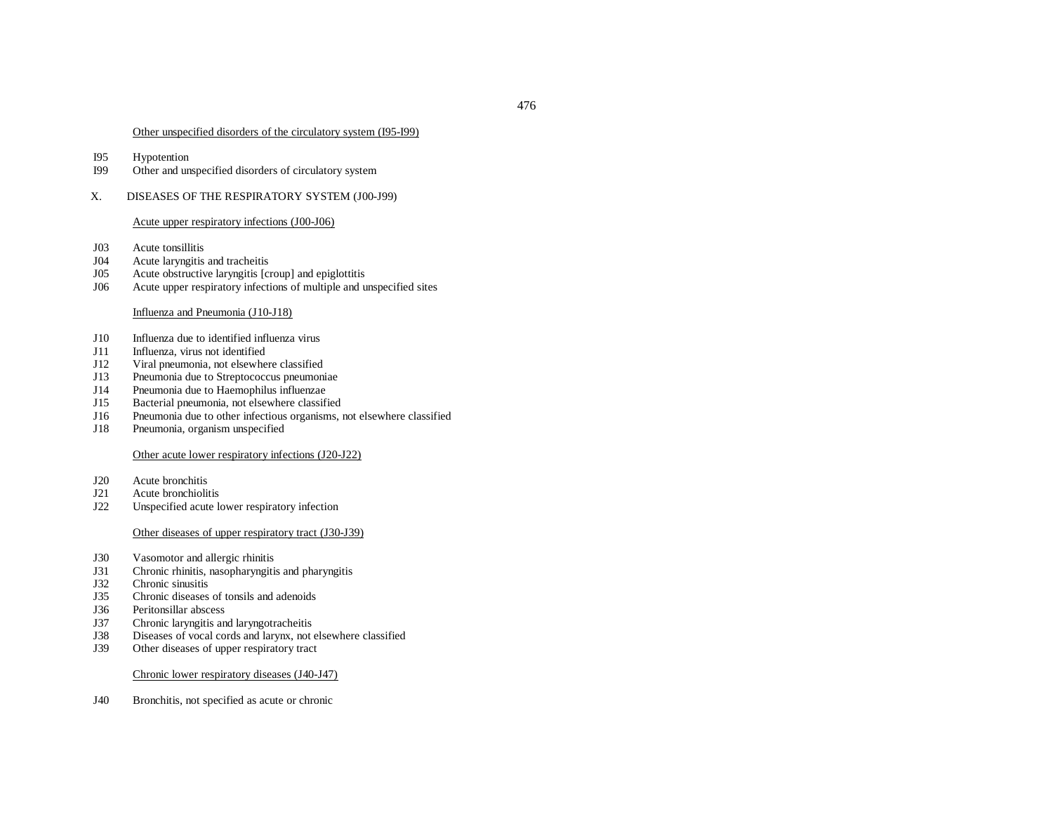<u>Other unspecified disorders of the circulatory system (I95-I99)</u>

I95 Hypotention
I99 Other and unspecified disorders of circulatory system

## X. DISEASES OF THE RESPIRATORY SYSTEM (J00-J99)

<u>Acute upper respiratory infections (J00-J06)</u>

J03 Acute tonsillitis
J04 Acute laryngitis and tracheitis
J05 Acute obstructive laryngitis [croup] and epiglottitis
J06 Acute upper respiratory infections of multiple and unspecified sites

<u>Influenza and Pneumonia (J10-J18)</u>

J10 Influenza due to identified influenza virus
J11 Influenza, virus not identified
J12 Viral pneumonia, not elsewhere classified
J13 Pneumonia due to Streptococcus pneumoniae
J14 Pneumonia due to Haemophilus influenzae
J15 Bacterial pneumonia, not elsewhere classified
J16 Pneumonia due to other infectious organisms, not elsewhere classified
J18 Pneumonia, organism unspecified

<u>Other acute lower respiratory infections (J20-J22)</u>

J20 Acute bronchitis
J21 Acute bronchiolitis
J22 Unspecified acute lower respiratory infection

<u>Other diseases of upper respiratory tract (J30-J39)</u>

J30 Vasomotor and allergic rhinitis
J31 Chronic rhinitis, nasopharyngitis and pharyngitis
J32 Chronic sinusitis
J35 Chronic diseases of tonsils and adenoids
J36 Peritonsillar abscess
J37 Chronic laryngitis and laryngotracheitis
J38 Diseases of vocal cords and larynx, not elsewhere classified
J39 Other diseases of upper respiratory tract

<u>Chronic lower respiratory diseases (J40-J47)</u>

J40 Bronchitis, not specified as acute or chronic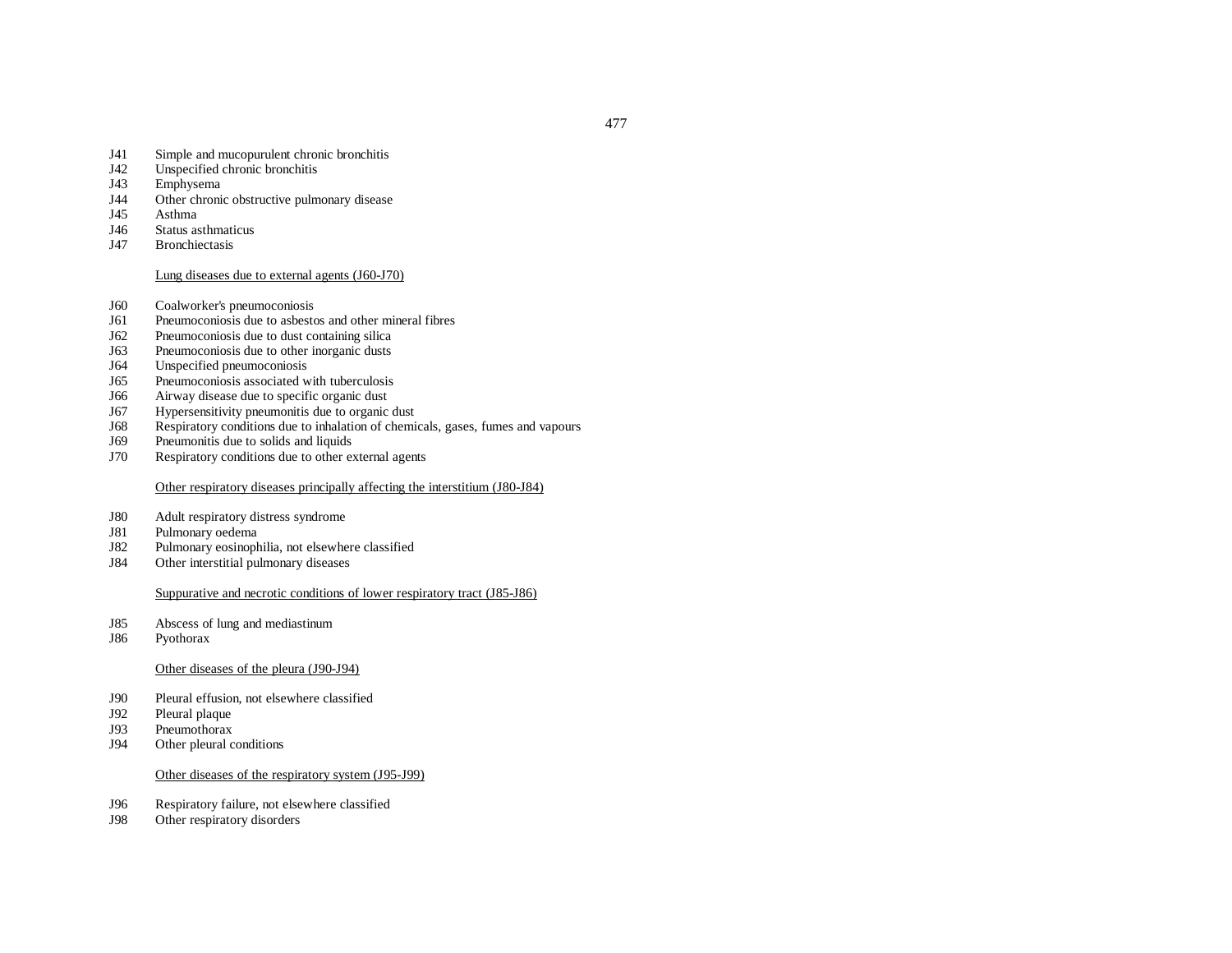J41 Simple and mucopurulent chronic bronchitis
J42 Unspecified chronic bronchitis
J43 Emphysema
J44 Other chronic obstructive pulmonary disease
J45 Asthma
J46 Status asthmaticus
J47 Bronchiectasis

<u>Lung diseases due to external agents (J60-J70)</u>

J60 Coalworker's pneumoconiosis
J61 Pneumoconiosis due to asbestos and other mineral fibres
J62 Pneumoconiosis due to dust containing silica
J63 Pneumoconiosis due to other inorganic dusts
J64 Unspecified pneumoconiosis
J65 Pneumoconiosis associated with tuberculosis
J66 Airway disease due to specific organic dust
J67 Hypersensitivity pneumonitis due to organic dust
J68 Respiratory conditions due to inhalation of chemicals, gases, fumes and vapours
J69 Pneumonitis due to solids and liquids
J70 Respiratory conditions due to other external agents

<u>Other respiratory diseases principally affecting the interstitium (J80-J84)</u>

J80 Adult respiratory distress syndrome
J81 Pulmonary oedema
J82 Pulmonary eosinophilia, not elsewhere classified
J84 Other interstitial pulmonary diseases

<u>Suppurative and necrotic conditions of lower respiratory tract (J85-J86)</u>

J85 Abscess of lung and mediastinum
J86 Pyothorax

<u>Other diseases of the pleura (J90-J94)</u>

J90 Pleural effusion, not elsewhere classified
J92 Pleural plaque
J93 Pneumothorax
J94 Other pleural conditions

<u>Other diseases of the respiratory system (J95-J99)</u>

J96 Respiratory failure, not elsewhere classified
J98 Other respiratory disorders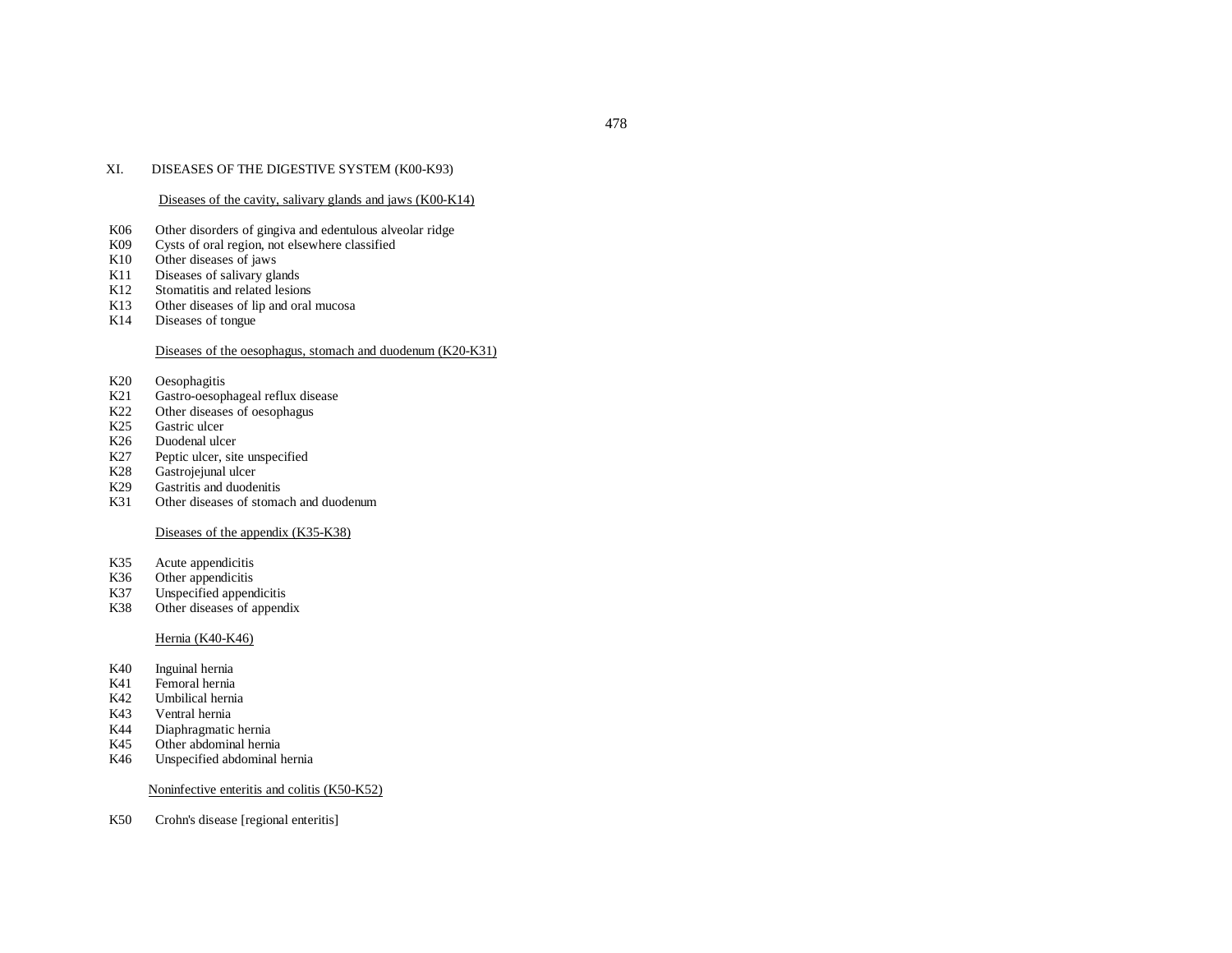## XI. DISEASES OF THE DIGESTIVE SYSTEM (K00-K93)

### Diseases of the cavity, salivary glands and jaws (K00-K14)

K06 Other disorders of gingiva and edentulous alveolar ridge
K09 Cysts of oral region, not elsewhere classified
K10 Other diseases of jaws
K11 Diseases of salivary glands
K12 Stomatitis and related lesions
K13 Other diseases of lip and oral mucosa
K14 Diseases of tongue

### Diseases of the oesophagus, stomach and duodenum (K20-K31)

K20 Oesophagitis
K21 Gastro-oesophageal reflux disease
K22 Other diseases of oesophagus
K25 Gastric ulcer
K26 Duodenal ulcer
K27 Peptic ulcer, site unspecified
K28 Gastrojejunal ulcer
K29 Gastritis and duodenitis
K31 Other diseases of stomach and duodenum

### Diseases of the appendix (K35-K38)

K35 Acute appendicitis
K36 Other appendicitis
K37 Unspecified appendicitis
K38 Other diseases of appendix

### Hernia (K40-K46)

K40 Inguinal hernia
K41 Femoral hernia
K42 Umbilical hernia
K43 Ventral hernia
K44 Diaphragmatic hernia
K45 Other abdominal hernia
K46 Unspecified abdominal hernia

### Noninfective enteritis and colitis (K50-K52)

K50 Crohn's disease [regional enteritis]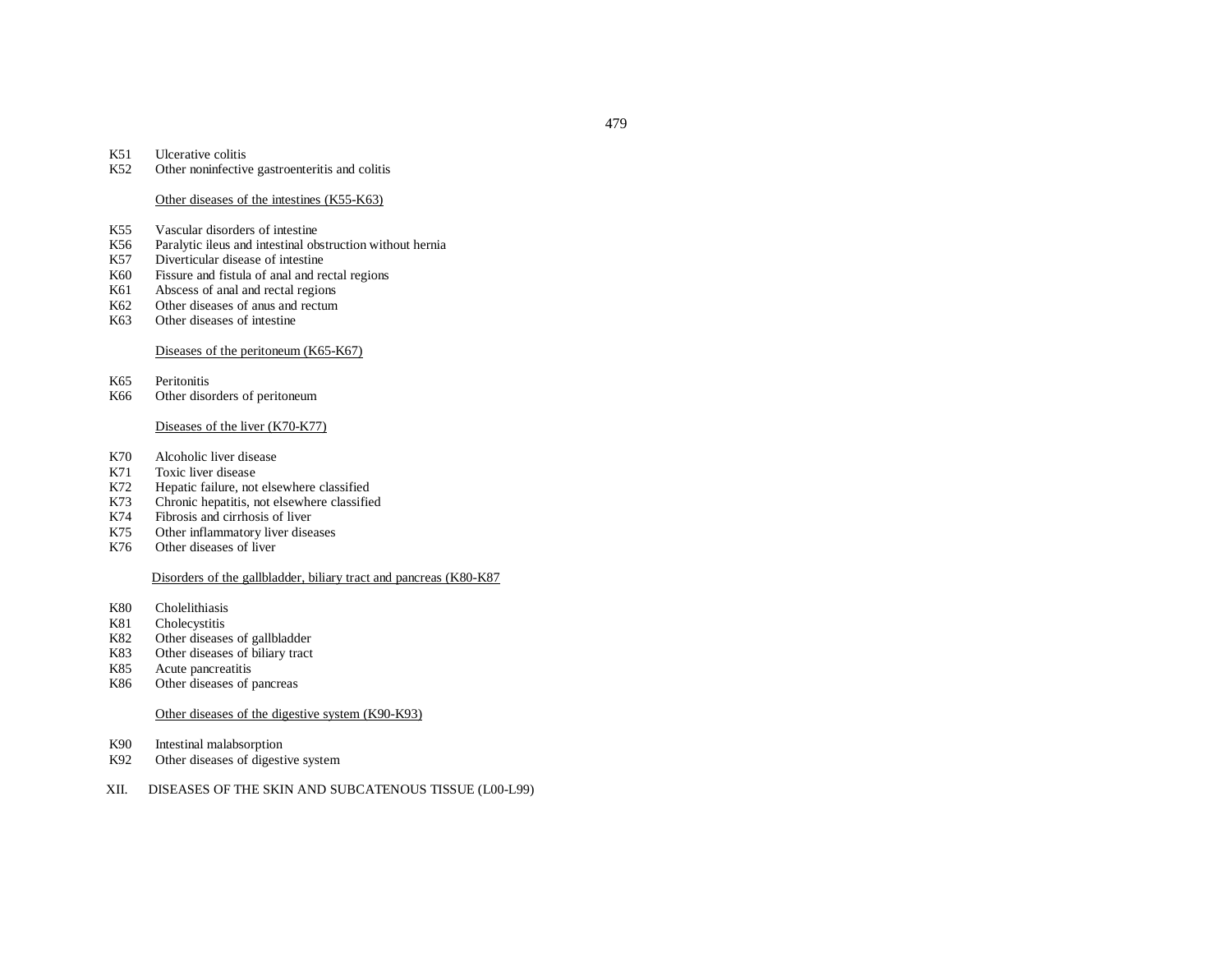K51 Ulcerative colitis
K52 Other noninfective gastroenteritis and colitis

Other diseases of the intestines (K55-K63)

K55 Vascular disorders of intestine
K56 Paralytic ileus and intestinal obstruction without hernia
K57 Diverticular disease of intestine
K60 Fissure and fistula of anal and rectal regions
K61 Abscess of anal and rectal regions
K62 Other diseases of anus and rectum
K63 Other diseases of intestine

Diseases of the peritoneum (K65-K67)

K65 Peritonitis
K66 Other disorders of peritoneum

Diseases of the liver (K70-K77)

K70 Alcoholic liver disease
K71 Toxic liver disease
K72 Hepatic failure, not elsewhere classified
K73 Chronic hepatitis, not elsewhere classified
K74 Fibrosis and cirrhosis of liver
K75 Other inflammatory liver diseases
K76 Other diseases of liver

Disorders of the gallbladder, biliary tract and pancreas (K80-K87

K80 Cholelithiasis
K81 Cholecystitis
K82 Other diseases of gallbladder
K83 Other diseases of biliary tract
K85 Acute pancreatitis
K86 Other diseases of pancreas

Other diseases of the digestive system (K90-K93)

K90 Intestinal malabsorption
K92 Other diseases of digestive system

XII. DISEASES OF THE SKIN AND SUBCATENOUS TISSUE (L00-L99)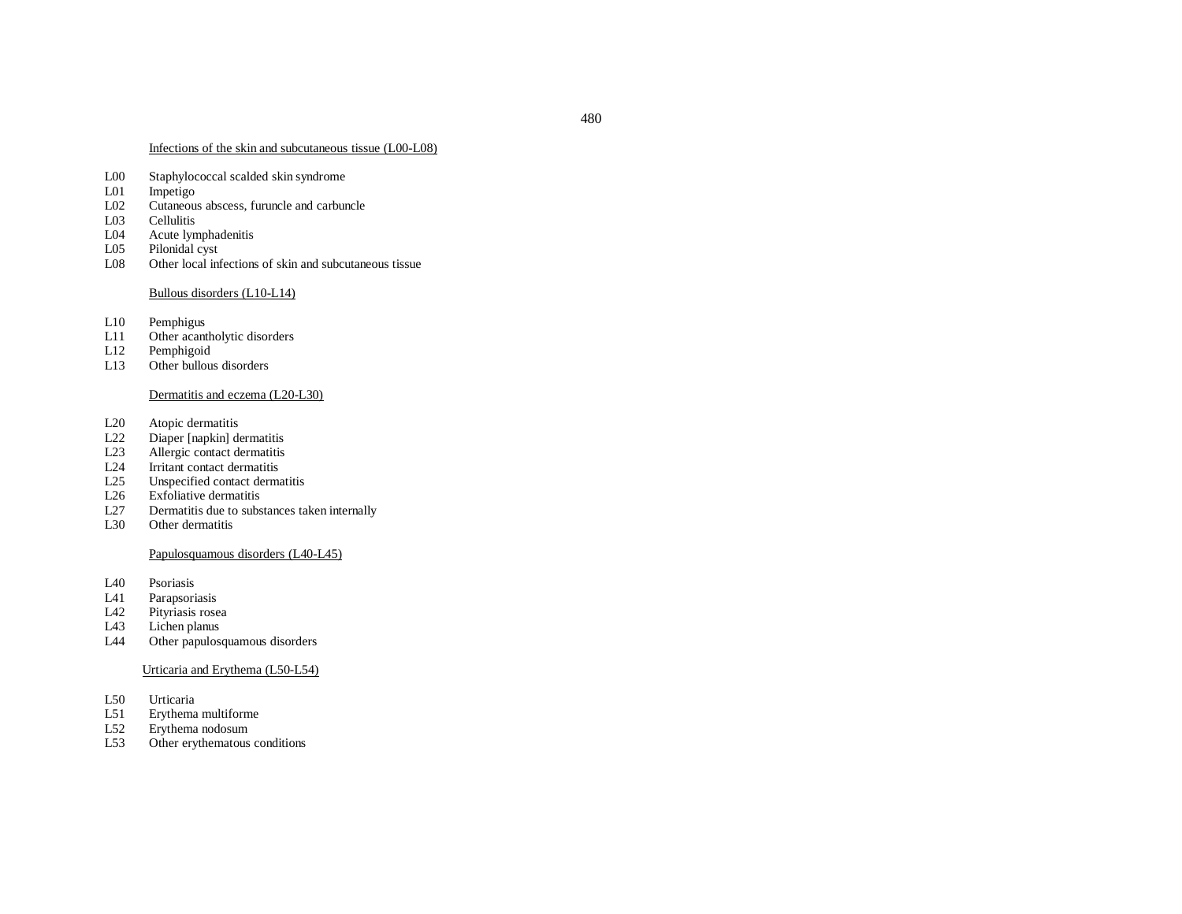## Infections of the skin and subcutaneous tissue (L00-L08)

L00 Staphylococcal scalded skin syndrome
L01 Impetigo
L02 Cutaneous abscess, furuncle and carbuncle
L03 Cellulitis
L04 Acute lymphadenitis
L05 Pilonidal cyst
L08 Other local infections of skin and subcutaneous tissue

## Bullous disorders (L10-L14)

L10 Pemphigus
L11 Other acantholytic disorders
L12 Pemphigoid
L13 Other bullous disorders

## Dermatitis and eczema (L20-L30)

L20 Atopic dermatitis
L22 Diaper [napkin] dermatitis
L23 Allergic contact dermatitis
L24 Irritant contact dermatitis
L25 Unspecified contact dermatitis
L26 Exfoliative dermatitis
L27 Dermatitis due to substances taken internally
L30 Other dermatitis

## Papulosquamous disorders (L40-L45)

L40 Psoriasis
L41 Parapsoriasis
L42 Pityriasis rosea
L43 Lichen planus
L44 Other papulosquamous disorders

## Urticaria and Erythema (L50-L54)

L50 Urticaria
L51 Erythema multiforme
L52 Erythema nodosum
L53 Other erythematous conditions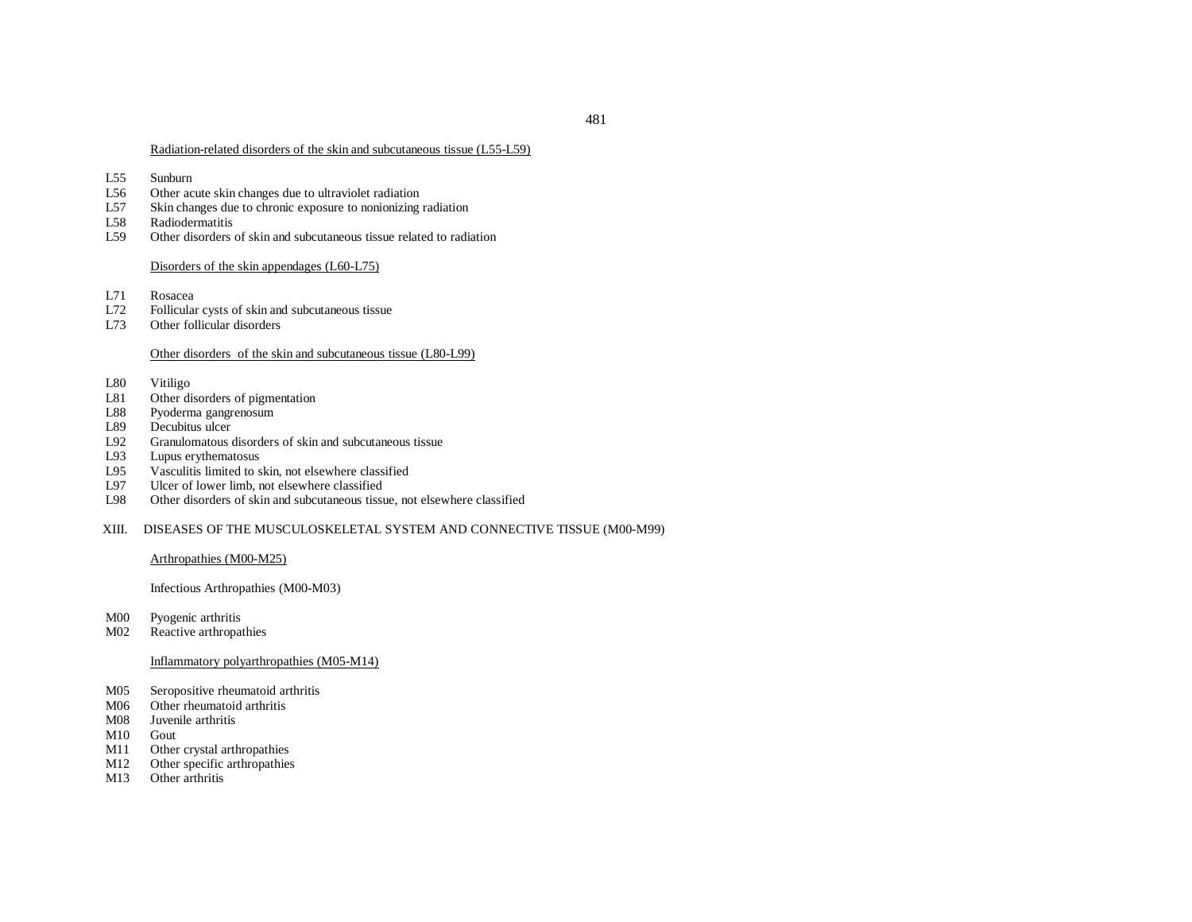Radiation-related disorders of the skin and subcutaneous tissue (L55-L59)

L55 Sunburn
L56 Other acute skin changes due to ultraviolet radiation
L57 Skin changes due to chronic exposure to nonionizing radiation
L58 Radiodermatitis
L59 Other disorders of skin and subcutaneous tissue related to radiation

Disorders of the skin appendages (L60-L75)

L71 Rosacea
L72 Follicular cysts of skin and subcutaneous tissue
L73 Other follicular disorders

Other disorders of the skin and subcutaneous tissue (L80-L99)

L80 Vitiligo
L81 Other disorders of pigmentation
L88 Pyoderma gangrenosum
L89 Decubitus ulcer
L92 Granulomatous disorders of skin and subcutaneous tissue
L93 Lupus erythematosus
L95 Vasculitis limited to skin, not elsewhere classified
L97 Ulcer of lower limb, not elsewhere classified
L98 Other disorders of skin and subcutaneous tissue, not elsewhere classified

## XIII. DISEASES OF THE MUSCULOSKELETAL SYSTEM AND CONNECTIVE TISSUE (M00-M99)

Arthropathies (M00-M25)

Infectious Arthropathies (M00-M03)

M00 Pyogenic arthritis
M02 Reactive arthropathies

Inflammatory polyarthropathies (M05-M14)

M05 Seropositive rheumatoid arthritis
M06 Other rheumatoid arthritis
M08 Juvenile arthritis
M10 Gout
M11 Other crystal arthropathies
M12 Other specific arthropathies
M13 Other arthritis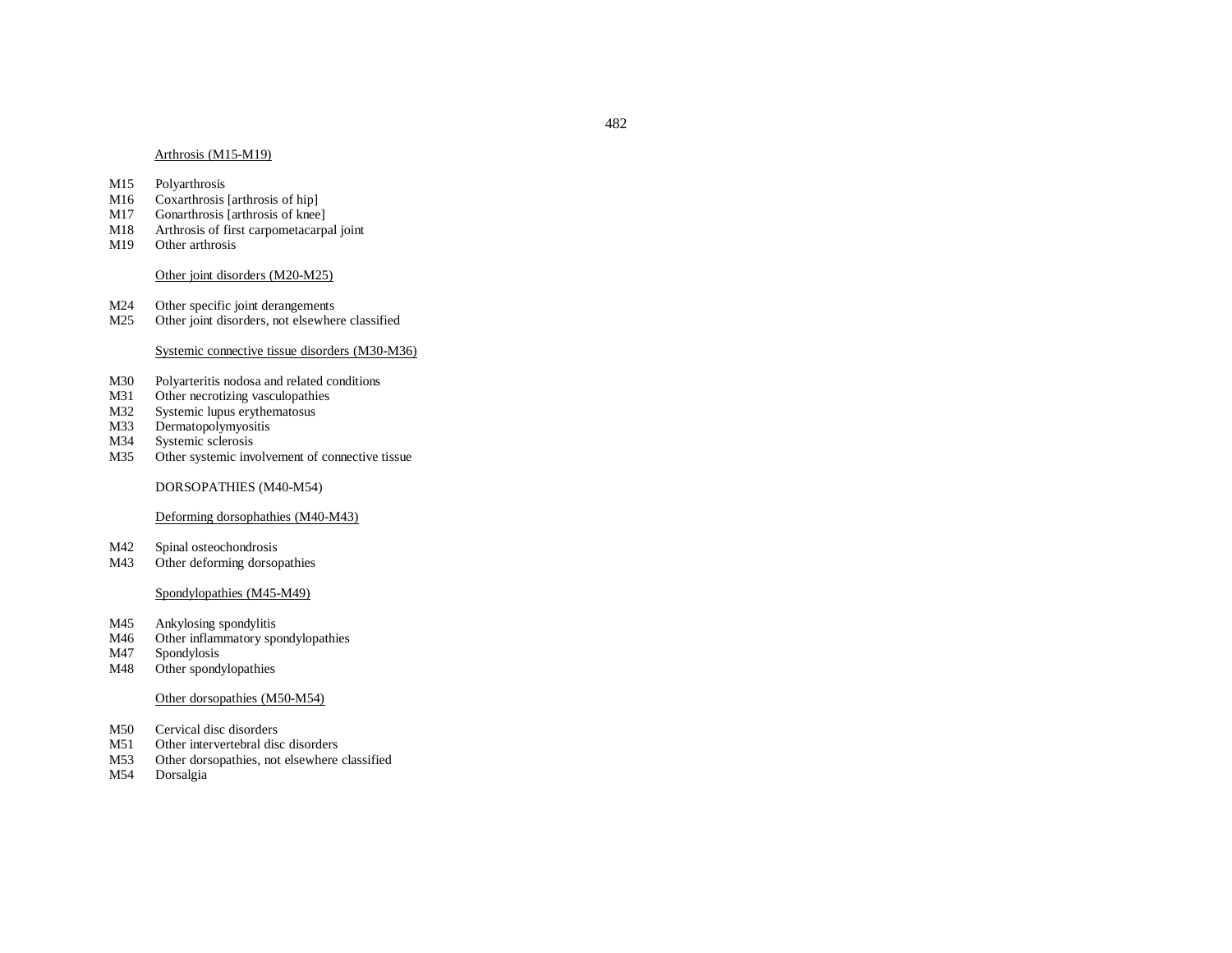Arthrosis (M15-M19)

M15 Polyarthrosis
M16 Coxarthrosis [arthrosis of hip]
M17 Gonarthrosis [arthrosis of knee]
M18 Arthrosis of first carpometacarpal joint
M19 Other arthrosis

Other joint disorders (M20-M25)

M24 Other specific joint derangements
M25 Other joint disorders, not elsewhere classified

Systemic connective tissue disorders (M30-M36)

M30 Polyarteritis nodosa and related conditions
M31 Other necrotizing vasculopathies
M32 Systemic lupus erythematosus
M33 Dermatopolymyositis
M34 Systemic sclerosis
M35 Other systemic involvement of connective tissue

DORSOPATHIES (M40-M54)

Deforming dorsophathies (M40-M43)

M42 Spinal osteochondrosis
M43 Other deforming dorsopathies

Spondylopathies (M45-M49)

M45 Ankylosing spondylitis
M46 Other inflammatory spondylopathies
M47 Spondylosis
M48 Other spondylopathies

Other dorsopathies (M50-M54)

M50 Cervical disc disorders
M51 Other intervertebral disc disorders
M53 Other dorsopathies, not elsewhere classified
M54 Dorsalgia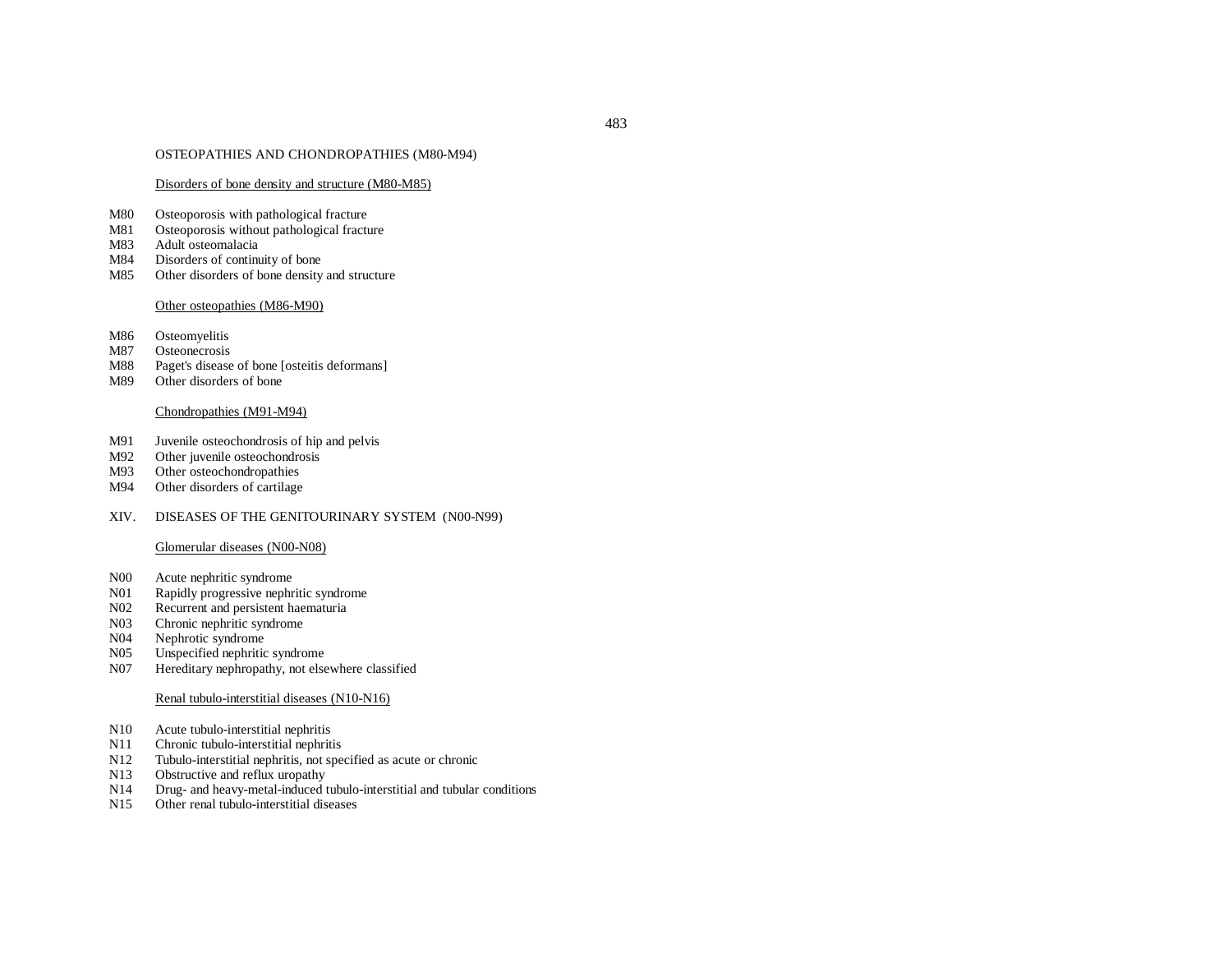OSTEOPATHIES AND CHONDROPATHIES (M80-M94)

Disorders of bone density and structure (M80-M85)

M80 Osteoporosis with pathological fracture
M81 Osteoporosis without pathological fracture
M83 Adult osteomalacia
M84 Disorders of continuity of bone
M85 Other disorders of bone density and structure

Other osteopathies (M86-M90)

M86 Osteomyelitis
M87 Osteonecrosis
M88 Paget's disease of bone [osteitis deformans]
M89 Other disorders of bone

Chondropathies (M91-M94)

M91 Juvenile osteochondrosis of hip and pelvis
M92 Other juvenile osteochondrosis
M93 Other osteochondropathies
M94 Other disorders of cartilage

## XIV. DISEASES OF THE GENITOURINARY SYSTEM (N00-N99)

Glomerular diseases (N00-N08)

N00 Acute nephritic syndrome
N01 Rapidly progressive nephritic syndrome
N02 Recurrent and persistent haematuria
N03 Chronic nephritic syndrome
N04 Nephrotic syndrome
N05 Unspecified nephritic syndrome
N07 Hereditary nephropathy, not elsewhere classified

Renal tubulo-interstitial diseases (N10-N16)

N10 Acute tubulo-interstitial nephritis
N11 Chronic tubulo-interstitial nephritis
N12 Tubulo-interstitial nephritis, not specified as acute or chronic
N13 Obstructive and reflux uropathy
N14 Drug- and heavy-metal-induced tubulo-interstitial and tubular conditions
N15 Other renal tubulo-interstitial diseases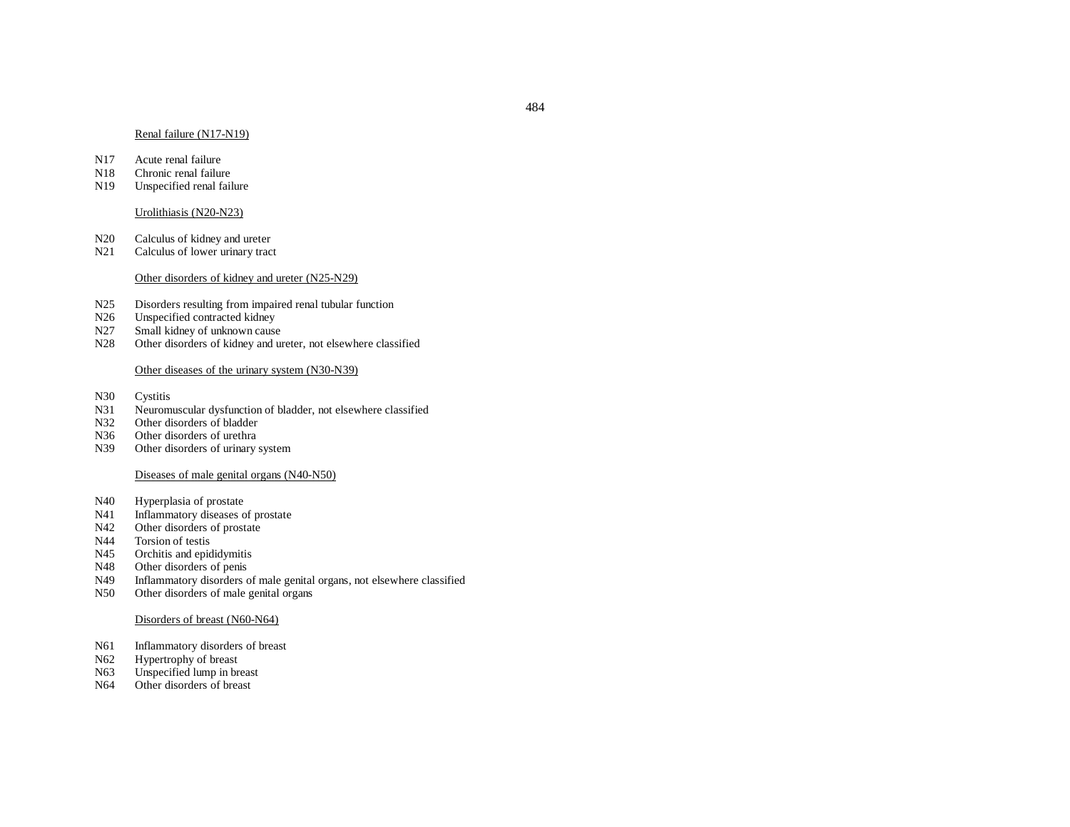Renal failure (N17-N19)

N17 Acute renal failure
N18 Chronic renal failure
N19 Unspecified renal failure

Urolithiasis (N20-N23)

N20 Calculus of kidney and ureter
N21 Calculus of lower urinary tract

Other disorders of kidney and ureter (N25-N29)

N25 Disorders resulting from impaired renal tubular function
N26 Unspecified contracted kidney
N27 Small kidney of unknown cause
N28 Other disorders of kidney and ureter, not elsewhere classified

Other diseases of the urinary system (N30-N39)

N30 Cystitis
N31 Neuromuscular dysfunction of bladder, not elsewhere classified
N32 Other disorders of bladder
N36 Other disorders of urethra
N39 Other disorders of urinary system

Diseases of male genital organs (N40-N50)

N40 Hyperplasia of prostate
N41 Inflammatory diseases of prostate
N42 Other disorders of prostate
N44 Torsion of testis
N45 Orchitis and epididymitis
N48 Other disorders of penis
N49 Inflammatory disorders of male genital organs, not elsewhere classified
N50 Other disorders of male genital organs

Disorders of breast (N60-N64)

N61 Inflammatory disorders of breast
N62 Hypertrophy of breast
N63 Unspecified lump in breast
N64 Other disorders of breast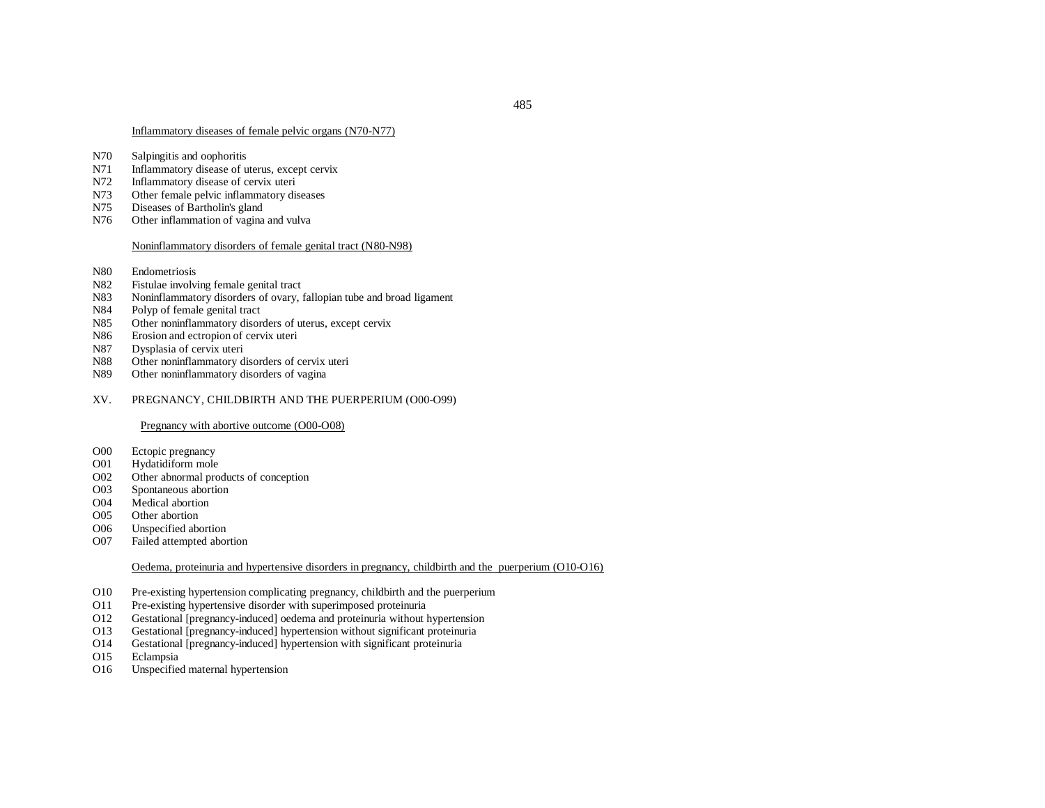Inflammatory diseases of female pelvic organs (N70-N77)

N70 Salpingitis and oophoritis
N71 Inflammatory disease of uterus, except cervix
N72 Inflammatory disease of cervix uteri
N73 Other female pelvic inflammatory diseases
N75 Diseases of Bartholin's gland
N76 Other inflammation of vagina and vulva

Noninflammatory disorders of female genital tract (N80-N98)

N80 Endometriosis
N82 Fistulae involving female genital tract
N83 Noninflammatory disorders of ovary, fallopian tube and broad ligament
N84 Polyp of female genital tract
N85 Other noninflammatory disorders of uterus, except cervix
N86 Erosion and ectropion of cervix uteri
N87 Dysplasia of cervix uteri
N88 Other noninflammatory disorders of cervix uteri
N89 Other noninflammatory disorders of vagina

## XV. PREGNANCY, CHILDBIRTH AND THE PUERPERIUM (O00-O99)

Pregnancy with abortive outcome (O00-O08)

O00 Ectopic pregnancy
O01 Hydatidiform mole
O02 Other abnormal products of conception
O03 Spontaneous abortion
O04 Medical abortion
O05 Other abortion
O06 Unspecified abortion
O07 Failed attempted abortion

Oedema, proteinuria and hypertensive disorders in pregnancy, childbirth and the puerperium (O10-O16)

O10 Pre-existing hypertension complicating pregnancy, childbirth and the puerperium
O11 Pre-existing hypertensive disorder with superimposed proteinuria
O12 Gestational [pregnancy-induced] oedema and proteinuria without hypertension
O13 Gestational [pregnancy-induced] hypertension without significant proteinuria
O14 Gestational [pregnancy-induced] hypertension with significant proteinuria
O15 Eclampsia
O16 Unspecified maternal hypertension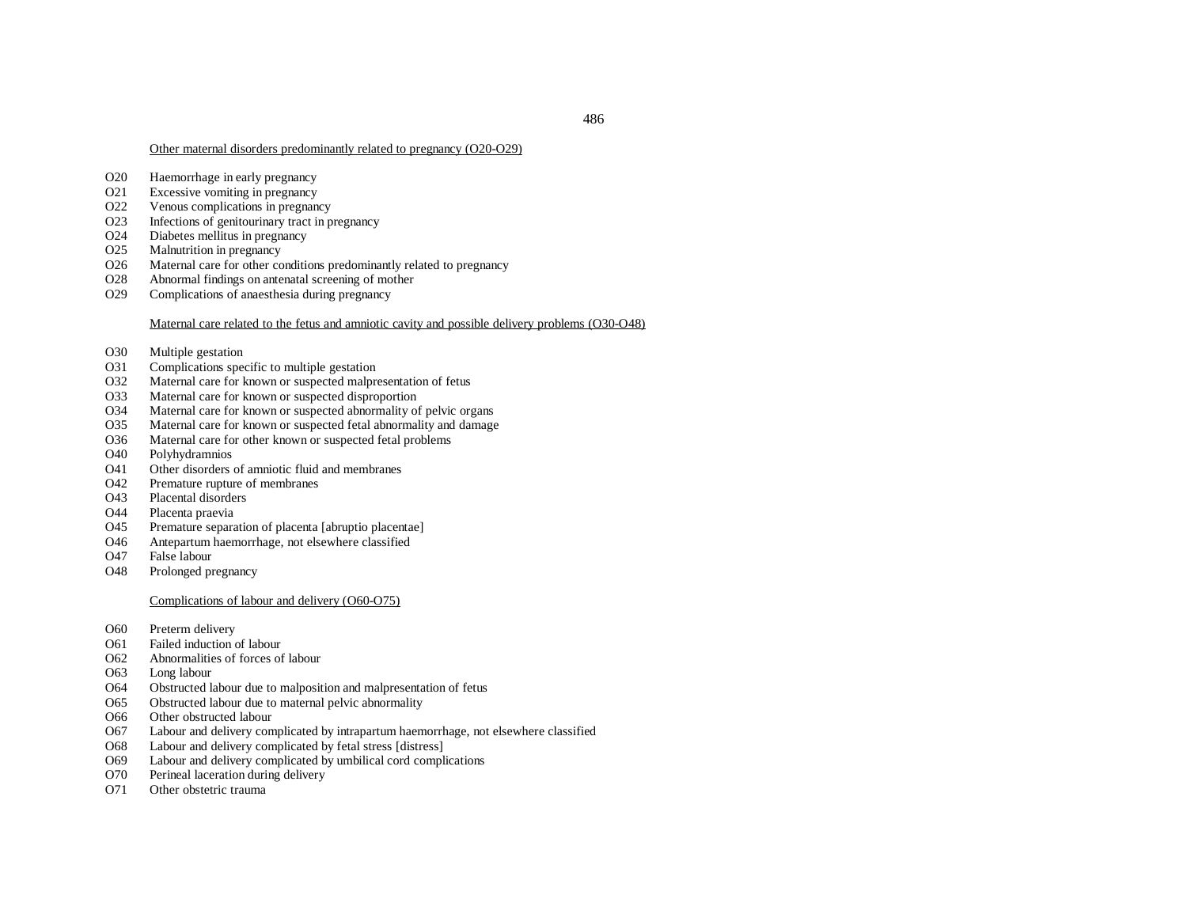Other maternal disorders predominantly related to pregnancy (O20-O29)

O20 Haemorrhage in early pregnancy
O21 Excessive vomiting in pregnancy
O22 Venous complications in pregnancy
O23 Infections of genitourinary tract in pregnancy
O24 Diabetes mellitus in pregnancy
O25 Malnutrition in pregnancy
O26 Maternal care for other conditions predominantly related to pregnancy
O28 Abnormal findings on antenatal screening of mother
O29 Complications of anaesthesia during pregnancy

Maternal care related to the fetus and amniotic cavity and possible delivery problems (O30-O48)

O30 Multiple gestation
O31 Complications specific to multiple gestation
O32 Maternal care for known or suspected malpresentation of fetus
O33 Maternal care for known or suspected disproportion
O34 Maternal care for known or suspected abnormality of pelvic organs
O35 Maternal care for known or suspected fetal abnormality and damage
O36 Maternal care for other known or suspected fetal problems
O40 Polyhydramnios
O41 Other disorders of amniotic fluid and membranes
O42 Premature rupture of membranes
O43 Placental disorders
O44 Placenta praevia
O45 Premature separation of placenta [abruptio placentae]
O46 Antepartum haemorrhage, not elsewhere classified
O47 False labour
O48 Prolonged pregnancy

Complications of labour and delivery (O60-O75)

O60 Preterm delivery
O61 Failed induction of labour
O62 Abnormalities of forces of labour
O63 Long labour
O64 Obstructed labour due to malposition and malpresentation of fetus
O65 Obstructed labour due to maternal pelvic abnormality
O66 Other obstructed labour
O67 Labour and delivery complicated by intrapartum haemorrhage, not elsewhere classified
O68 Labour and delivery complicated by fetal stress [distress]
O69 Labour and delivery complicated by umbilical cord complications
O70 Perineal laceration during delivery
O71 Other obstetric trauma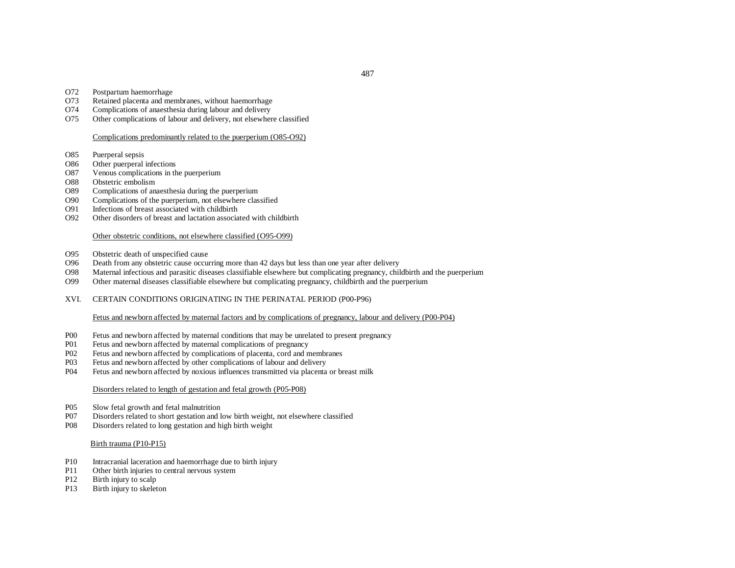O72 Postpartum haemorrhage
O73 Retained placenta and membranes, without haemorrhage
O74 Complications of anaesthesia during labour and delivery
O75 Other complications of labour and delivery, not elsewhere classified

Complications predominantly related to the puerperium (O85-O92)

O85 Puerperal sepsis
O86 Other puerperal infections
O87 Venous complications in the puerperium
O88 Obstetric embolism
O89 Complications of anaesthesia during the puerperium
O90 Complications of the puerperium, not elsewhere classified
O91 Infections of breast associated with childbirth
O92 Other disorders of breast and lactation associated with childbirth

Other obstetric conditions, not elsewhere classified (O95-O99)

O95 Obstetric death of unspecified cause
O96 Death from any obstetric cause occurring more than 42 days but less than one year after delivery
O98 Maternal infectious and parasitic diseases classifiable elsewhere but complicating pregnancy, childbirth and the puerperium
O99 Other maternal diseases classifiable elsewhere but complicating pregnancy, childbirth and the puerperium

XVI. CERTAIN CONDITIONS ORIGINATING IN THE PERINATAL PERIOD (P00-P96)

Fetus and newborn affected by maternal factors and by complications of pregnancy, labour and delivery (P00-P04)

P00 Fetus and newborn affected by maternal conditions that may be unrelated to present pregnancy
P01 Fetus and newborn affected by maternal complications of pregnancy
P02 Fetus and newborn affected by complications of placenta, cord and membranes
P03 Fetus and newborn affected by other complications of labour and delivery
P04 Fetus and newborn affected by noxious influences transmitted via placenta or breast milk

Disorders related to length of gestation and fetal growth (P05-P08)

P05 Slow fetal growth and fetal malnutrition
P07 Disorders related to short gestation and low birth weight, not elsewhere classified
P08 Disorders related to long gestation and high birth weight

Birth trauma (P10-P15)

P10 Intracranial laceration and haemorrhage due to birth injury
P11 Other birth injuries to central nervous system
P12 Birth injury to scalp
P13 Birth injury to skeleton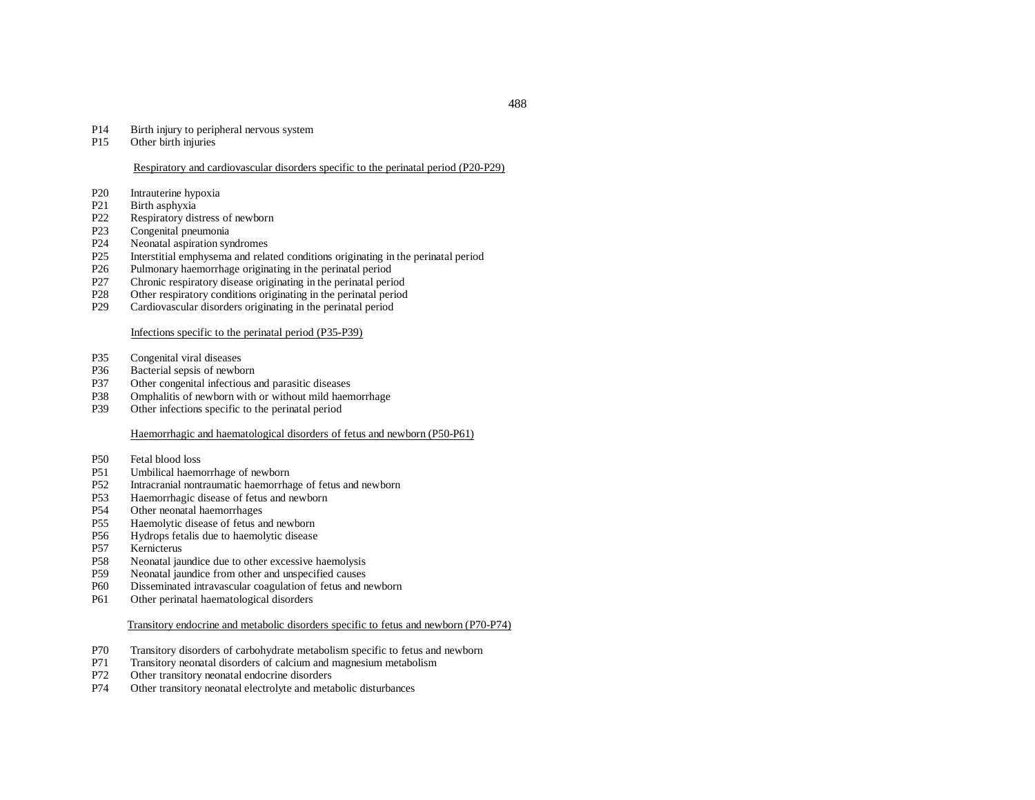P14 Birth injury to peripheral nervous system
P15 Other birth injuries

<u>Respiratory and cardiovascular disorders specific to the perinatal period (P20-P29)</u>

P20 Intrauterine hypoxia
P21 Birth asphyxia
P22 Respiratory distress of newborn
P23 Congenital pneumonia
P24 Neonatal aspiration syndromes
P25 Interstitial emphysema and related conditions originating in the perinatal period
P26 Pulmonary haemorrhage originating in the perinatal period
P27 Chronic respiratory disease originating in the perinatal period
P28 Other respiratory conditions originating in the perinatal period
P29 Cardiovascular disorders originating in the perinatal period

<u>Infections specific to the perinatal period (P35-P39)</u>

P35 Congenital viral diseases
P36 Bacterial sepsis of newborn
P37 Other congenital infectious and parasitic diseases
P38 Omphalitis of newborn with or without mild haemorrhage
P39 Other infections specific to the perinatal period

<u>Haemorrhagic and haematological disorders of fetus and newborn (P50-P61)</u>

P50 Fetal blood loss
P51 Umbilical haemorrhage of newborn
P52 Intracranial nontraumatic haemorrhage of fetus and newborn
P53 Haemorrhagic disease of fetus and newborn
P54 Other neonatal haemorrhages
P55 Haemolytic disease of fetus and newborn
P56 Hydrops fetalis due to haemolytic disease
P57 Kernicterus
P58 Neonatal jaundice due to other excessive haemolysis
P59 Neonatal jaundice from other and unspecified causes
P60 Disseminated intravascular coagulation of fetus and newborn
P61 Other perinatal haematological disorders

<u>Transitory endocrine and metabolic disorders specific to fetus and newborn (P70-P74)</u>

P70 Transitory disorders of carbohydrate metabolism specific to fetus and newborn
P71 Transitory neonatal disorders of calcium and magnesium metabolism
P72 Other transitory neonatal endocrine disorders
P74 Other transitory neonatal electrolyte and metabolic disturbances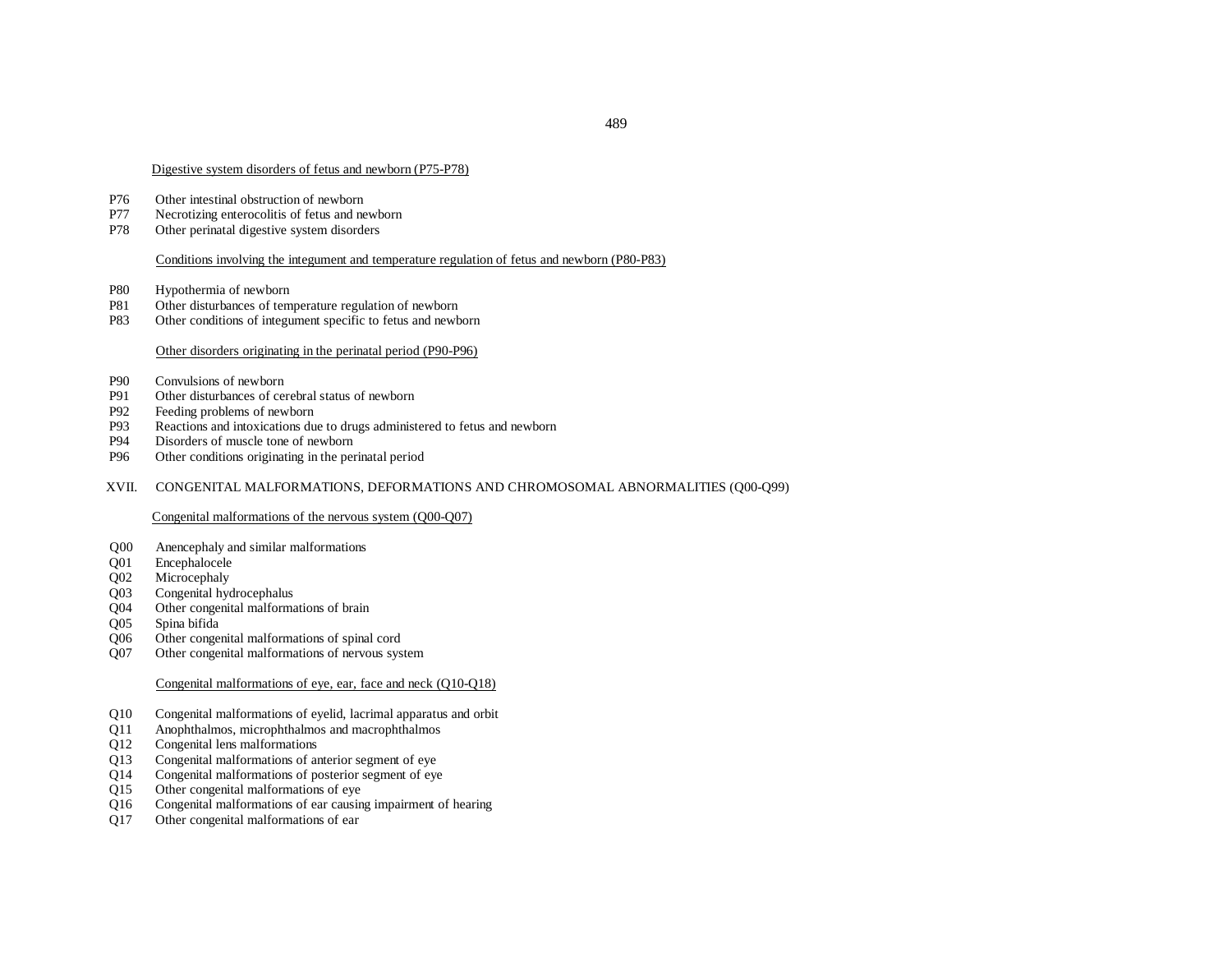<u>Digestive system disorders of fetus and newborn (P75-P78)</u>

P76 Other intestinal obstruction of newborn
P77 Necrotizing enterocolitis of fetus and newborn
P78 Other perinatal digestive system disorders

<u>Conditions involving the integument and temperature regulation of fetus and newborn (P80-P83)</u>

P80 Hypothermia of newborn
P81 Other disturbances of temperature regulation of newborn
P83 Other conditions of integument specific to fetus and newborn

<u>Other disorders originating in the perinatal period (P90-P96)</u>

P90 Convulsions of newborn
P91 Other disturbances of cerebral status of newborn
P92 Feeding problems of newborn
P93 Reactions and intoxications due to drugs administered to fetus and newborn
P94 Disorders of muscle tone of newborn
P96 Other conditions originating in the perinatal period

XVII. CONGENITAL MALFORMATIONS, DEFORMATIONS AND CHROMOSOMAL ABNORMALITIES (Q00-Q99)

<u>Congenital malformations of the nervous system (Q00-Q07)</u>

Q00 Anencephaly and similar malformations
Q01 Encephalocele
Q02 Microcephaly
Q03 Congenital hydrocephalus
Q04 Other congenital malformations of brain
Q05 Spina bifida
Q06 Other congenital malformations of spinal cord
Q07 Other congenital malformations of nervous system

<u>Congenital malformations of eye, ear, face and neck (Q10-Q18)</u>

Q10 Congenital malformations of eyelid, lacrimal apparatus and orbit
Q11 Anophthalmos, microphthalmos and macrophthalmos
Q12 Congenital lens malformations
Q13 Congenital malformations of anterior segment of eye
Q14 Congenital malformations of posterior segment of eye
Q15 Other congenital malformations of eye
Q16 Congenital malformations of ear causing impairment of hearing
Q17 Other congenital malformations of ear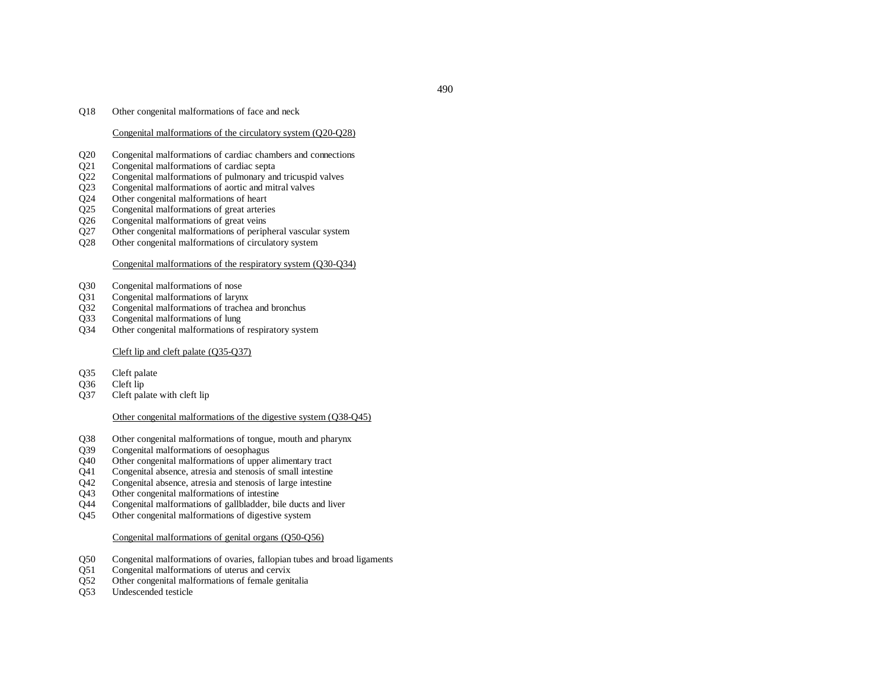Q18 Other congenital malformations of face and neck

Congenital malformations of the circulatory system (Q20-Q28)

Q20 Congenital malformations of cardiac chambers and connections
Q21 Congenital malformations of cardiac septa
Q22 Congenital malformations of pulmonary and tricuspid valves
Q23 Congenital malformations of aortic and mitral valves
Q24 Other congenital malformations of heart
Q25 Congenital malformations of great arteries
Q26 Congenital malformations of great veins
Q27 Other congenital malformations of peripheral vascular system
Q28 Other congenital malformations of circulatory system

Congenital malformations of the respiratory system (Q30-Q34)

Q30 Congenital malformations of nose
Q31 Congenital malformations of larynx
Q32 Congenital malformations of trachea and bronchus
Q33 Congenital malformations of lung
Q34 Other congenital malformations of respiratory system

Cleft lip and cleft palate (Q35-Q37)

Q35 Cleft palate
Q36 Cleft lip
Q37 Cleft palate with cleft lip

Other congenital malformations of the digestive system (Q38-Q45)

Q38 Other congenital malformations of tongue, mouth and pharynx
Q39 Congenital malformations of oesophagus
Q40 Other congenital malformations of upper alimentary tract
Q41 Congenital absence, atresia and stenosis of small intestine
Q42 Congenital absence, atresia and stenosis of large intestine
Q43 Other congenital malformations of intestine
Q44 Congenital malformations of gallbladder, bile ducts and liver
Q45 Other congenital malformations of digestive system

Congenital malformations of genital organs (Q50-Q56)

Q50 Congenital malformations of ovaries, fallopian tubes and broad ligaments
Q51 Congenital malformations of uterus and cervix
Q52 Other congenital malformations of female genitalia
Q53 Undescended testicle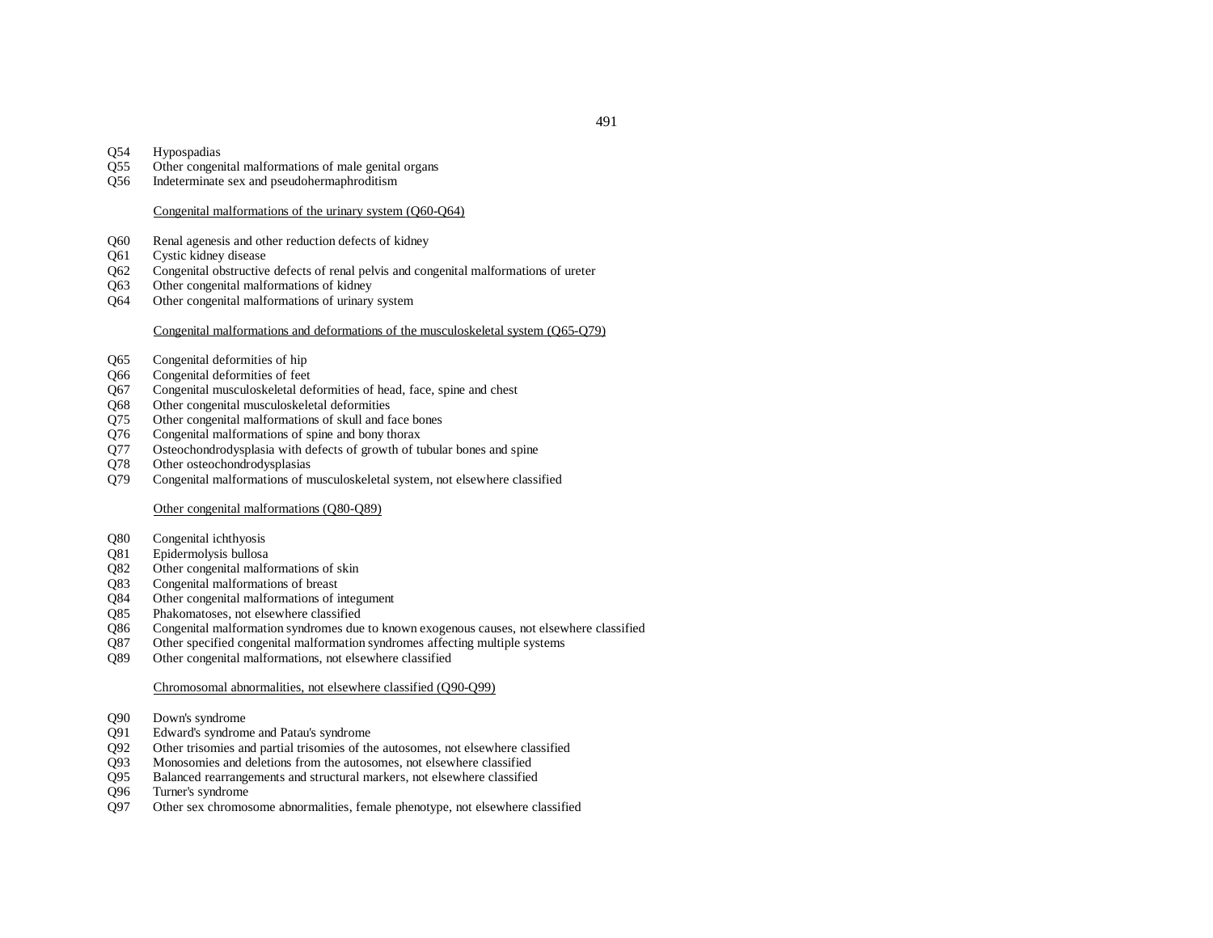Q54 Hypospadias
Q55 Other congenital malformations of male genital organs
Q56 Indeterminate sex and pseudohermaphroditism

<u>Congenital malformations of the urinary system (Q60-Q64)</u>

Q60 Renal agenesis and other reduction defects of kidney
Q61 Cystic kidney disease
Q62 Congenital obstructive defects of renal pelvis and congenital malformations of ureter
Q63 Other congenital malformations of kidney
Q64 Other congenital malformations of urinary system

<u>Congenital malformations and deformations of the musculoskeletal system (Q65-Q79)</u>

Q65 Congenital deformities of hip
Q66 Congenital deformities of feet
Q67 Congenital musculoskeletal deformities of head, face, spine and chest
Q68 Other congenital musculoskeletal deformities
Q75 Other congenital malformations of skull and face bones
Q76 Congenital malformations of spine and bony thorax
Q77 Osteochondrodysplasia with defects of growth of tubular bones and spine
Q78 Other osteochondrodysplasias
Q79 Congenital malformations of musculoskeletal system, not elsewhere classified

<u>Other congenital malformations (Q80-Q89)</u>

Q80 Congenital ichthyosis
Q81 Epidermolysis bullosa
Q82 Other congenital malformations of skin
Q83 Congenital malformations of breast
Q84 Other congenital malformations of integument
Q85 Phakomatoses, not elsewhere classified
Q86 Congenital malformation syndromes due to known exogenous causes, not elsewhere classified
Q87 Other specified congenital malformation syndromes affecting multiple systems
Q89 Other congenital malformations, not elsewhere classified

<u>Chromosomal abnormalities, not elsewhere classified (Q90-Q99)</u>

Q90 Down's syndrome
Q91 Edward's syndrome and Patau's syndrome
Q92 Other trisomies and partial trisomies of the autosomes, not elsewhere classified
Q93 Monosomies and deletions from the autosomes, not elsewhere classified
Q95 Balanced rearrangements and structural markers, not elsewhere classified
Q96 Turner's syndrome
Q97 Other sex chromosome abnormalities, female phenotype, not elsewhere classified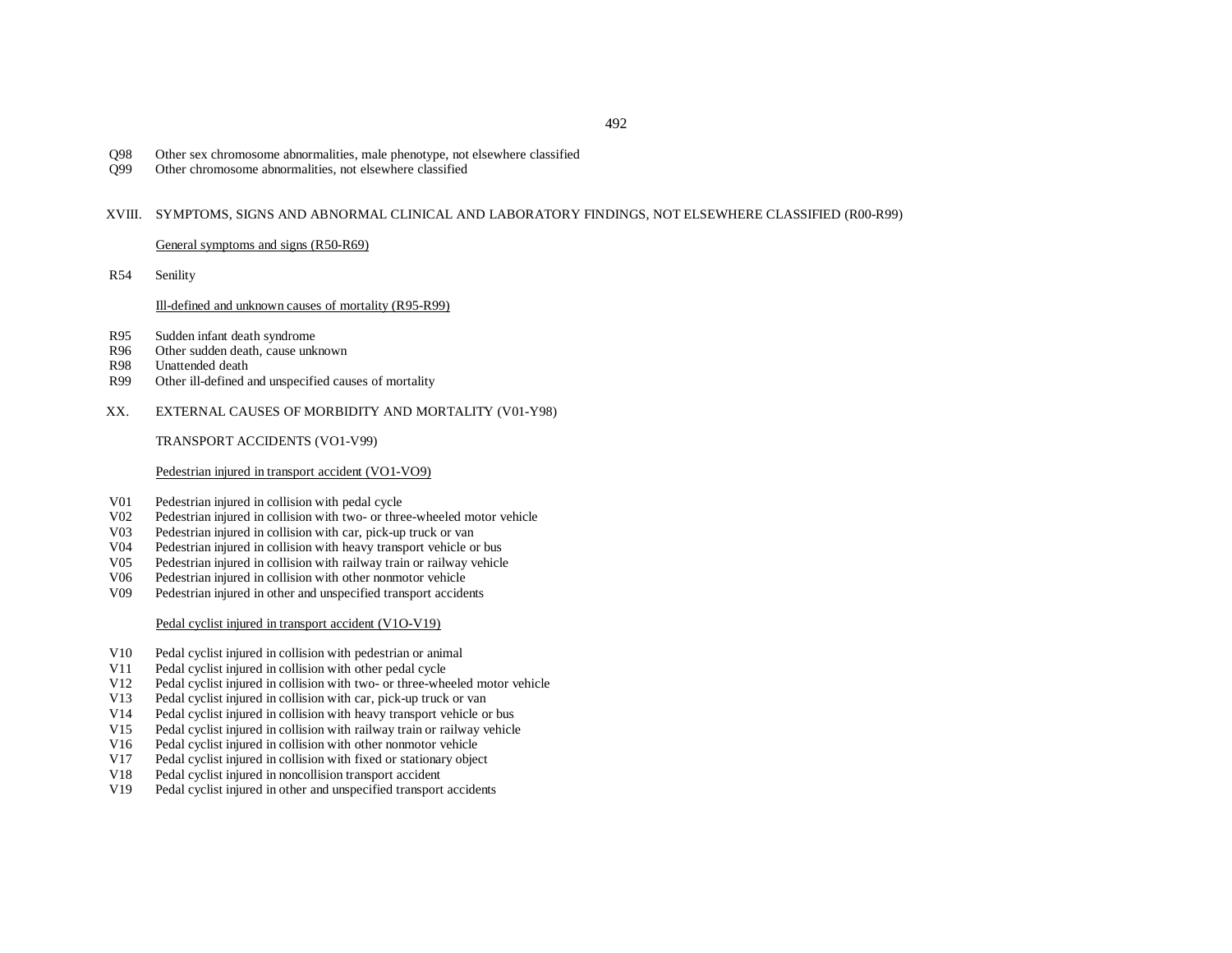Q98 Other sex chromosome abnormalities, male phenotype, not elsewhere classified
Q99 Other chromosome abnormalities, not elsewhere classified

XVIII. SYMPTOMS, SIGNS AND ABNORMAL CLINICAL AND LABORATORY FINDINGS, NOT ELSEWHERE CLASSIFIED (R00-R99)

General symptoms and signs (R50-R69)

R54 Senility

Ill-defined and unknown causes of mortality (R95-R99)

R95 Sudden infant death syndrome
R96 Other sudden death, cause unknown
R98 Unattended death
R99 Other ill-defined and unspecified causes of mortality

XX. EXTERNAL CAUSES OF MORBIDITY AND MORTALITY (V01-Y98)

TRANSPORT ACCIDENTS (VO1-V99)

Pedestrian injured in transport accident (VO1-VO9)

V01 Pedestrian injured in collision with pedal cycle
V02 Pedestrian injured in collision with two- or three-wheeled motor vehicle
V03 Pedestrian injured in collision with car, pick-up truck or van
V04 Pedestrian injured in collision with heavy transport vehicle or bus
V05 Pedestrian injured in collision with railway train or railway vehicle
V06 Pedestrian injured in collision with other nonmotor vehicle
V09 Pedestrian injured in other and unspecified transport accidents

Pedal cyclist injured in transport accident (V1O-V19)

V10 Pedal cyclist injured in collision with pedestrian or animal
V11 Pedal cyclist injured in collision with other pedal cycle
V12 Pedal cyclist injured in collision with two- or three-wheeled motor vehicle
V13 Pedal cyclist injured in collision with car, pick-up truck or van
V14 Pedal cyclist injured in collision with heavy transport vehicle or bus
V15 Pedal cyclist injured in collision with railway train or railway vehicle
V16 Pedal cyclist injured in collision with other nonmotor vehicle
V17 Pedal cyclist injured in collision with fixed or stationary object
V18 Pedal cyclist injured in noncollision transport accident
V19 Pedal cyclist injured in other and unspecified transport accidents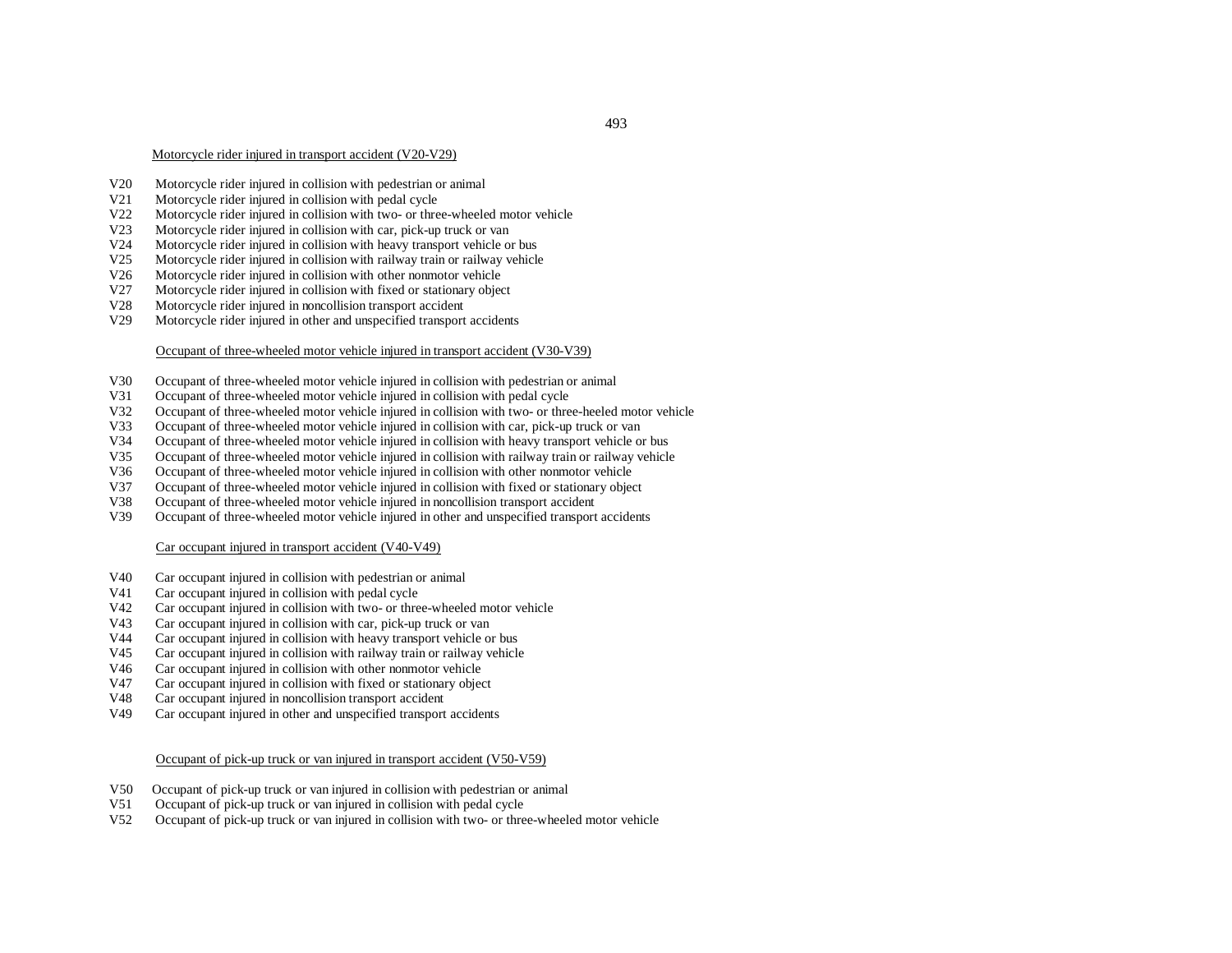Motorcycle rider injured in transport accident (V20-V29)

V20 Motorcycle rider injured in collision with pedestrian or animal
V21 Motorcycle rider injured in collision with pedal cycle
V22 Motorcycle rider injured in collision with two- or three-wheeled motor vehicle
V23 Motorcycle rider injured in collision with car, pick-up truck or van
V24 Motorcycle rider injured in collision with heavy transport vehicle or bus
V25 Motorcycle rider injured in collision with railway train or railway vehicle
V26 Motorcycle rider injured in collision with other nonmotor vehicle
V27 Motorcycle rider injured in collision with fixed or stationary object
V28 Motorcycle rider injured in noncollision transport accident
V29 Motorcycle rider injured in other and unspecified transport accidents

Occupant of three-wheeled motor vehicle injured in transport accident (V30-V39)

V30 Occupant of three-wheeled motor vehicle injured in collision with pedestrian or animal
V31 Occupant of three-wheeled motor vehicle injured in collision with pedal cycle
V32 Occupant of three-wheeled motor vehicle injured in collision with two- or three-heeled motor vehicle
V33 Occupant of three-wheeled motor vehicle injured in collision with car, pick-up truck or van
V34 Occupant of three-wheeled motor vehicle injured in collision with heavy transport vehicle or bus
V35 Occupant of three-wheeled motor vehicle injured in collision with railway train or railway vehicle
V36 Occupant of three-wheeled motor vehicle injured in collision with other nonmotor vehicle
V37 Occupant of three-wheeled motor vehicle injured in collision with fixed or stationary object
V38 Occupant of three-wheeled motor vehicle injured in noncollision transport accident
V39 Occupant of three-wheeled motor vehicle injured in other and unspecified transport accidents

Car occupant injured in transport accident (V40-V49)

V40 Car occupant injured in collision with pedestrian or animal
V41 Car occupant injured in collision with pedal cycle
V42 Car occupant injured in collision with two- or three-wheeled motor vehicle
V43 Car occupant injured in collision with car, pick-up truck or van
V44 Car occupant injured in collision with heavy transport vehicle or bus
V45 Car occupant injured in collision with railway train or railway vehicle
V46 Car occupant injured in collision with other nonmotor vehicle
V47 Car occupant injured in collision with fixed or stationary object
V48 Car occupant injured in noncollision transport accident
V49 Car occupant injured in other and unspecified transport accidents

Occupant of pick-up truck or van injured in transport accident (V50-V59)

V50 Occupant of pick-up truck or van injured in collision with pedestrian or animal
V51 Occupant of pick-up truck or van injured in collision with pedal cycle
V52 Occupant of pick-up truck or van injured in collision with two- or three-wheeled motor vehicle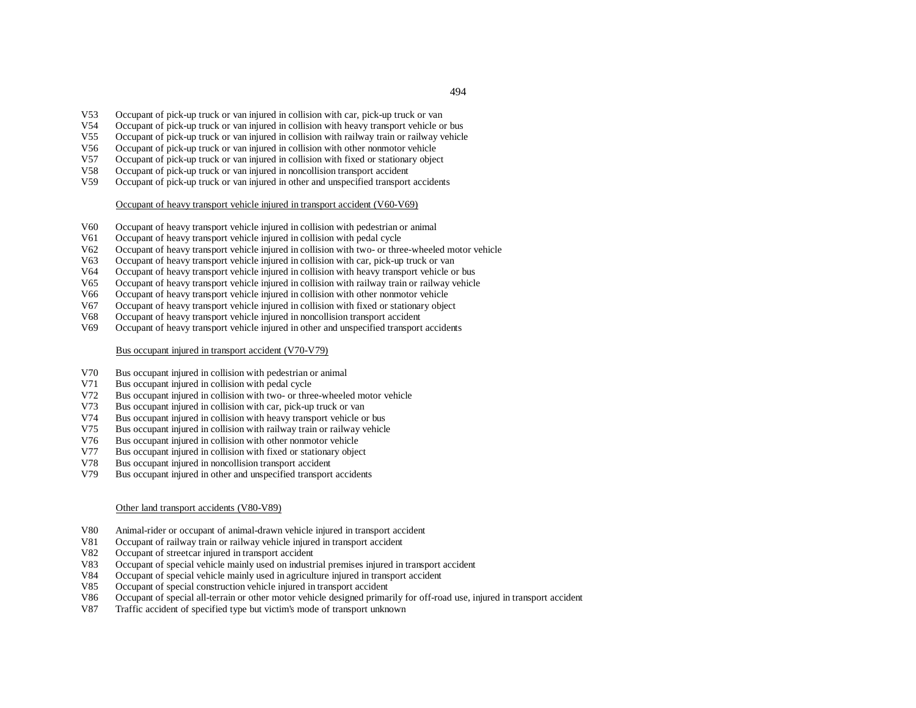V53 Occupant of pick-up truck or van injured in collision with car, pick-up truck or van
V54 Occupant of pick-up truck or van injured in collision with heavy transport vehicle or bus
V55 Occupant of pick-up truck or van injured in collision with railway train or railway vehicle
V56 Occupant of pick-up truck or van injured in collision with other nonmotor vehicle
V57 Occupant of pick-up truck or van injured in collision with fixed or stationary object
V58 Occupant of pick-up truck or van injured in noncollision transport accident
V59 Occupant of pick-up truck or van injured in other and unspecified transport accidents

Occupant of heavy transport vehicle injured in transport accident (V60-V69)

V60 Occupant of heavy transport vehicle injured in collision with pedestrian or animal
V61 Occupant of heavy transport vehicle injured in collision with pedal cycle
V62 Occupant of heavy transport vehicle injured in collision with two- or three-wheeled motor vehicle
V63 Occupant of heavy transport vehicle injured in collision with car, pick-up truck or van
V64 Occupant of heavy transport vehicle injured in collision with heavy transport vehicle or bus
V65 Occupant of heavy transport vehicle injured in collision with railway train or railway vehicle
V66 Occupant of heavy transport vehicle injured in collision with other nonmotor vehicle
V67 Occupant of heavy transport vehicle injured in collision with fixed or stationary object
V68 Occupant of heavy transport vehicle injured in noncollision transport accident
V69 Occupant of heavy transport vehicle injured in other and unspecified transport accidents

Bus occupant injured in transport accident (V70-V79)

V70 Bus occupant injured in collision with pedestrian or animal
V71 Bus occupant injured in collision with pedal cycle
V72 Bus occupant injured in collision with two- or three-wheeled motor vehicle
V73 Bus occupant injured in collision with car, pick-up truck or van
V74 Bus occupant injured in collision with heavy transport vehicle or bus
V75 Bus occupant injured in collision with railway train or railway vehicle
V76 Bus occupant injured in collision with other nonmotor vehicle
V77 Bus occupant injured in collision with fixed or stationary object
V78 Bus occupant injured in noncollision transport accident
V79 Bus occupant injured in other and unspecified transport accidents

Other land transport accidents (V80-V89)

V80 Animal-rider or occupant of animal-drawn vehicle injured in transport accident
V81 Occupant of railway train or railway vehicle injured in transport accident
V82 Occupant of streetcar injured in transport accident
V83 Occupant of special vehicle mainly used on industrial premises injured in transport accident
V84 Occupant of special vehicle mainly used in agriculture injured in transport accident
V85 Occupant of special construction vehicle injured in transport accident
V86 Occupant of special all-terrain or other motor vehicle designed primarily for off-road use, injured in transport accident
V87 Traffic accident of specified type but victim's mode of transport unknown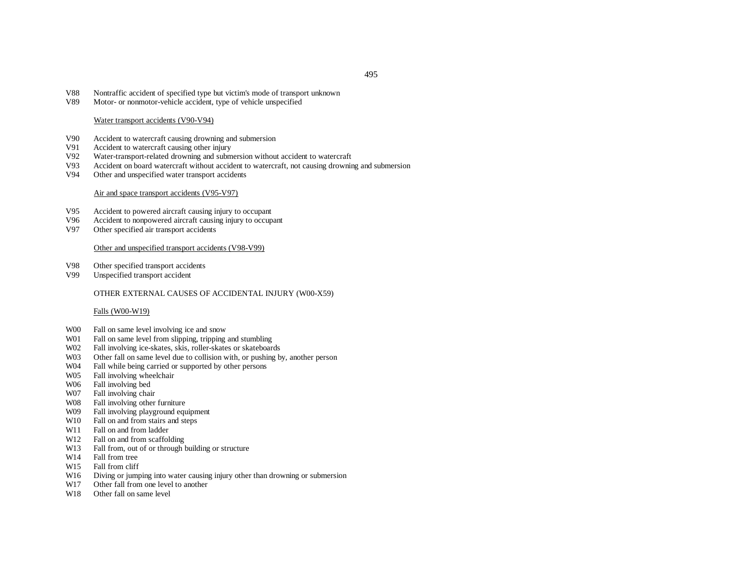V88 Nontraffic accident of specified type but victim's mode of transport unknown
V89 Motor- or nonmotor-vehicle accident, type of vehicle unspecified

<u>Water transport accidents (V90-V94)</u>

V90 Accident to watercraft causing drowning and submersion
V91 Accident to watercraft causing other injury
V92 Water-transport-related drowning and submersion without accident to watercraft
V93 Accident on board watercraft without accident to watercraft, not causing drowning and submersion
V94 Other and unspecified water transport accidents

<u>Air and space transport accidents (V95-V97)</u>

V95 Accident to powered aircraft causing injury to occupant
V96 Accident to nonpowered aircraft causing injury to occupant
V97 Other specified air transport accidents

<u>Other and unspecified transport accidents (V98-V99)</u>

V98 Other specified transport accidents
V99 Unspecified transport accident

OTHER EXTERNAL CAUSES OF ACCIDENTAL INJURY (W00-X59)

<u>Falls (W00-W19)</u>

W00 Fall on same level involving ice and snow
W01 Fall on same level from slipping, tripping and stumbling
W02 Fall involving ice-skates, skis, roller-skates or skateboards
W03 Other fall on same level due to collision with, or pushing by, another person
W04 Fall while being carried or supported by other persons
W05 Fall involving wheelchair
W06 Fall involving bed
W07 Fall involving chair
W08 Fall involving other furniture
W09 Fall involving playground equipment
W10 Fall on and from stairs and steps
W11 Fall on and from ladder
W12 Fall on and from scaffolding
W13 Fall from, out of or through building or structure
W14 Fall from tree
W15 Fall from cliff
W16 Diving or jumping into water causing injury other than drowning or submersion
W17 Other fall from one level to another
W18 Other fall on same level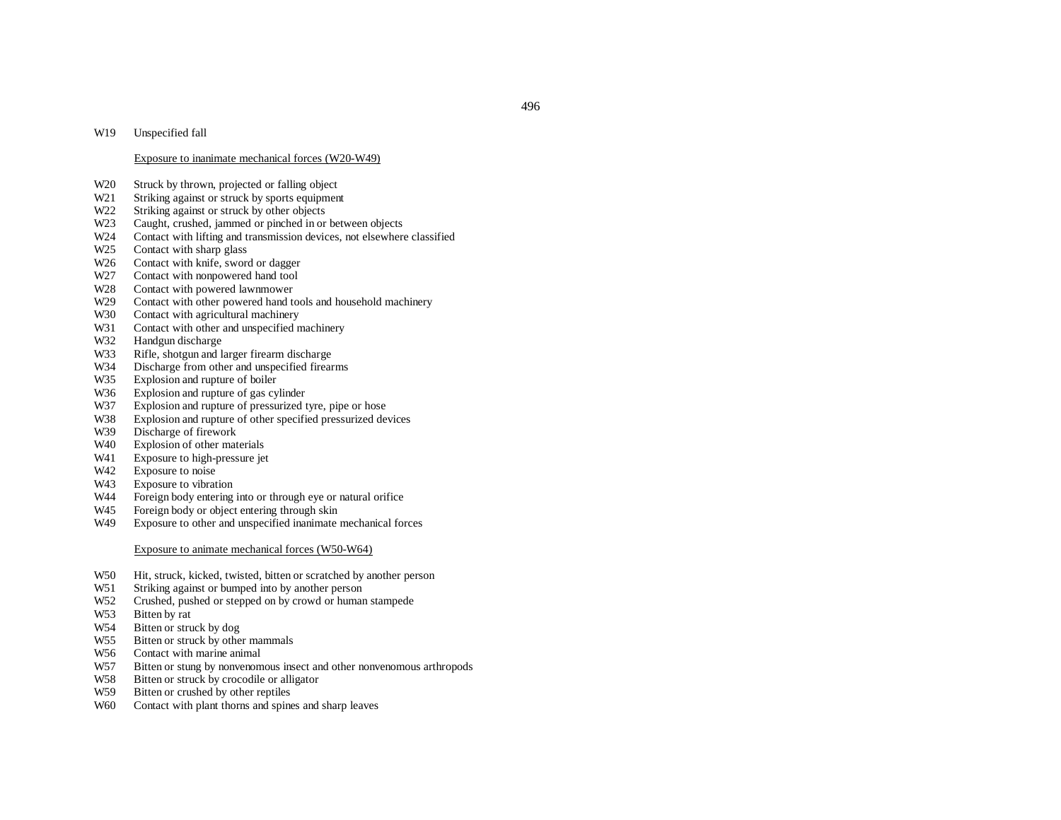W19 Unspecified fall

<u>Exposure to inanimate mechanical forces (W20-W49)</u>

W20 Struck by thrown, projected or falling object
W21 Striking against or struck by sports equipment
W22 Striking against or struck by other objects
W23 Caught, crushed, jammed or pinched in or between objects
W24 Contact with lifting and transmission devices, not elsewhere classified
W25 Contact with sharp glass
W26 Contact with knife, sword or dagger
W27 Contact with nonpowered hand tool
W28 Contact with powered lawnmower
W29 Contact with other powered hand tools and household machinery
W30 Contact with agricultural machinery
W31 Contact with other and unspecified machinery
W32 Handgun discharge
W33 Rifle, shotgun and larger firearm discharge
W34 Discharge from other and unspecified firearms
W35 Explosion and rupture of boiler
W36 Explosion and rupture of gas cylinder
W37 Explosion and rupture of pressurized tyre, pipe or hose
W38 Explosion and rupture of other specified pressurized devices
W39 Discharge of firework
W40 Explosion of other materials
W41 Exposure to high-pressure jet
W42 Exposure to noise
W43 Exposure to vibration
W44 Foreign body entering into or through eye or natural orifice
W45 Foreign body or object entering through skin
W49 Exposure to other and unspecified inanimate mechanical forces

<u>Exposure to animate mechanical forces (W50-W64)</u>

W50 Hit, struck, kicked, twisted, bitten or scratched by another person
W51 Striking against or bumped into by another person
W52 Crushed, pushed or stepped on by crowd or human stampede
W53 Bitten by rat
W54 Bitten or struck by dog
W55 Bitten or struck by other mammals
W56 Contact with marine animal
W57 Bitten or stung by nonvenomous insect and other nonvenomous arthropods
W58 Bitten or struck by crocodile or alligator
W59 Bitten or crushed by other reptiles
W60 Contact with plant thorns and spines and sharp leaves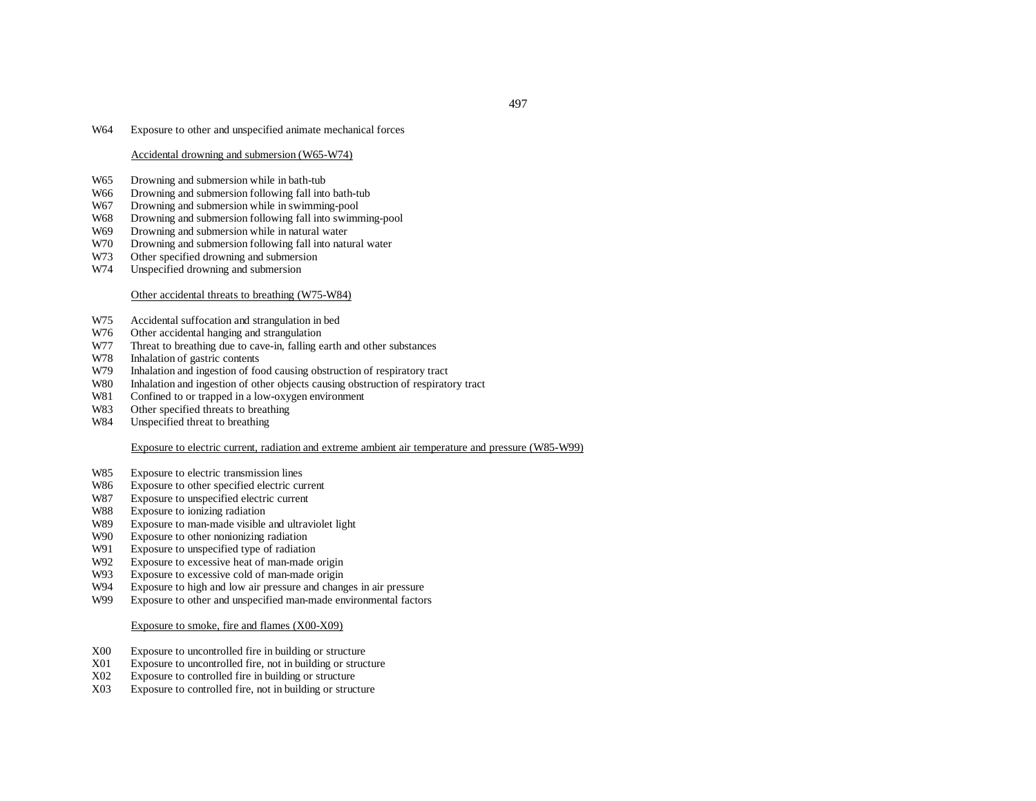W64 Exposure to other and unspecified animate mechanical forces

Accidental drowning and submersion (W65-W74)

W65 Drowning and submersion while in bath-tub
W66 Drowning and submersion following fall into bath-tub
W67 Drowning and submersion while in swimming-pool
W68 Drowning and submersion following fall into swimming-pool
W69 Drowning and submersion while in natural water
W70 Drowning and submersion following fall into natural water
W73 Other specified drowning and submersion
W74 Unspecified drowning and submersion

Other accidental threats to breathing (W75-W84)

W75 Accidental suffocation and strangulation in bed
W76 Other accidental hanging and strangulation
W77 Threat to breathing due to cave-in, falling earth and other substances
W78 Inhalation of gastric contents
W79 Inhalation and ingestion of food causing obstruction of respiratory tract
W80 Inhalation and ingestion of other objects causing obstruction of respiratory tract
W81 Confined to or trapped in a low-oxygen environment
W83 Other specified threats to breathing
W84 Unspecified threat to breathing

Exposure to electric current, radiation and extreme ambient air temperature and pressure (W85-W99)

W85 Exposure to electric transmission lines
W86 Exposure to other specified electric current
W87 Exposure to unspecified electric current
W88 Exposure to ionizing radiation
W89 Exposure to man-made visible and ultraviolet light
W90 Exposure to other nonionizing radiation
W91 Exposure to unspecified type of radiation
W92 Exposure to excessive heat of man-made origin
W93 Exposure to excessive cold of man-made origin
W94 Exposure to high and low air pressure and changes in air pressure
W99 Exposure to other and unspecified man-made environmental factors

Exposure to smoke, fire and flames (X00-X09)

X00 Exposure to uncontrolled fire in building or structure
X01 Exposure to uncontrolled fire, not in building or structure
X02 Exposure to controlled fire in building or structure
X03 Exposure to controlled fire, not in building or structure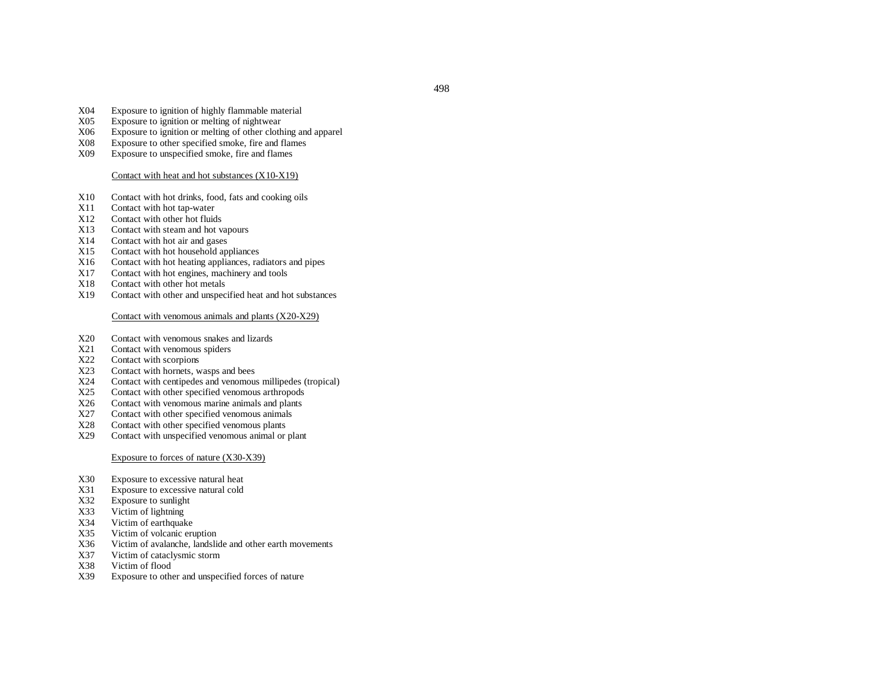X04 Exposure to ignition of highly flammable material
X05 Exposure to ignition or melting of nightwear
X06 Exposure to ignition or melting of other clothing and apparel
X08 Exposure to other specified smoke, fire and flames
X09 Exposure to unspecified smoke, fire and flames

<u>Contact with heat and hot substances (X10-X19)</u>

X10 Contact with hot drinks, food, fats and cooking oils
X11 Contact with hot tap-water
X12 Contact with other hot fluids
X13 Contact with steam and hot vapours
X14 Contact with hot air and gases
X15 Contact with hot household appliances
X16 Contact with hot heating appliances, radiators and pipes
X17 Contact with hot engines, machinery and tools
X18 Contact with other hot metals
X19 Contact with other and unspecified heat and hot substances

<u>Contact with venomous animals and plants (X20-X29)</u>

X20 Contact with venomous snakes and lizards
X21 Contact with venomous spiders
X22 Contact with scorpions
X23 Contact with hornets, wasps and bees
X24 Contact with centipedes and venomous millipedes (tropical)
X25 Contact with other specified venomous arthropods
X26 Contact with venomous marine animals and plants
X27 Contact with other specified venomous animals
X28 Contact with other specified venomous plants
X29 Contact with unspecified venomous animal or plant

<u>Exposure to forces of nature (X30-X39)</u>

X30 Exposure to excessive natural heat
X31 Exposure to excessive natural cold
X32 Exposure to sunlight
X33 Victim of lightning
X34 Victim of earthquake
X35 Victim of volcanic eruption
X36 Victim of avalanche, landslide and other earth movements
X37 Victim of cataclysmic storm
X38 Victim of flood
X39 Exposure to other and unspecified forces of nature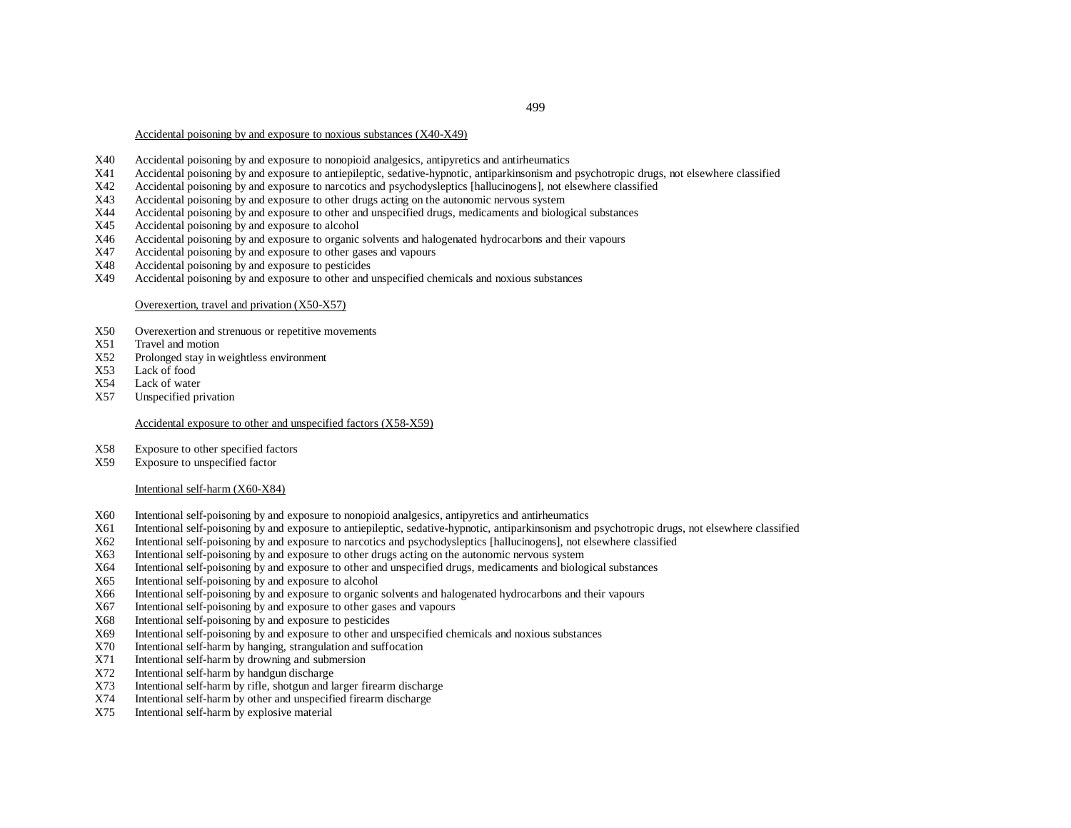Accidental poisoning by and exposure to noxious substances (X40-X49)

X40 Accidental poisoning by and exposure to nonopioid analgesics, antipyretics and antirheumatics
X41 Accidental poisoning by and exposure to antiepileptic, sedative-hypnotic, antiparkinsonism and psychotropic drugs, not elsewhere classified
X42 Accidental poisoning by and exposure to narcotics and psychodysleptics [hallucinogens], not elsewhere classified
X43 Accidental poisoning by and exposure to other drugs acting on the autonomic nervous system
X44 Accidental poisoning by and exposure to other and unspecified drugs, medicaments and biological substances
X45 Accidental poisoning by and exposure to alcohol
X46 Accidental poisoning by and exposure to organic solvents and halogenated hydrocarbons and their vapours
X47 Accidental poisoning by and exposure to other gases and vapours
X48 Accidental poisoning by and exposure to pesticides
X49 Accidental poisoning by and exposure to other and unspecified chemicals and noxious substances

Overexertion, travel and privation (X50-X57)

X50 Overexertion and strenuous or repetitive movements
X51 Travel and motion
X52 Prolonged stay in weightless environment
X53 Lack of food
X54 Lack of water
X57 Unspecified privation

Accidental exposure to other and unspecified factors (X58-X59)

X58 Exposure to other specified factors
X59 Exposure to unspecified factor

Intentional self-harm (X60-X84)

X60 Intentional self-poisoning by and exposure to nonopioid analgesics, antipyretics and antirheumatics
X61 Intentional self-poisoning by and exposure to antiepileptic, sedative-hypnotic, antiparkinsonism and psychotropic drugs, not elsewhere classified
X62 Intentional self-poisoning by and exposure to narcotics and psychodysleptics [hallucinogens], not elsewhere classified
X63 Intentional self-poisoning by and exposure to other drugs acting on the autonomic nervous system
X64 Intentional self-poisoning by and exposure to other and unspecified drugs, medicaments and biological substances
X65 Intentional self-poisoning by and exposure to alcohol
X66 Intentional self-poisoning by and exposure to organic solvents and halogenated hydrocarbons and their vapours
X67 Intentional self-poisoning by and exposure to other gases and vapours
X68 Intentional self-poisoning by and exposure to pesticides
X69 Intentional self-poisoning by and exposure to other and unspecified chemicals and noxious substances
X70 Intentional self-harm by hanging, strangulation and suffocation
X71 Intentional self-harm by drowning and submersion
X72 Intentional self-harm by handgun discharge
X73 Intentional self-harm by rifle, shotgun and larger firearm discharge
X74 Intentional self-harm by other and unspecified firearm discharge
X75 Intentional self-harm by explosive material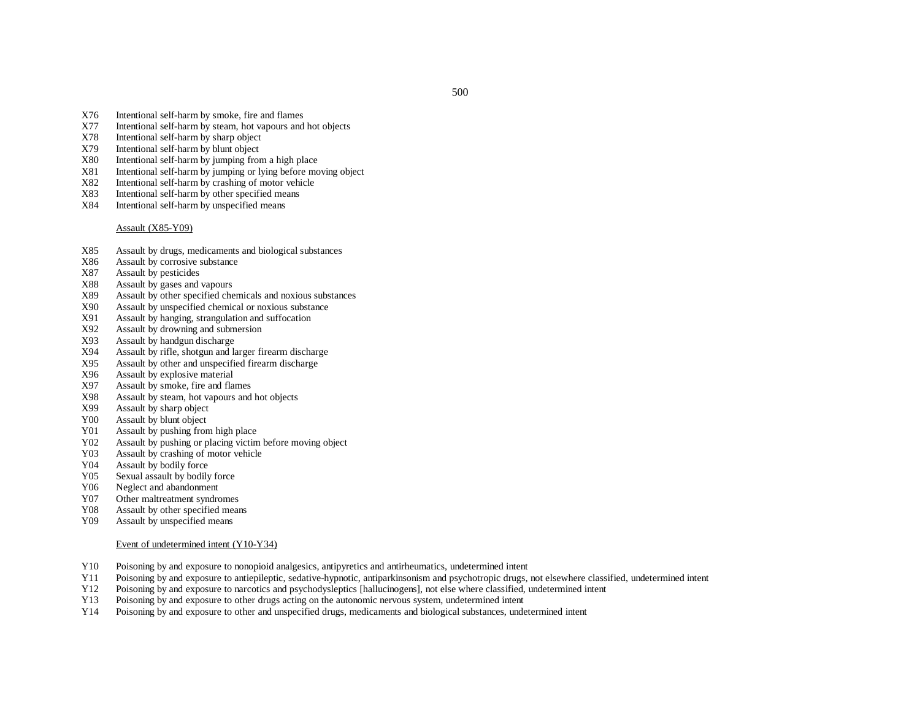X76 Intentional self-harm by smoke, fire and flames
X77 Intentional self-harm by steam, hot vapours and hot objects
X78 Intentional self-harm by sharp object
X79 Intentional self-harm by blunt object
X80 Intentional self-harm by jumping from a high place
X81 Intentional self-harm by jumping or lying before moving object
X82 Intentional self-harm by crashing of motor vehicle
X83 Intentional self-harm by other specified means
X84 Intentional self-harm by unspecified means

Assault (X85-Y09)

X85 Assault by drugs, medicaments and biological substances
X86 Assault by corrosive substance
X87 Assault by pesticides
X88 Assault by gases and vapours
X89 Assault by other specified chemicals and noxious substances
X90 Assault by unspecified chemical or noxious substance
X91 Assault by hanging, strangulation and suffocation
X92 Assault by drowning and submersion
X93 Assault by handgun discharge
X94 Assault by rifle, shotgun and larger firearm discharge
X95 Assault by other and unspecified firearm discharge
X96 Assault by explosive material
X97 Assault by smoke, fire and flames
X98 Assault by steam, hot vapours and hot objects
X99 Assault by sharp object
Y00 Assault by blunt object
Y01 Assault by pushing from high place
Y02 Assault by pushing or placing victim before moving object
Y03 Assault by crashing of motor vehicle
Y04 Assault by bodily force
Y05 Sexual assault by bodily force
Y06 Neglect and abandonment
Y07 Other maltreatment syndromes
Y08 Assault by other specified means
Y09 Assault by unspecified means

Event of undetermined intent (Y10-Y34)

Y10 Poisoning by and exposure to nonopioid analgesics, antipyretics and antirheumatics, undetermined intent
Y11 Poisoning by and exposure to antiepileptic, sedative-hypnotic, antiparkinsonism and psychotropic drugs, not elsewhere classified, undetermined intent
Y12 Poisoning by and exposure to narcotics and psychodysleptics [hallucinogens], not else where classified, undetermined intent
Y13 Poisoning by and exposure to other drugs acting on the autonomic nervous system, undetermined intent
Y14 Poisoning by and exposure to other and unspecified drugs, medicaments and biological substances, undetermined intent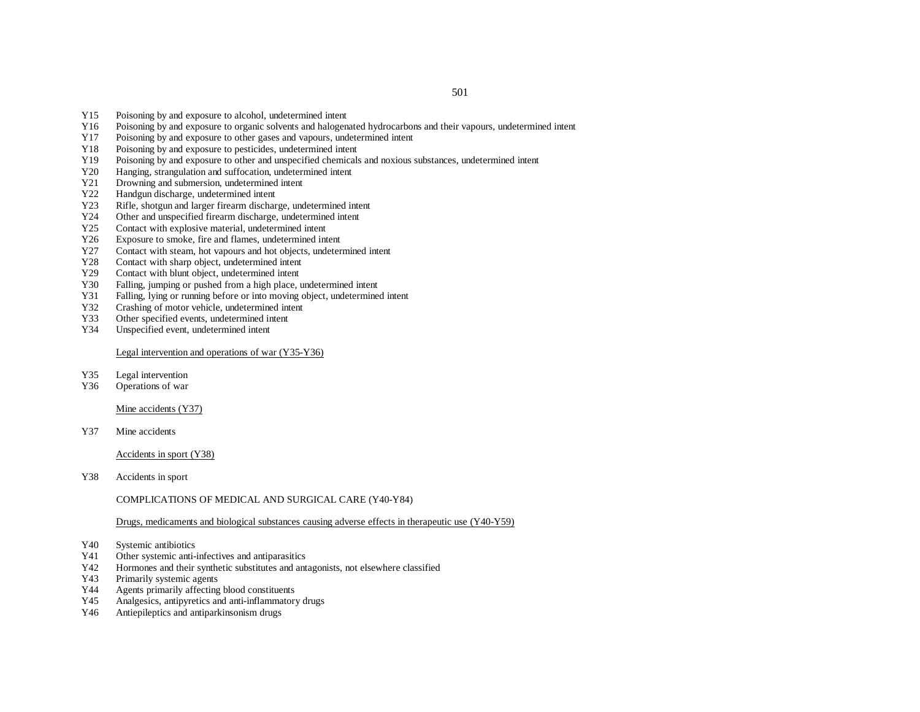Y15 Poisoning by and exposure to alcohol, undetermined intent
Y16 Poisoning by and exposure to organic solvents and halogenated hydrocarbons and their vapours, undetermined intent
Y17 Poisoning by and exposure to other gases and vapours, undetermined intent
Y18 Poisoning by and exposure to pesticides, undetermined intent
Y19 Poisoning by and exposure to other and unspecified chemicals and noxious substances, undetermined intent
Y20 Hanging, strangulation and suffocation, undetermined intent
Y21 Drowning and submersion, undetermined intent
Y22 Handgun discharge, undetermined intent
Y23 Rifle, shotgun and larger firearm discharge, undetermined intent
Y24 Other and unspecified firearm discharge, undetermined intent
Y25 Contact with explosive material, undetermined intent
Y26 Exposure to smoke, fire and flames, undetermined intent
Y27 Contact with steam, hot vapours and hot objects, undetermined intent
Y28 Contact with sharp object, undetermined intent
Y29 Contact with blunt object, undetermined intent
Y30 Falling, jumping or pushed from a high place, undetermined intent
Y31 Falling, lying or running before or into moving object, undetermined intent
Y32 Crashing of motor vehicle, undetermined intent
Y33 Other specified events, undetermined intent
Y34 Unspecified event, undetermined intent

<u>Legal intervention and operations of war (Y35-Y36)</u>

Y35 Legal intervention
Y36 Operations of war

<u>Mine accidents (Y37)</u>

Y37 Mine accidents

<u>Accidents in sport (Y38)</u>

Y38 Accidents in sport

COMPLICATIONS OF MEDICAL AND SURGICAL CARE (Y40-Y84)

<u>Drugs, medicaments and biological substances causing adverse effects in therapeutic use (Y40-Y59)</u>

Y40 Systemic antibiotics
Y41 Other systemic anti-infectives and antiparasitics
Y42 Hormones and their synthetic substitutes and antagonists, not elsewhere classified
Y43 Primarily systemic agents
Y44 Agents primarily affecting blood constituents
Y45 Analgesics, antipyretics and anti-inflammatory drugs
Y46 Antiepileptics and antiparkinsonism drugs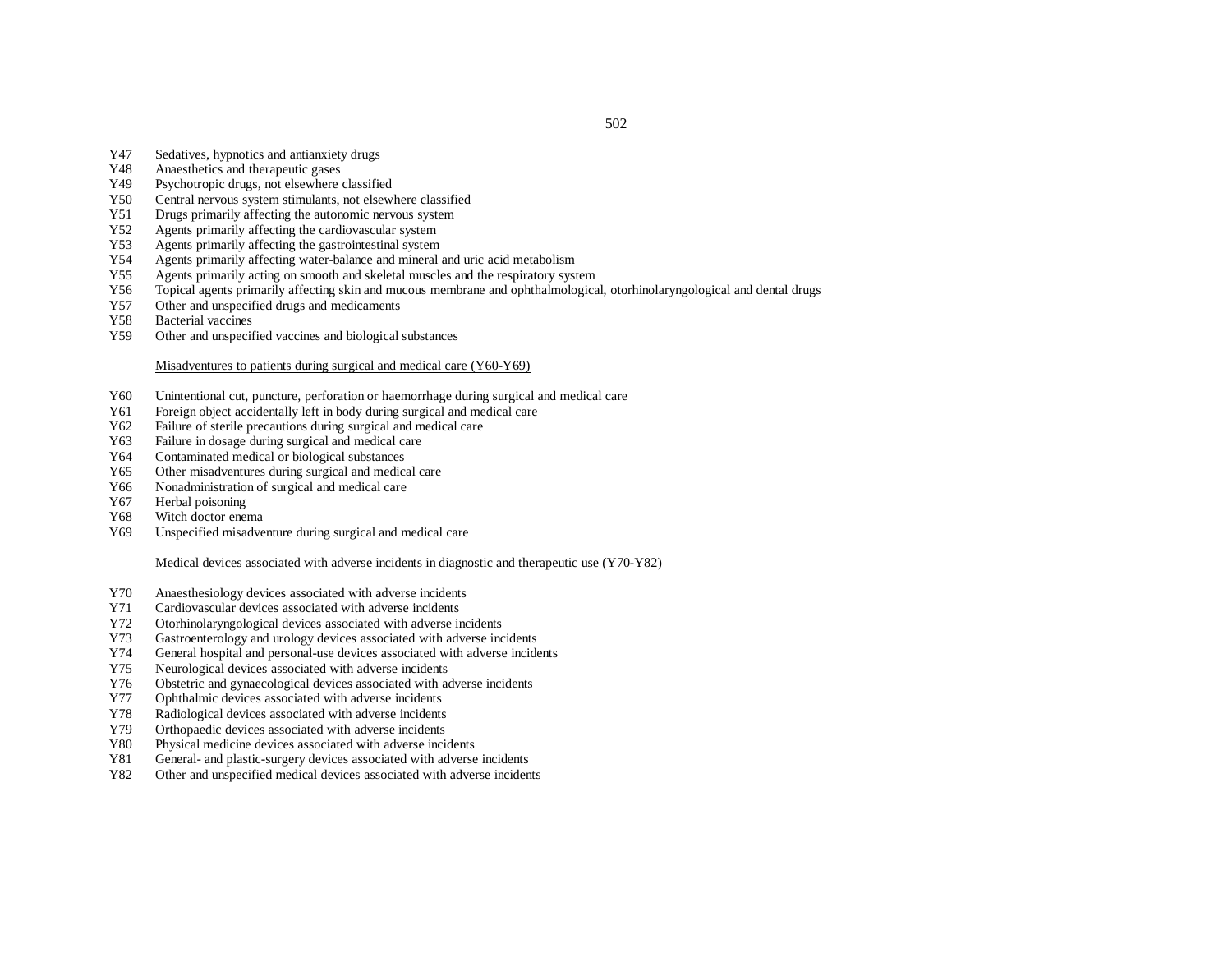Y47 Sedatives, hypnotics and antianxiety drugs
Y48 Anaesthetics and therapeutic gases
Y49 Psychotropic drugs, not elsewhere classified
Y50 Central nervous system stimulants, not elsewhere classified
Y51 Drugs primarily affecting the autonomic nervous system
Y52 Agents primarily affecting the cardiovascular system
Y53 Agents primarily affecting the gastrointestinal system
Y54 Agents primarily affecting water-balance and mineral and uric acid metabolism
Y55 Agents primarily acting on smooth and skeletal muscles and the respiratory system
Y56 Topical agents primarily affecting skin and mucous membrane and ophthalmological, otorhinolaryngological and dental drugs
Y57 Other and unspecified drugs and medicaments
Y58 Bacterial vaccines
Y59 Other and unspecified vaccines and biological substances

Misadventures to patients during surgical and medical care (Y60-Y69)

Y60 Unintentional cut, puncture, perforation or haemorrhage during surgical and medical care
Y61 Foreign object accidentally left in body during surgical and medical care
Y62 Failure of sterile precautions during surgical and medical care
Y63 Failure in dosage during surgical and medical care
Y64 Contaminated medical or biological substances
Y65 Other misadventures during surgical and medical care
Y66 Nonadministration of surgical and medical care
Y67 Herbal poisoning
Y68 Witch doctor enema
Y69 Unspecified misadventure during surgical and medical care

Medical devices associated with adverse incidents in diagnostic and therapeutic use (Y70-Y82)

Y70 Anaesthesiology devices associated with adverse incidents
Y71 Cardiovascular devices associated with adverse incidents
Y72 Otorhinolaryngological devices associated with adverse incidents
Y73 Gastroenterology and urology devices associated with adverse incidents
Y74 General hospital and personal-use devices associated with adverse incidents
Y75 Neurological devices associated with adverse incidents
Y76 Obstetric and gynaecological devices associated with adverse incidents
Y77 Ophthalmic devices associated with adverse incidents
Y78 Radiological devices associated with adverse incidents
Y79 Orthopaedic devices associated with adverse incidents
Y80 Physical medicine devices associated with adverse incidents
Y81 General- and plastic-surgery devices associated with adverse incidents
Y82 Other and unspecified medical devices associated with adverse incidents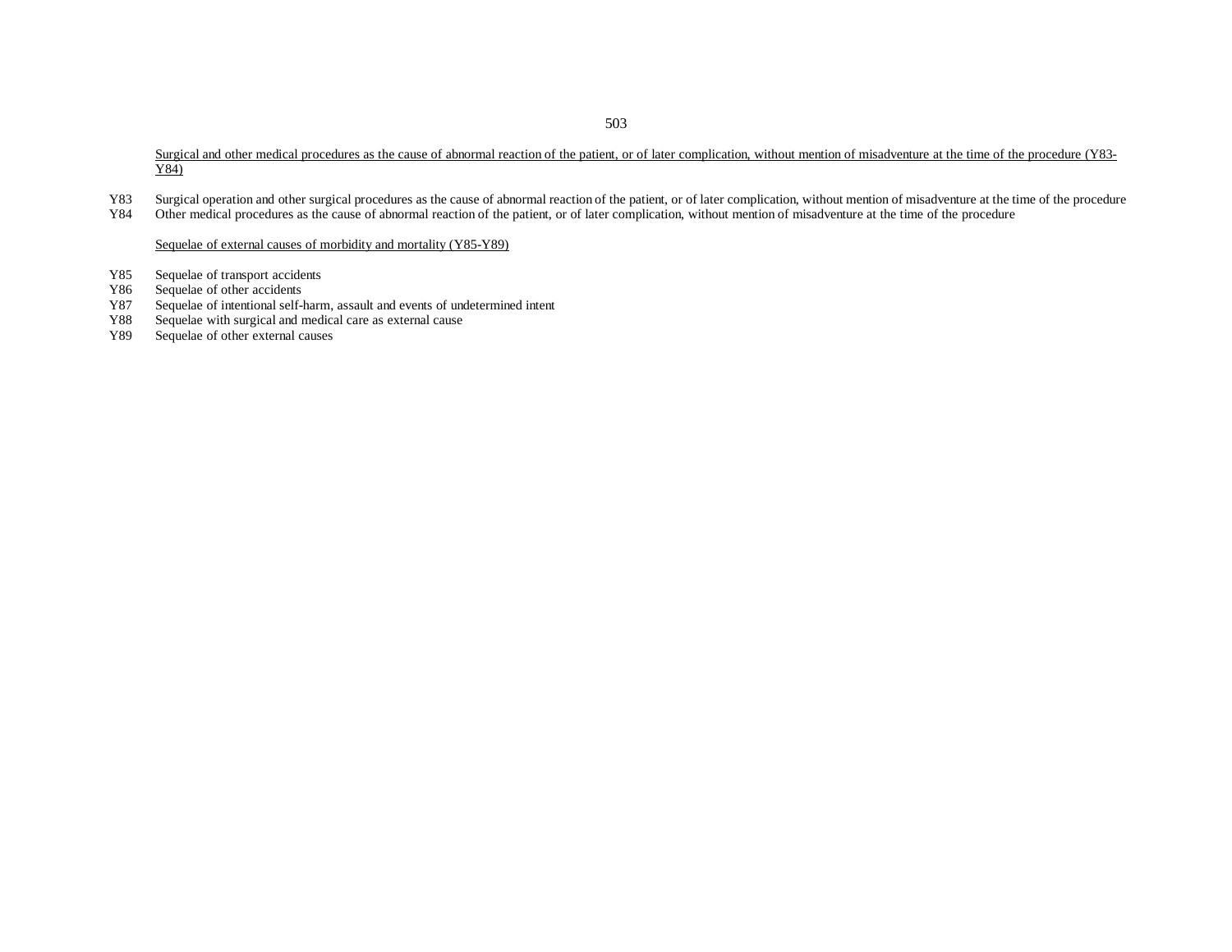<u>Surgical and other medical procedures as the cause of abnormal reaction of the patient, or of later complication, without mention of misadventure at the time of the procedure (Y83-Y84)</u>

Y83 Surgical operation and other surgical procedures as the cause of abnormal reaction of the patient, or of later complication, without mention of misadventure at the time of the procedure
Y84 Other medical procedures as the cause of abnormal reaction of the patient, or of later complication, without mention of misadventure at the time of the procedure

<u>Sequelae of external causes of morbidity and mortality (Y85-Y89)</u>

Y85 Sequelae of transport accidents
Y86 Sequelae of other accidents
Y87 Sequelae of intentional self-harm, assault and events of undetermined intent
Y88 Sequelae with surgical and medical care as external cause
Y89 Sequelae of other external causes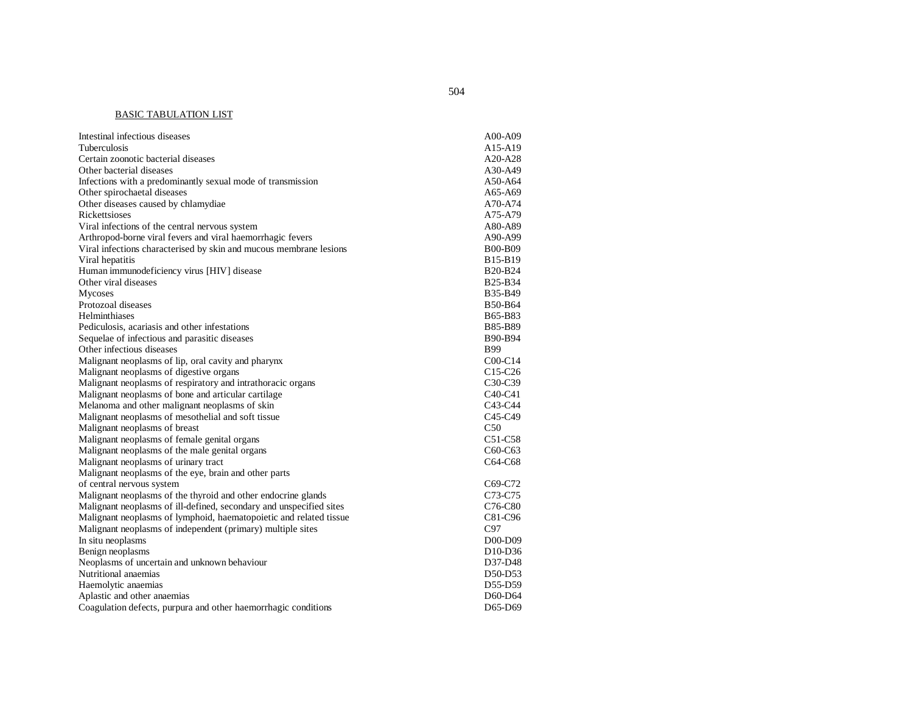## BASIC TABULATION LIST

| | |
|---|---|
| Intestinal infectious diseases | A00-A09 |
| Tuberculosis | A15-A19 |
| Certain zoonotic bacterial diseases | A20-A28 |
| Other bacterial diseases | A30-A49 |
| Infections with a predominantly sexual mode of transmission | A50-A64 |
| Other spirochaetal diseases | A65-A69 |
| Other diseases caused by chlamydiae | A70-A74 |
| Rickettsioses | A75-A79 |
| Viral infections of the central nervous system | A80-A89 |
| Arthropod-borne viral fevers and viral haemorrhagic fevers | A90-A99 |
| Viral infections characterised by skin and mucous membrane lesions | B00-B09 |
| Viral hepatitis | B15-B19 |
| Human immunodeficiency virus [HIV] disease | B20-B24 |
| Other viral diseases | B25-B34 |
| Mycoses | B35-B49 |
| Protozoal diseases | B50-B64 |
| Helminthiases | B65-B83 |
| Pediculosis, acariasis and other infestations | B85-B89 |
| Sequelae of infectious and parasitic diseases | B90-B94 |
| Other infectious diseases | B99 |
| Malignant neoplasms of lip, oral cavity and pharynx | C00-C14 |
| Malignant neoplasms of digestive organs | C15-C26 |
| Malignant neoplasms of respiratory and intrathoracic organs | C30-C39 |
| Malignant neoplasms of bone and articular cartilage | C40-C41 |
| Melanoma and other malignant neoplasms of skin | C43-C44 |
| Malignant neoplasms of mesothelial and soft tissue | C45-C49 |
| Malignant neoplasms of breast | C50 |
| Malignant neoplasms of female genital organs | C51-C58 |
| Malignant neoplasms of the male genital organs | C60-C63 |
| Malignant neoplasms of urinary tract | C64-C68 |
| Malignant neoplasms of the eye, brain and other parts of central nervous system | C69-C72 |
| Malignant neoplasms of the thyroid and other endocrine glands | C73-C75 |
| Malignant neoplasms of ill-defined, secondary and unspecified sites | C76-C80 |
| Malignant neoplasms of lymphoid, haematopoietic and related tissue | C81-C96 |
| Malignant neoplasms of independent (primary) multiple sites | C97 |
| In situ neoplasms | D00-D09 |
| Benign neoplasms | D10-D36 |
| Neoplasms of uncertain and unknown behaviour | D37-D48 |
| Nutritional anaemias | D50-D53 |
| Haemolytic anaemias | D55-D59 |
| Aplastic and other anaemias | D60-D64 |
| Coagulation defects, purpura and other haemorrhagic conditions | D65-D69 |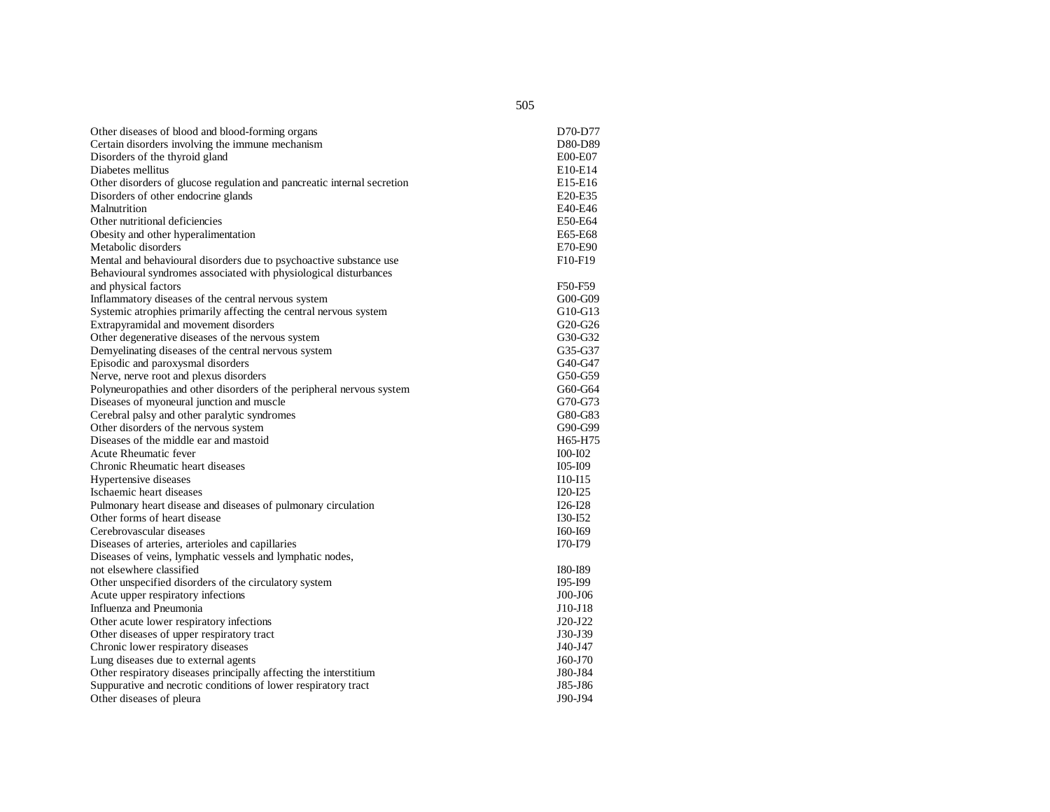| | |
|---|---|
| Other diseases of blood and blood-forming organs | D70-D77 |
| Certain disorders involving the immune mechanism | D80-D89 |
| Disorders of the thyroid gland | E00-E07 |
| Diabetes mellitus | E10-E14 |
| Other disorders of glucose regulation and pancreatic internal secretion | E15-E16 |
| Disorders of other endocrine glands | E20-E35 |
| Malnutrition | E40-E46 |
| Other nutritional deficiencies | E50-E64 |
| Obesity and other hyperalimentation | E65-E68 |
| Metabolic disorders | E70-E90 |
| Mental and behavioural disorders due to psychoactive substance use | F10-F19 |
| Behavioural syndromes associated with physiological disturbances and physical factors | F50-F59 |
| Inflammatory diseases of the central nervous system | G00-G09 |
| Systemic atrophies primarily affecting the central nervous system | G10-G13 |
| Extrapyramidal and movement disorders | G20-G26 |
| Other degenerative diseases of the nervous system | G30-G32 |
| Demyelinating diseases of the central nervous system | G35-G37 |
| Episodic and paroxysmal disorders | G40-G47 |
| Nerve, nerve root and plexus disorders | G50-G59 |
| Polyneuropathies and other disorders of the peripheral nervous system | G60-G64 |
| Diseases of myoneural junction and muscle | G70-G73 |
| Cerebral palsy and other paralytic syndromes | G80-G83 |
| Other disorders of the nervous system | G90-G99 |
| Diseases of the middle ear and mastoid | H65-H75 |
| Acute Rheumatic fever | I00-I02 |
| Chronic Rheumatic heart diseases | I05-I09 |
| Hypertensive diseases | I10-I15 |
| Ischaemic heart diseases | I20-I25 |
| Pulmonary heart disease and diseases of pulmonary circulation | I26-I28 |
| Other forms of heart disease | I30-I52 |
| Cerebrovascular diseases | I60-I69 |
| Diseases of arteries, arterioles and capillaries | I70-I79 |
| Diseases of veins, lymphatic vessels and lymphatic nodes, not elsewhere classified | I80-I89 |
| Other unspecified disorders of the circulatory system | I95-I99 |
| Acute upper respiratory infections | J00-J06 |
| Influenza and Pneumonia | J10-J18 |
| Other acute lower respiratory infections | J20-J22 |
| Other diseases of upper respiratory tract | J30-J39 |
| Chronic lower respiratory diseases | J40-J47 |
| Lung diseases due to external agents | J60-J70 |
| Other respiratory diseases principally affecting the interstitium | J80-J84 |
| Suppurative and necrotic conditions of lower respiratory tract | J85-J86 |
| Other diseases of pleura | J90-J94 |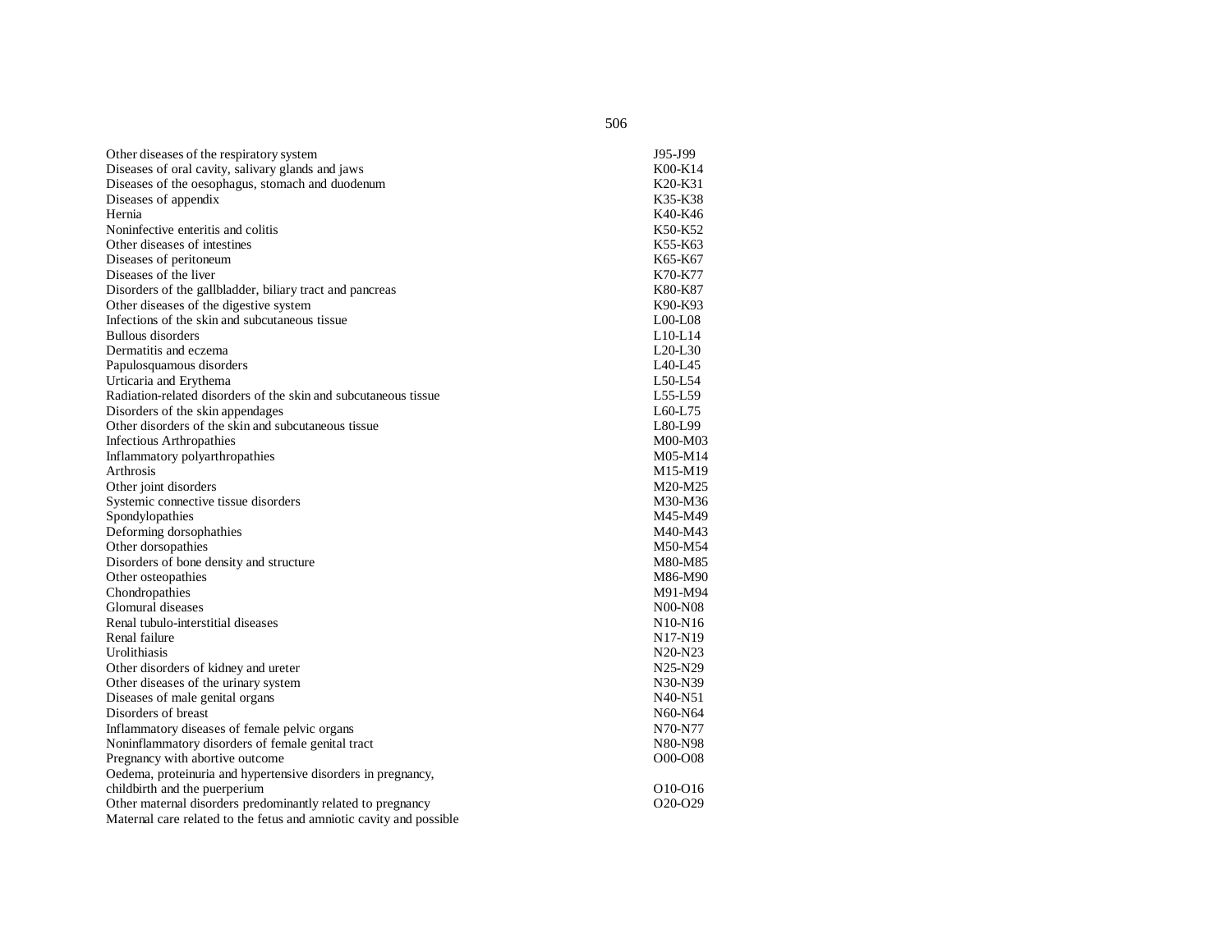| | |
|---|---|
| Other diseases of the respiratory system | J95-J99 |
| Diseases of oral cavity, salivary glands and jaws | K00-K14 |
| Diseases of the oesophagus, stomach and duodenum | K20-K31 |
| Diseases of appendix | K35-K38 |
| Hernia | K40-K46 |
| Noninfective enteritis and colitis | K50-K52 |
| Other diseases of intestines | K55-K63 |
| Diseases of peritoneum | K65-K67 |
| Diseases of the liver | K70-K77 |
| Disorders of the gallbladder, biliary tract and pancreas | K80-K87 |
| Other diseases of the digestive system | K90-K93 |
| Infections of the skin and subcutaneous tissue | L00-L08 |
| Bullous disorders | L10-L14 |
| Dermatitis and eczema | L20-L30 |
| Papulosquamous disorders | L40-L45 |
| Urticaria and Erythema | L50-L54 |
| Radiation-related disorders of the skin and subcutaneous tissue | L55-L59 |
| Disorders of the skin appendages | L60-L75 |
| Other disorders of the skin and subcutaneous tissue | L80-L99 |
| Infectious Arthropathies | M00-M03 |
| Inflammatory polyarthropathies | M05-M14 |
| Arthrosis | M15-M19 |
| Other joint disorders | M20-M25 |
| Systemic connective tissue disorders | M30-M36 |
| Spondylopathies | M45-M49 |
| Deforming dorsophathies | M40-M43 |
| Other dorsopathies | M50-M54 |
| Disorders of bone density and structure | M80-M85 |
| Other osteopathies | M86-M90 |
| Chondropathies | M91-M94 |
| Glomural diseases | N00-N08 |
| Renal tubulo-interstitial diseases | N10-N16 |
| Renal failure | N17-N19 |
| Urolithiasis | N20-N23 |
| Other disorders of kidney and ureter | N25-N29 |
| Other diseases of the urinary system | N30-N39 |
| Diseases of male genital organs | N40-N51 |
| Disorders of breast | N60-N64 |
| Inflammatory diseases of female pelvic organs | N70-N77 |
| Noninflammatory disorders of female genital tract | N80-N98 |
| Pregnancy with abortive outcome | O00-O08 |
| Oedema, proteinuria and hypertensive disorders in pregnancy, childbirth and the puerperium | O10-O16 |
| Other maternal disorders predominantly related to pregnancy | O20-O29 |
| Maternal care related to the fetus and amniotic cavity and possible | |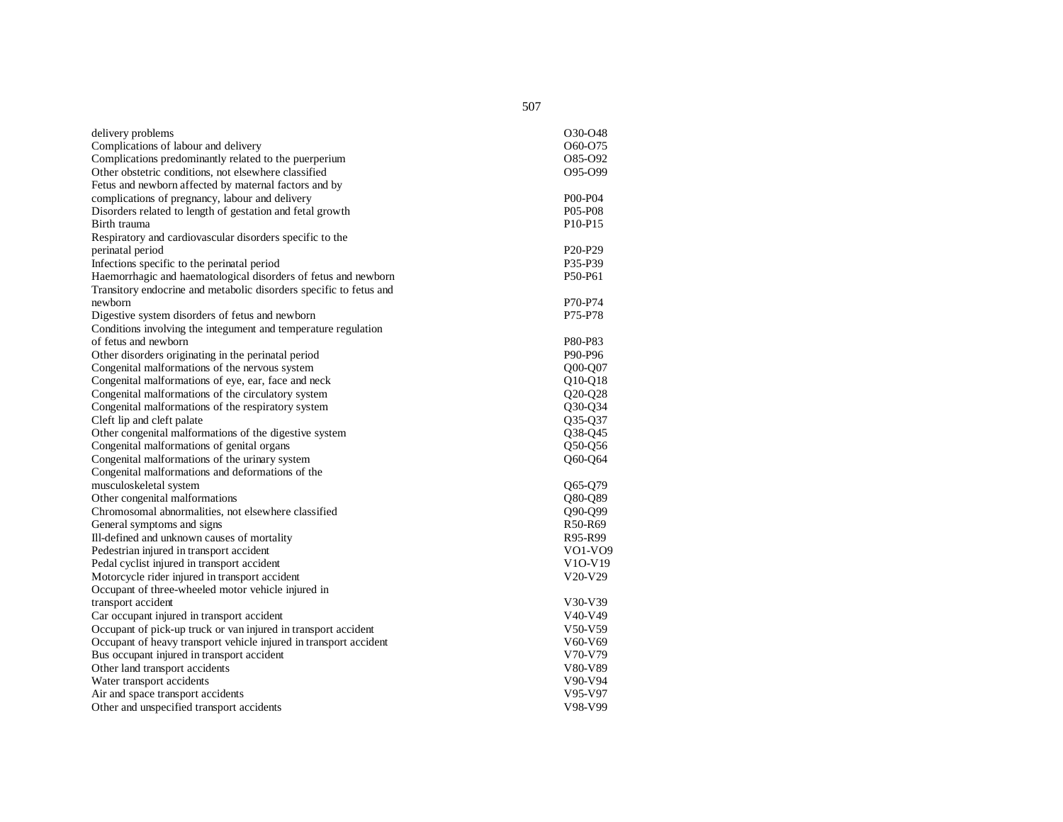| | |
|---|---|
| delivery problems | O30-O48 |
| Complications of labour and delivery | O60-O75 |
| Complications predominantly related to the puerperium | O85-O92 |
| Other obstetric conditions, not elsewhere classified | O95-O99 |
| Fetus and newborn affected by maternal factors and by complications of pregnancy, labour and delivery | P00-P04 |
| Disorders related to length of gestation and fetal growth | P05-P08 |
| Birth trauma | P10-P15 |
| Respiratory and cardiovascular disorders specific to the perinatal period | P20-P29 |
| Infections specific to the perinatal period | P35-P39 |
| Haemorrhagic and haematological disorders of fetus and newborn | P50-P61 |
| Transitory endocrine and metabolic disorders specific to fetus and newborn | P70-P74 |
| Digestive system disorders of fetus and newborn | P75-P78 |
| Conditions involving the integument and temperature regulation of fetus and newborn | P80-P83 |
| Other disorders originating in the perinatal period | P90-P96 |
| Congenital malformations of the nervous system | Q00-Q07 |
| Congenital malformations of eye, ear, face and neck | Q10-Q18 |
| Congenital malformations of the circulatory system | Q20-Q28 |
| Congenital malformations of the respiratory system | Q30-Q34 |
| Cleft lip and cleft palate | Q35-Q37 |
| Other congenital malformations of the digestive system | Q38-Q45 |
| Congenital malformations of genital organs | Q50-Q56 |
| Congenital malformations of the urinary system | Q60-Q64 |
| Congenital malformations and deformations of the musculoskeletal system | Q65-Q79 |
| Other congenital malformations | Q80-Q89 |
| Chromosomal abnormalities, not elsewhere classified | Q90-Q99 |
| General symptoms and signs | R50-R69 |
| Ill-defined and unknown causes of mortality | R95-R99 |
| Pedestrian injured in transport accident | VO1-VO9 |
| Pedal cyclist injured in transport accident | V1O-V19 |
| Motorcycle rider injured in transport accident | V20-V29 |
| Occupant of three-wheeled motor vehicle injured in transport accident | V30-V39 |
| Car occupant injured in transport accident | V40-V49 |
| Occupant of pick-up truck or van injured in transport accident | V50-V59 |
| Occupant of heavy transport vehicle injured in transport accident | V60-V69 |
| Bus occupant injured in transport accident | V70-V79 |
| Other land transport accidents | V80-V89 |
| Water transport accidents | V90-V94 |
| Air and space transport accidents | V95-V97 |
| Other and unspecified transport accidents | V98-V99 |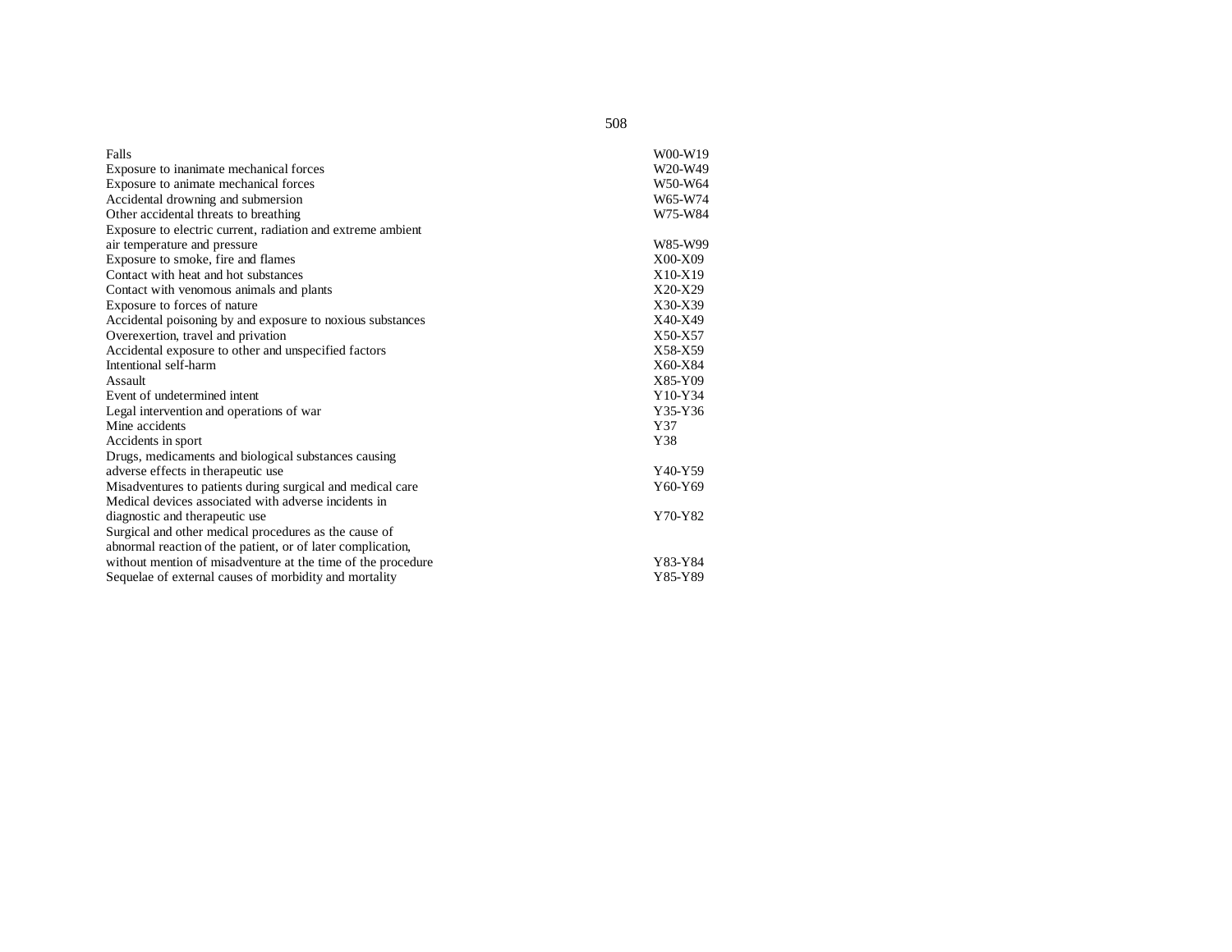| | |
|---|---|
| Falls | W00-W19 |
| Exposure to inanimate mechanical forces | W20-W49 |
| Exposure to animate mechanical forces | W50-W64 |
| Accidental drowning and submersion | W65-W74 |
| Other accidental threats to breathing | W75-W84 |
| Exposure to electric current, radiation and extreme ambient air temperature and pressure | W85-W99 |
| Exposure to smoke, fire and flames | X00-X09 |
| Contact with heat and hot substances | X10-X19 |
| Contact with venomous animals and plants | X20-X29 |
| Exposure to forces of nature | X30-X39 |
| Accidental poisoning by and exposure to noxious substances | X40-X49 |
| Overexertion, travel and privation | X50-X57 |
| Accidental exposure to other and unspecified factors | X58-X59 |
| Intentional self-harm | X60-X84 |
| Assault | X85-Y09 |
| Event of undetermined intent | Y10-Y34 |
| Legal intervention and operations of war | Y35-Y36 |
| Mine accidents | Y37 |
| Accidents in sport | Y38 |
| Drugs, medicaments and biological substances causing adverse effects in therapeutic use | Y40-Y59 |
| Misadventures to patients during surgical and medical care | Y60-Y69 |
| Medical devices associated with adverse incidents in diagnostic and therapeutic use | Y70-Y82 |
| Surgical and other medical procedures as the cause of abnormal reaction of the patient, or of later complication, without mention of misadventure at the time of the procedure | Y83-Y84 |
| Sequelae of external causes of morbidity and mortality | Y85-Y89 |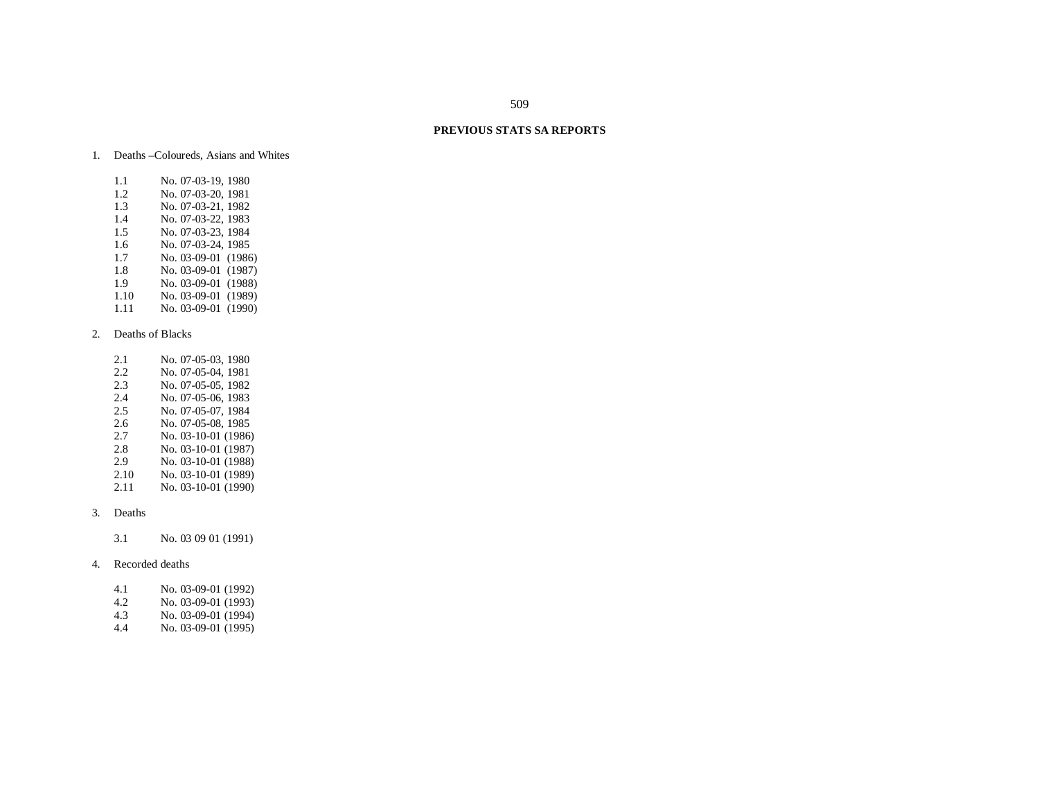## PREVIOUS STATS SA REPORTS

1. Deaths –Coloureds, Asians and Whites

    1.1 No. 07-03-19, 1980
    1.2 No. 07-03-20, 1981
    1.3 No. 07-03-21, 1982
    1.4 No. 07-03-22, 1983
    1.5 No. 07-03-23, 1984
    1.6 No. 07-03-24, 1985
    1.7 No. 03-09-01 (1986)
    1.8 No. 03-09-01 (1987)
    1.9 No. 03-09-01 (1988)
    1.10 No. 03-09-01 (1989)
    1.11 No. 03-09-01 (1990)

2. Deaths of Blacks

    2.1 No. 07-05-03, 1980
    2.2 No. 07-05-04, 1981
    2.3 No. 07-05-05, 1982
    2.4 No. 07-05-06, 1983
    2.5 No. 07-05-07, 1984
    2.6 No. 07-05-08, 1985
    2.7 No. 03-10-01 (1986)
    2.8 No. 03-10-01 (1987)
    2.9 No. 03-10-01 (1988)
    2.10 No. 03-10-01 (1989)
    2.11 No. 03-10-01 (1990)

3. Deaths

    3.1 No. 03 09 01 (1991)

4. Recorded deaths

    4.1 No. 03-09-01 (1992)
    4.2 No. 03-09-01 (1993)
    4.3 No. 03-09-01 (1994)
    4.4 No. 03-09-01 (1995)